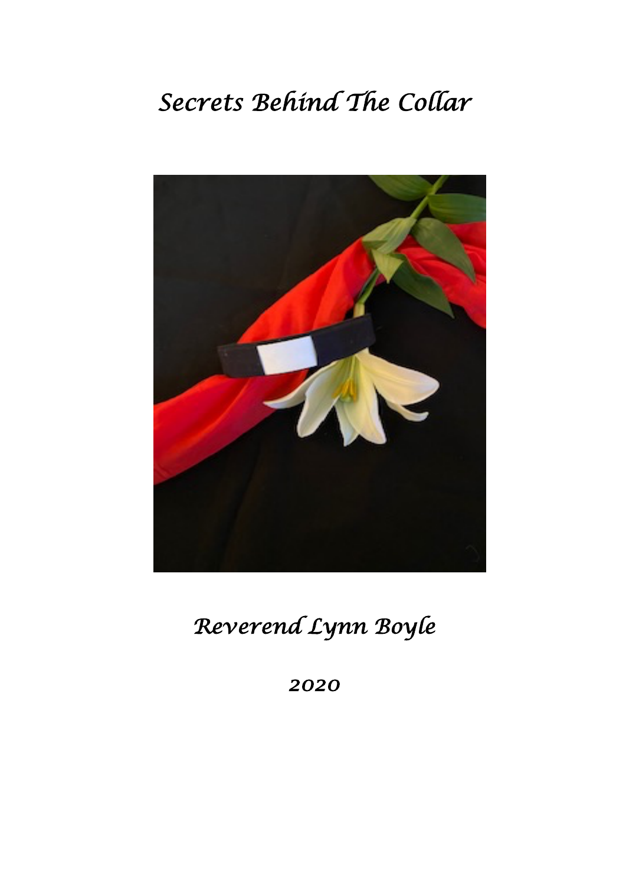# *Secrets Behind The Collar*

*Reverend Lynn Boyle*

*2020*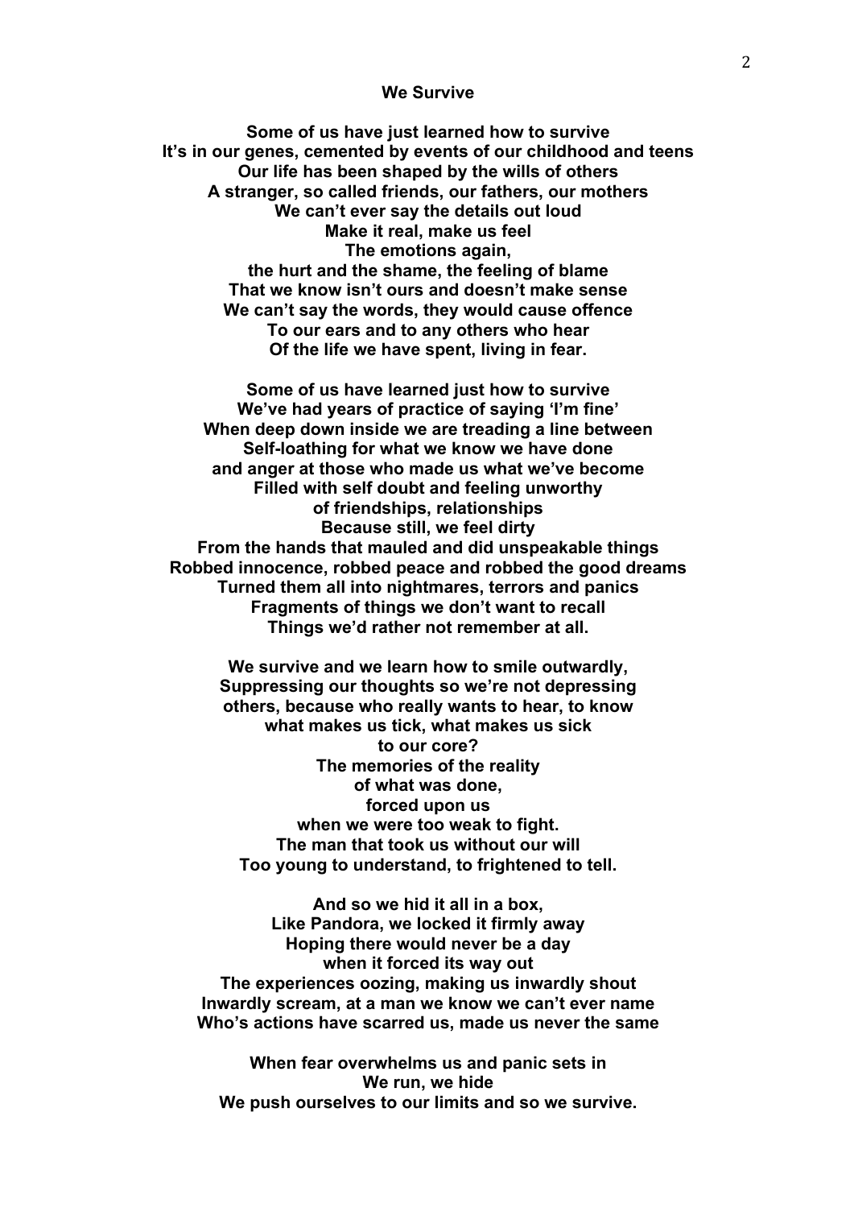**We Survive**

**Some of us have just learned how to survive**
**It's in our genes, cemented by events of our childhood and teens**
**Our life has been shaped by the wills of others**
**A stranger, so called friends, our fathers, our mothers**
**We can't ever say the details out loud**
**Make it real, make us feel**
**The emotions again,**
**the hurt and the shame, the feeling of blame**
**That we know isn't ours and doesn't make sense**
**We can't say the words, they would cause offence**
**To our ears and to any others who hear**
**Of the life we have spent, living in fear.**

**Some of us have learned just how to survive**
**We've had years of practice of saying 'I'm fine'**
**When deep down inside we are treading a line between**
**Self-loathing for what we know we have done**
**and anger at those who made us what we've become**
**Filled with self doubt and feeling unworthy**
**of friendships, relationships**
**Because still, we feel dirty**
**From the hands that mauled and did unspeakable things**
**Robbed innocence, robbed peace and robbed the good dreams**
**Turned them all into nightmares, terrors and panics**
**Fragments of things we don't want to recall**
**Things we'd rather not remember at all.**

**We survive and we learn how to smile outwardly,**
**Suppressing our thoughts so we're not depressing**
**others, because who really wants to hear, to know**
**what makes us tick, what makes us sick**
**to our core?**
**The memories of the reality**
**of what was done,**
**forced upon us**
**when we were too weak to fight.**
**The man that took us without our will**
**Too young to understand, to frightened to tell.**

**And so we hid it all in a box,**
**Like Pandora, we locked it firmly away**
**Hoping there would never be a day**
**when it forced its way out**
**The experiences oozing, making us inwardly shout**
**Inwardly scream, at a man we know we can't ever name**
**Who's actions have scarred us, made us never the same**

**When fear overwhelms us and panic sets in**
**We run, we hide**
**We push ourselves to our limits and so we survive.**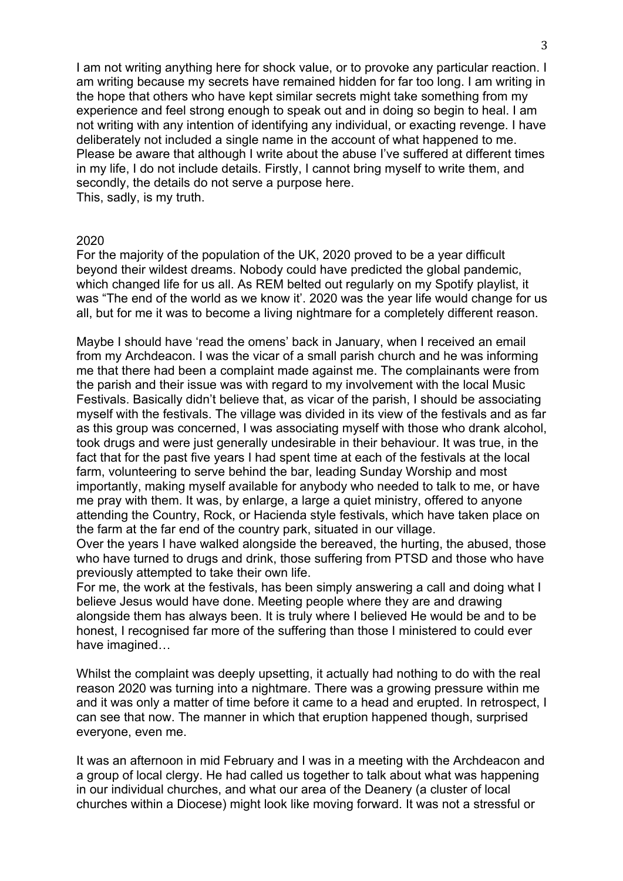I am not writing anything here for shock value, or to provoke any particular reaction. I am writing because my secrets have remained hidden for far too long. I am writing in the hope that others who have kept similar secrets might take something from my experience and feel strong enough to speak out and in doing so begin to heal. I am not writing with any intention of identifying any individual, or exacting revenge. I have deliberately not included a single name in the account of what happened to me. Please be aware that although I write about the abuse I've suffered at different times in my life, I do not include details. Firstly, I cannot bring myself to write them, and secondly, the details do not serve a purpose here.
This, sadly, is my truth.

## 2020

For the majority of the population of the UK, 2020 proved to be a year difficult beyond their wildest dreams. Nobody could have predicted the global pandemic, which changed life for us all. As REM belted out regularly on my Spotify playlist, it was "The end of the world as we know it'. 2020 was the year life would change for us all, but for me it was to become a living nightmare for a completely different reason.

Maybe I should have 'read the omens' back in January, when I received an email from my Archdeacon. I was the vicar of a small parish church and he was informing me that there had been a complaint made against me. The complainants were from the parish and their issue was with regard to my involvement with the local Music Festivals. Basically didn't believe that, as vicar of the parish, I should be associating myself with the festivals. The village was divided in its view of the festivals and as far as this group was concerned, I was associating myself with those who drank alcohol, took drugs and were just generally undesirable in their behaviour. It was true, in the fact that for the past five years I had spent time at each of the festivals at the local farm, volunteering to serve behind the bar, leading Sunday Worship and most importantly, making myself available for anybody who needed to talk to me, or have me pray with them. It was, by enlarge, a large a quiet ministry, offered to anyone attending the Country, Rock, or Hacienda style festivals, which have taken place on the farm at the far end of the country park, situated in our village.
Over the years I have walked alongside the bereaved, the hurting, the abused, those who have turned to drugs and drink, those suffering from PTSD and those who have previously attempted to take their own life.
For me, the work at the festivals, has been simply answering a call and doing what I believe Jesus would have done. Meeting people where they are and drawing alongside them has always been. It is truly where I believed He would be and to be honest, I recognised far more of the suffering than those I ministered to could ever have imagined…

Whilst the complaint was deeply upsetting, it actually had nothing to do with the real reason 2020 was turning into a nightmare. There was a growing pressure within me and it was only a matter of time before it came to a head and erupted. In retrospect, I can see that now. The manner in which that eruption happened though, surprised everyone, even me.

It was an afternoon in mid February and I was in a meeting with the Archdeacon and a group of local clergy. He had called us together to talk about what was happening in our individual churches, and what our area of the Deanery (a cluster of local churches within a Diocese) might look like moving forward. It was not a stressful or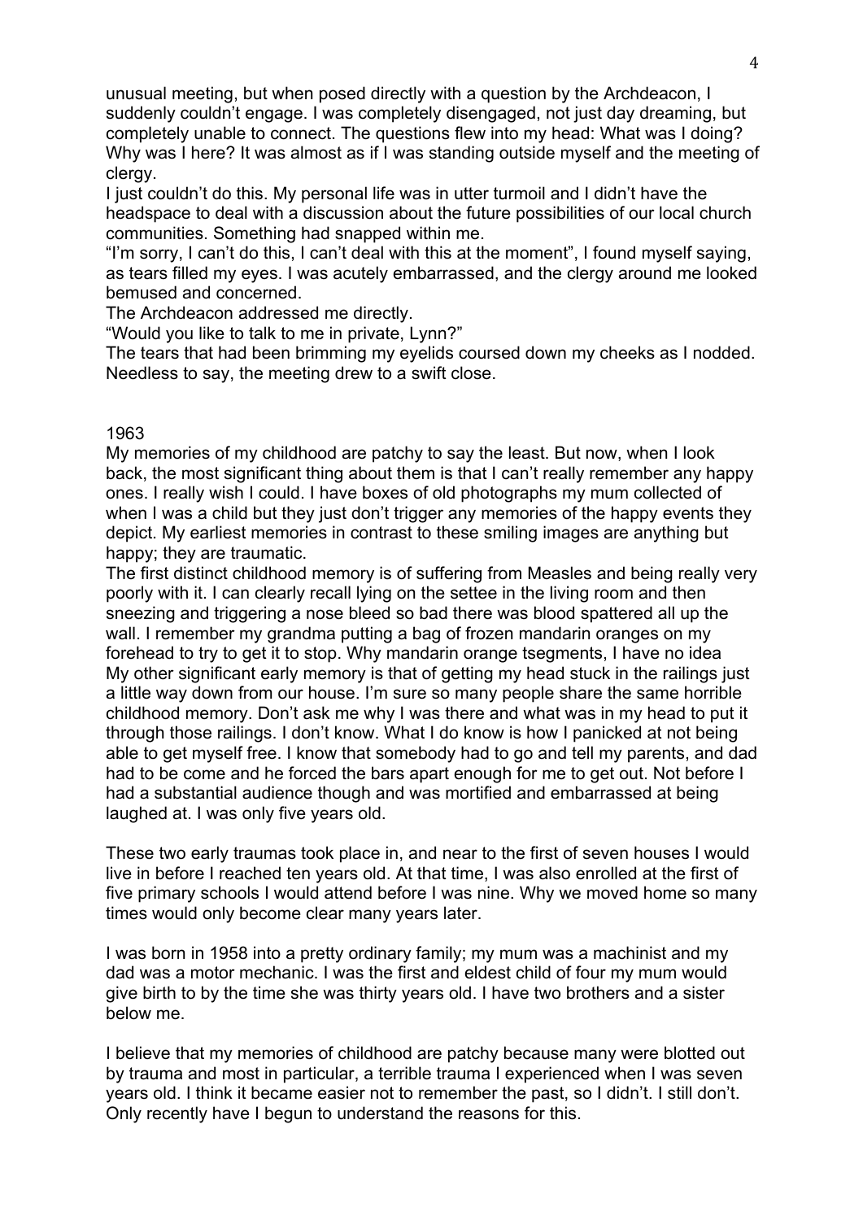unusual meeting, but when posed directly with a question by the Archdeacon, I suddenly couldn't engage. I was completely disengaged, not just day dreaming, but completely unable to connect. The questions flew into my head: What was I doing? Why was I here? It was almost as if I was standing outside myself and the meeting of clergy.

I just couldn't do this. My personal life was in utter turmoil and I didn't have the headspace to deal with a discussion about the future possibilities of our local church communities. Something had snapped within me.

"I'm sorry, I can't do this, I can't deal with this at the moment", I found myself saying, as tears filled my eyes. I was acutely embarrassed, and the clergy around me looked bemused and concerned.

The Archdeacon addressed me directly.

"Would you like to talk to me in private, Lynn?"

The tears that had been brimming my eyelids coursed down my cheeks as I nodded. Needless to say, the meeting drew to a swift close.

1963

My memories of my childhood are patchy to say the least. But now, when I look back, the most significant thing about them is that I can't really remember any happy ones. I really wish I could. I have boxes of old photographs my mum collected of when I was a child but they just don't trigger any memories of the happy events they depict. My earliest memories in contrast to these smiling images are anything but happy; they are traumatic.

The first distinct childhood memory is of suffering from Measles and being really very poorly with it. I can clearly recall lying on the settee in the living room and then sneezing and triggering a nose bleed so bad there was blood spattered all up the wall. I remember my grandma putting a bag of frozen mandarin oranges on my forehead to try to get it to stop. Why mandarin orange tsegments, I have no idea

My other significant early memory is that of getting my head stuck in the railings just a little way down from our house. I'm sure so many people share the same horrible childhood memory. Don't ask me why I was there and what was in my head to put it through those railings. I don't know. What I do know is how I panicked at not being able to get myself free. I know that somebody had to go and tell my parents, and dad had to be come and he forced the bars apart enough for me to get out. Not before I had a substantial audience though and was mortified and embarrassed at being laughed at. I was only five years old.

These two early traumas took place in, and near to the first of seven houses I would live in before I reached ten years old. At that time, I was also enrolled at the first of five primary schools I would attend before I was nine. Why we moved home so many times would only become clear many years later.

I was born in 1958 into a pretty ordinary family; my mum was a machinist and my dad was a motor mechanic. I was the first and eldest child of four my mum would give birth to by the time she was thirty years old. I have two brothers and a sister below me.

I believe that my memories of childhood are patchy because many were blotted out by trauma and most in particular, a terrible trauma I experienced when I was seven years old. I think it became easier not to remember the past, so I didn't. I still don't. Only recently have I begun to understand the reasons for this.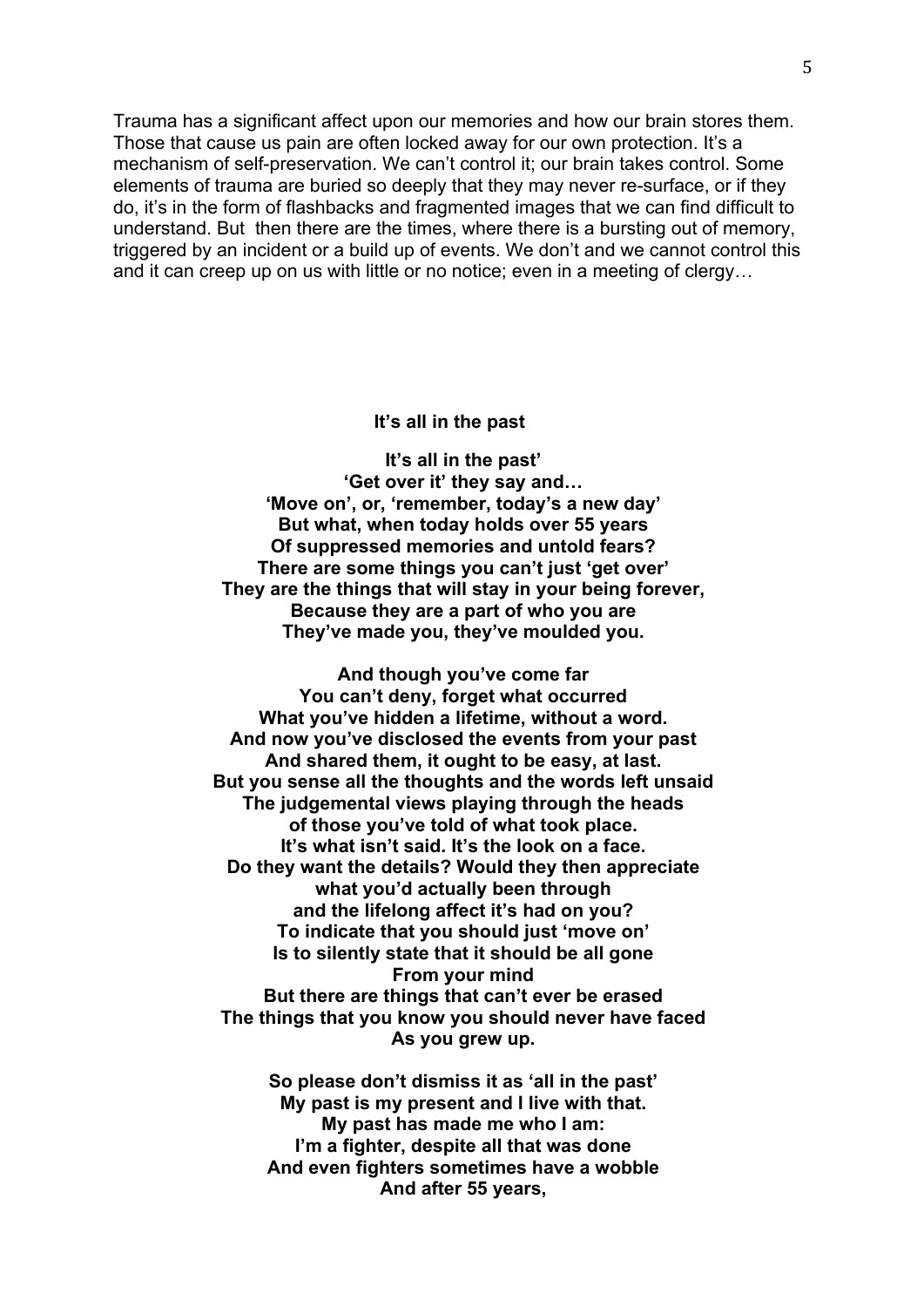Trauma has a significant affect upon our memories and how our brain stores them. Those that cause us pain are often locked away for our own protection. It's a mechanism of self-preservation. We can't control it; our brain takes control. Some elements of trauma are buried so deeply that they may never re-surface, or if they do, it's in the form of flashbacks and fragmented images that we can find difficult to understand. But then there are the times, where there is a bursting out of memory, triggered by an incident or a build up of events. We don't and we cannot control this and it can creep up on us with little or no notice; even in a meeting of clergy…

**It's all in the past**

**It's all in the past'**
**'Get over it' they say and…**
**'Move on', or, 'remember, today's a new day'**
**But what, when today holds over 55 years**
**Of suppressed memories and untold fears?**
**There are some things you can't just 'get over'**
**They are the things that will stay in your being forever,**
**Because they are a part of who you are**
**They've made you, they've moulded you.**

**And though you've come far**
**You can't deny, forget what occurred**
**What you've hidden a lifetime, without a word.**
**And now you've disclosed the events from your past**
**And shared them, it ought to be easy, at last.**
**But you sense all the thoughts and the words left unsaid**
**The judgemental views playing through the heads**
**of those you've told of what took place.**
**It's what isn't said. It's the look on a face.**
**Do they want the details? Would they then appreciate**
**what you'd actually been through**
**and the lifelong affect it's had on you?**
**To indicate that you should just 'move on'**
**Is to silently state that it should be all gone**
**From your mind**
**But there are things that can't ever be erased**
**The things that you know you should never have faced**
**As you grew up.**

**So please don't dismiss it as 'all in the past'**
**My past is my present and I live with that.**
**My past has made me who I am:**
**I'm a fighter, despite all that was done**
**And even fighters sometimes have a wobble**
**And after 55 years,**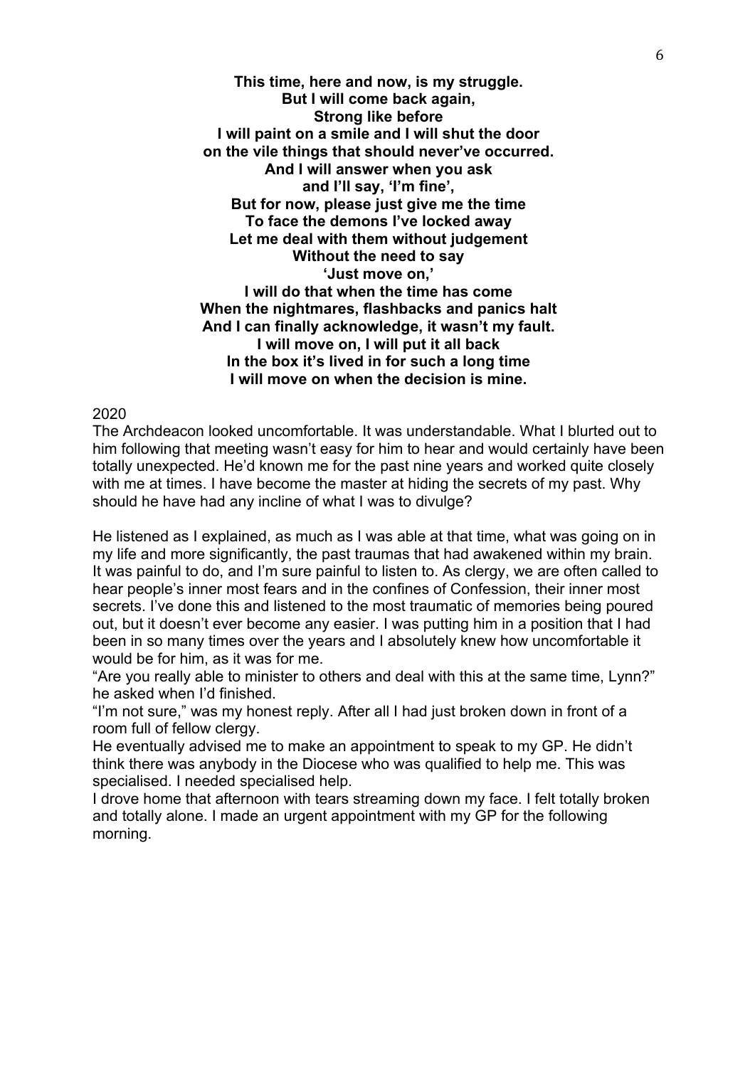**This time, here and now, is my struggle.**
**But I will come back again,**
**Strong like before**
**I will paint on a smile and I will shut the door**
**on the vile things that should never've occurred.**
**And I will answer when you ask**
**and I'll say, 'I'm fine',**
**But for now, please just give me the time**
**To face the demons I've locked away**
**Let me deal with them without judgement**
**Without the need to say**
**'Just move on,'**
**I will do that when the time has come**
**When the nightmares, flashbacks and panics halt**
**And I can finally acknowledge, it wasn't my fault.**
**I will move on, I will put it all back**
**In the box it's lived in for such a long time**
**I will move on when the decision is mine.**

2020

The Archdeacon looked uncomfortable. It was understandable. What I blurted out to him following that meeting wasn't easy for him to hear and would certainly have been totally unexpected. He'd known me for the past nine years and worked quite closely with me at times. I have become the master at hiding the secrets of my past. Why should he have had any incline of what I was to divulge?

He listened as I explained, as much as I was able at that time, what was going on in my life and more significantly, the past traumas that had awakened within my brain. It was painful to do, and I'm sure painful to listen to. As clergy, we are often called to hear people's inner most fears and in the confines of Confession, their inner most secrets. I've done this and listened to the most traumatic of memories being poured out, but it doesn't ever become any easier. I was putting him in a position that I had been in so many times over the years and I absolutely knew how uncomfortable it would be for him, as it was for me.

"Are you really able to minister to others and deal with this at the same time, Lynn?" he asked when I'd finished.

"I'm not sure," was my honest reply. After all I had just broken down in front of a room full of fellow clergy.

He eventually advised me to make an appointment to speak to my GP. He didn't think there was anybody in the Diocese who was qualified to help me. This was specialised. I needed specialised help.

I drove home that afternoon with tears streaming down my face. I felt totally broken and totally alone. I made an urgent appointment with my GP for the following morning.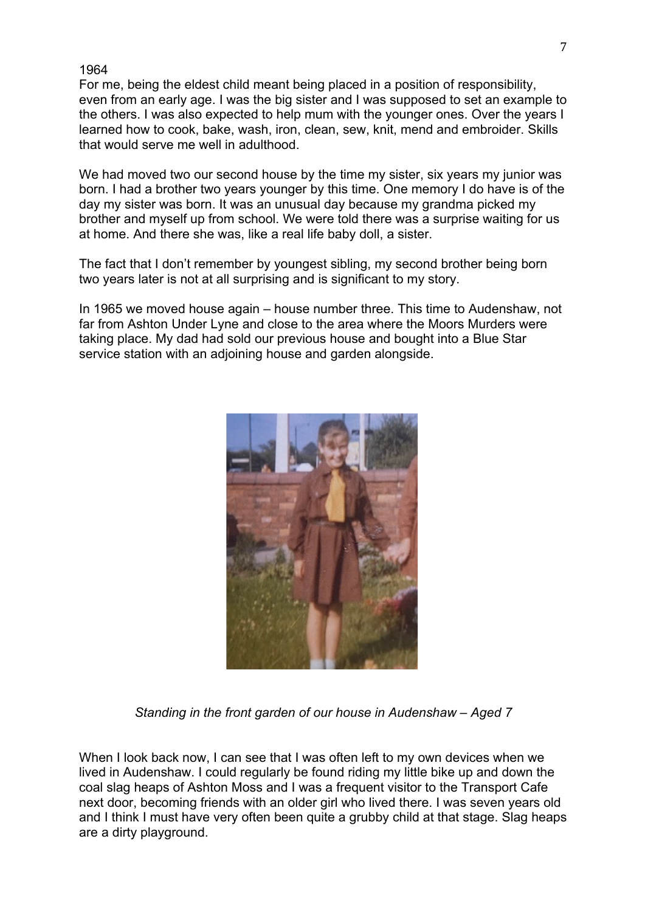1964

For me, being the eldest child meant being placed in a position of responsibility, even from an early age. I was the big sister and I was supposed to set an example to the others. I was also expected to help mum with the younger ones. Over the years I learned how to cook, bake, wash, iron, clean, sew, knit, mend and embroider. Skills that would serve me well in adulthood.

We had moved two our second house by the time my sister, six years my junior was born. I had a brother two years younger by this time. One memory I do have is of the day my sister was born. It was an unusual day because my grandma picked my brother and myself up from school. We were told there was a surprise waiting for us at home. And there she was, like a real life baby doll, a sister.

The fact that I don't remember by youngest sibling, my second brother being born two years later is not at all surprising and is significant to my story.

In 1965 we moved house again – house number three. This time to Audenshaw, not far from Ashton Under Lyne and close to the area where the Moors Murders were taking place. My dad had sold our previous house and bought into a Blue Star service station with an adjoining house and garden alongside.

*Standing in the front garden of our house in Audenshaw – Aged 7*

When I look back now, I can see that I was often left to my own devices when we lived in Audenshaw. I could regularly be found riding my little bike up and down the coal slag heaps of Ashton Moss and I was a frequent visitor to the Transport Cafe next door, becoming friends with an older girl who lived there. I was seven years old and I think I must have very often been quite a grubby child at that stage. Slag heaps are a dirty playground.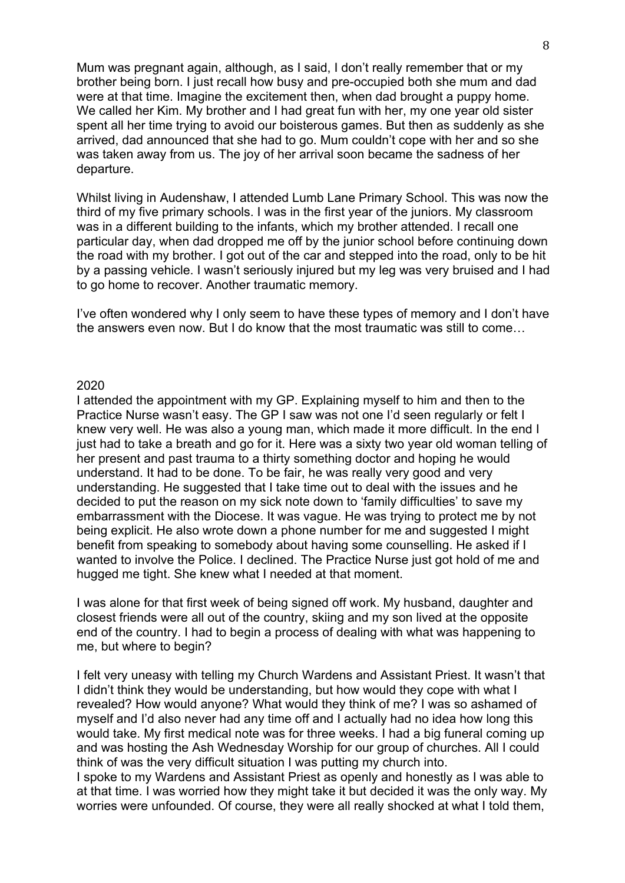Mum was pregnant again, although, as I said, I don't really remember that or my brother being born. I just recall how busy and pre-occupied both she mum and dad were at that time. Imagine the excitement then, when dad brought a puppy home. We called her Kim. My brother and I had great fun with her, my one year old sister spent all her time trying to avoid our boisterous games. But then as suddenly as she arrived, dad announced that she had to go. Mum couldn't cope with her and so she was taken away from us. The joy of her arrival soon became the sadness of her departure.

Whilst living in Audenshaw, I attended Lumb Lane Primary School. This was now the third of my five primary schools. I was in the first year of the juniors. My classroom was in a different building to the infants, which my brother attended. I recall one particular day, when dad dropped me off by the junior school before continuing down the road with my brother. I got out of the car and stepped into the road, only to be hit by a passing vehicle. I wasn't seriously injured but my leg was very bruised and I had to go home to recover. Another traumatic memory.

I've often wondered why I only seem to have these types of memory and I don't have the answers even now. But I do know that the most traumatic was still to come…

2020

I attended the appointment with my GP. Explaining myself to him and then to the Practice Nurse wasn't easy. The GP I saw was not one I'd seen regularly or felt I knew very well. He was also a young man, which made it more difficult. In the end I just had to take a breath and go for it. Here was a sixty two year old woman telling of her present and past trauma to a thirty something doctor and hoping he would understand. It had to be done. To be fair, he was really very good and very understanding. He suggested that I take time out to deal with the issues and he decided to put the reason on my sick note down to 'family difficulties' to save my embarrassment with the Diocese. It was vague. He was trying to protect me by not being explicit. He also wrote down a phone number for me and suggested I might benefit from speaking to somebody about having some counselling. He asked if I wanted to involve the Police. I declined. The Practice Nurse just got hold of me and hugged me tight. She knew what I needed at that moment.

I was alone for that first week of being signed off work. My husband, daughter and closest friends were all out of the country, skiing and my son lived at the opposite end of the country. I had to begin a process of dealing with what was happening to me, but where to begin?

I felt very uneasy with telling my Church Wardens and Assistant Priest. It wasn't that I didn't think they would be understanding, but how would they cope with what I revealed? How would anyone? What would they think of me? I was so ashamed of myself and I'd also never had any time off and I actually had no idea how long this would take. My first medical note was for three weeks. I had a big funeral coming up and was hosting the Ash Wednesday Worship for our group of churches. All I could think of was the very difficult situation I was putting my church into.

I spoke to my Wardens and Assistant Priest as openly and honestly as I was able to at that time. I was worried how they might take it but decided it was the only way. My worries were unfounded. Of course, they were all really shocked at what I told them,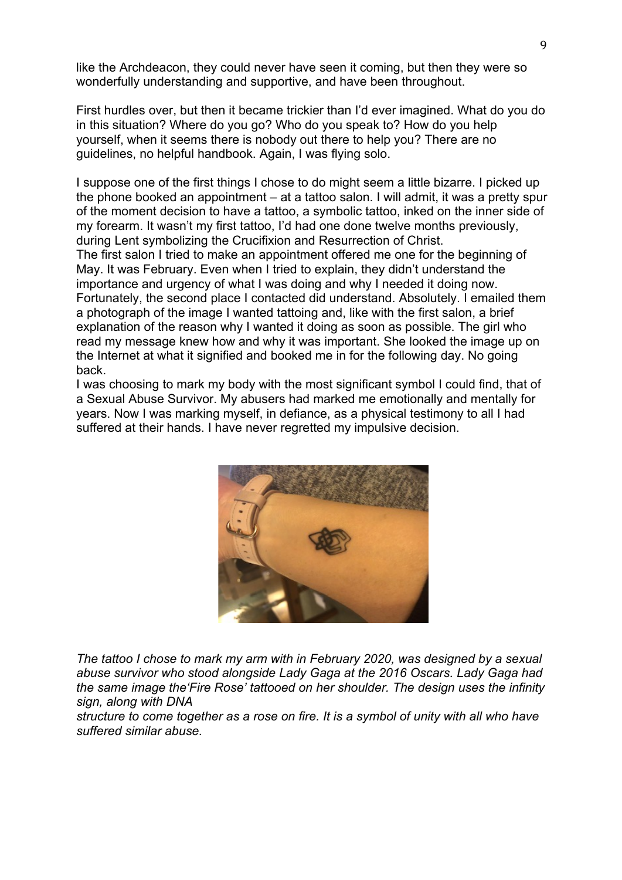like the Archdeacon, they could never have seen it coming, but then they were so wonderfully understanding and supportive, and have been throughout.

First hurdles over, but then it became trickier than I'd ever imagined. What do you do in this situation? Where do you go? Who do you speak to? How do you help yourself, when it seems there is nobody out there to help you? There are no guidelines, no helpful handbook. Again, I was flying solo.

I suppose one of the first things I chose to do might seem a little bizarre. I picked up the phone booked an appointment – at a tattoo salon. I will admit, it was a pretty spur of the moment decision to have a tattoo, a symbolic tattoo, inked on the inner side of my forearm. It wasn't my first tattoo, I'd had one done twelve months previously, during Lent symbolizing the Crucifixion and Resurrection of Christ.
The first salon I tried to make an appointment offered me one for the beginning of May. It was February. Even when I tried to explain, they didn't understand the importance and urgency of what I was doing and why I needed it doing now. Fortunately, the second place I contacted did understand. Absolutely. I emailed them a photograph of the image I wanted tattoing and, like with the first salon, a brief explanation of the reason why I wanted it doing as soon as possible. The girl who read my message knew how and why it was important. She looked the image up on the Internet at what it signified and booked me in for the following day. No going back.
I was choosing to mark my body with the most significant symbol I could find, that of a Sexual Abuse Survivor. My abusers had marked me emotionally and mentally for years. Now I was marking myself, in defiance, as a physical testimony to all I had suffered at their hands. I have never regretted my impulsive decision.

*The tattoo I chose to mark my arm with in February 2020, was designed by a sexual abuse survivor who stood alongside Lady Gaga at the 2016 Oscars. Lady Gaga had the same image the'Fire Rose' tattooed on her shoulder. The design uses the infinity sign, along with DNA structure to come together as a rose on fire. It is a symbol of unity with all who have suffered similar abuse.*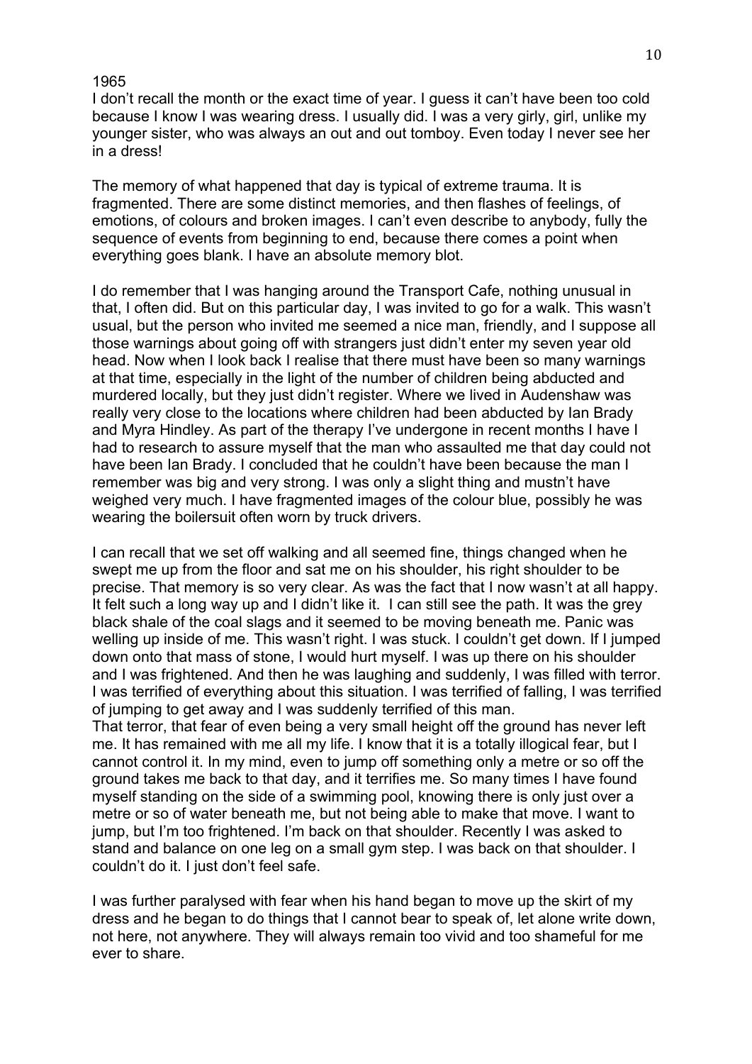1965

I don't recall the month or the exact time of year. I guess it can't have been too cold because I know I was wearing dress. I usually did. I was a very girly, girl, unlike my younger sister, who was always an out and out tomboy. Even today I never see her in a dress!

The memory of what happened that day is typical of extreme trauma. It is fragmented. There are some distinct memories, and then flashes of feelings, of emotions, of colours and broken images. I can't even describe to anybody, fully the sequence of events from beginning to end, because there comes a point when everything goes blank. I have an absolute memory blot.

I do remember that I was hanging around the Transport Cafe, nothing unusual in that, I often did. But on this particular day, I was invited to go for a walk. This wasn't usual, but the person who invited me seemed a nice man, friendly, and I suppose all those warnings about going off with strangers just didn't enter my seven year old head. Now when I look back I realise that there must have been so many warnings at that time, especially in the light of the number of children being abducted and murdered locally, but they just didn't register. Where we lived in Audenshaw was really very close to the locations where children had been abducted by Ian Brady and Myra Hindley. As part of the therapy I've undergone in recent months I have I had to research to assure myself that the man who assaulted me that day could not have been Ian Brady. I concluded that he couldn't have been because the man I remember was big and very strong. I was only a slight thing and mustn't have weighed very much. I have fragmented images of the colour blue, possibly he was wearing the boilersuit often worn by truck drivers.

I can recall that we set off walking and all seemed fine, things changed when he swept me up from the floor and sat me on his shoulder, his right shoulder to be precise. That memory is so very clear. As was the fact that I now wasn't at all happy. It felt such a long way up and I didn't like it. I can still see the path. It was the grey black shale of the coal slags and it seemed to be moving beneath me. Panic was welling up inside of me. This wasn't right. I was stuck. I couldn't get down. If I jumped down onto that mass of stone, I would hurt myself. I was up there on his shoulder and I was frightened. And then he was laughing and suddenly, I was filled with terror. I was terrified of everything about this situation. I was terrified of falling, I was terrified of jumping to get away and I was suddenly terrified of this man.
That terror, that fear of even being a very small height off the ground has never left me. It has remained with me all my life. I know that it is a totally illogical fear, but I cannot control it. In my mind, even to jump off something only a metre or so off the ground takes me back to that day, and it terrifies me. So many times I have found myself standing on the side of a swimming pool, knowing there is only just over a metre or so of water beneath me, but not being able to make that move. I want to jump, but I'm too frightened. I'm back on that shoulder. Recently I was asked to stand and balance on one leg on a small gym step. I was back on that shoulder. I couldn't do it. I just don't feel safe.

I was further paralysed with fear when his hand began to move up the skirt of my dress and he began to do things that I cannot bear to speak of, let alone write down, not here, not anywhere. They will always remain too vivid and too shameful for me ever to share.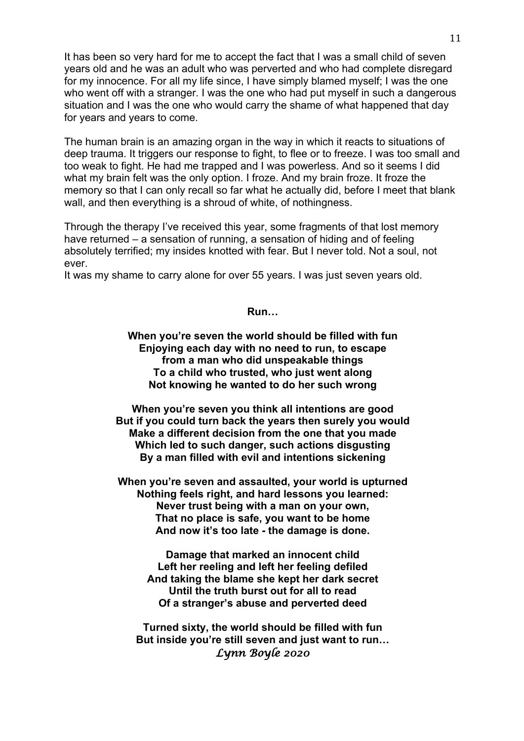It has been so very hard for me to accept the fact that I was a small child of seven years old and he was an adult who was perverted and who had complete disregard for my innocence. For all my life since, I have simply blamed myself; I was the one who went off with a stranger. I was the one who had put myself in such a dangerous situation and I was the one who would carry the shame of what happened that day for years and years to come.

The human brain is an amazing organ in the way in which it reacts to situations of deep trauma. It triggers our response to fight, to flee or to freeze. I was too small and too weak to fight. He had me trapped and I was powerless. And so it seems I did what my brain felt was the only option. I froze. And my brain froze. It froze the memory so that I can only recall so far what he actually did, before I meet that blank wall, and then everything is a shroud of white, of nothingness.

Through the therapy I've received this year, some fragments of that lost memory have returned – a sensation of running, a sensation of hiding and of feeling absolutely terrified; my insides knotted with fear. But I never told. Not a soul, not ever.
It was my shame to carry alone for over 55 years. I was just seven years old.

**Run…**

**When you're seven the world should be filled with fun**
**Enjoying each day with no need to run, to escape**
**from a man who did unspeakable things**
**To a child who trusted, who just went along**
**Not knowing he wanted to do her such wrong**

**When you're seven you think all intentions are good**
**But if you could turn back the years then surely you would**
**Make a different decision from the one that you made**
**Which led to such danger, such actions disgusting**
**By a man filled with evil and intentions sickening**

**When you're seven and assaulted, your world is upturned**
**Nothing feels right, and hard lessons you learned:**
**Never trust being with a man on your own,**
**That no place is safe, you want to be home**
**And now it's too late - the damage is done.**

**Damage that marked an innocent child**
**Left her reeling and left her feeling defiled**
**And taking the blame she kept her dark secret**
**Until the truth burst out for all to read**
**Of a stranger's abuse and perverted deed**

**Turned sixty, the world should be filled with fun**
**But inside you're still seven and just want to run…**

*Lynn Boyle 2020*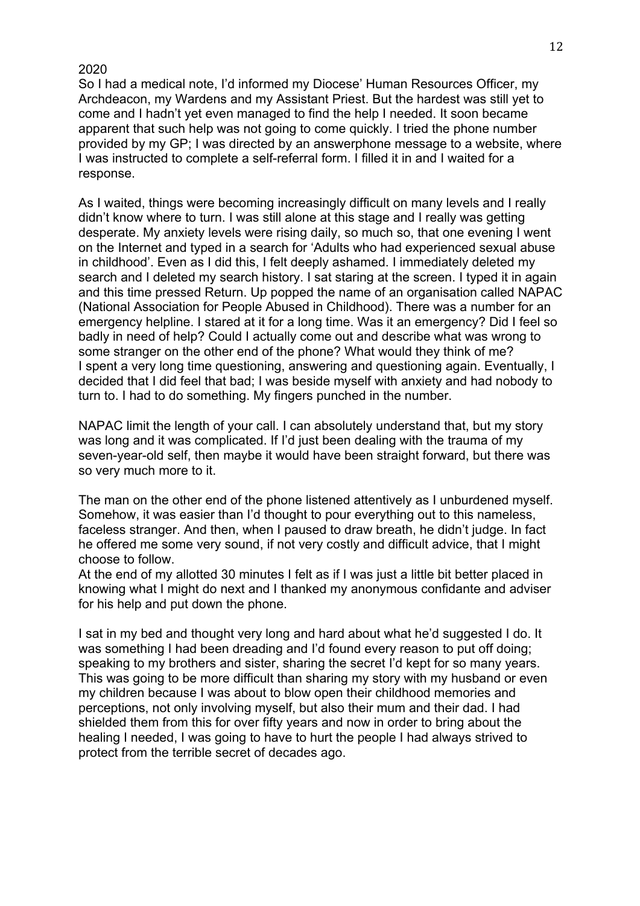2020

So I had a medical note, I'd informed my Diocese' Human Resources Officer, my Archdeacon, my Wardens and my Assistant Priest. But the hardest was still yet to come and I hadn't yet even managed to find the help I needed. It soon became apparent that such help was not going to come quickly. I tried the phone number provided by my GP; I was directed by an answerphone message to a website, where I was instructed to complete a self-referral form. I filled it in and I waited for a response.

As I waited, things were becoming increasingly difficult on many levels and I really didn't know where to turn. I was still alone at this stage and I really was getting desperate. My anxiety levels were rising daily, so much so, that one evening I went on the Internet and typed in a search for 'Adults who had experienced sexual abuse in childhood'. Even as I did this, I felt deeply ashamed. I immediately deleted my search and I deleted my search history. I sat staring at the screen. I typed it in again and this time pressed Return. Up popped the name of an organisation called NAPAC (National Association for People Abused in Childhood). There was a number for an emergency helpline. I stared at it for a long time. Was it an emergency? Did I feel so badly in need of help? Could I actually come out and describe what was wrong to some stranger on the other end of the phone? What would they think of me? I spent a very long time questioning, answering and questioning again. Eventually, I decided that I did feel that bad; I was beside myself with anxiety and had nobody to turn to. I had to do something. My fingers punched in the number.

NAPAC limit the length of your call. I can absolutely understand that, but my story was long and it was complicated. If I'd just been dealing with the trauma of my seven-year-old self, then maybe it would have been straight forward, but there was so very much more to it.

The man on the other end of the phone listened attentively as I unburdened myself. Somehow, it was easier than I'd thought to pour everything out to this nameless, faceless stranger. And then, when I paused to draw breath, he didn't judge. In fact he offered me some very sound, if not very costly and difficult advice, that I might choose to follow.
At the end of my allotted 30 minutes I felt as if I was just a little bit better placed in knowing what I might do next and I thanked my anonymous confidante and adviser for his help and put down the phone.

I sat in my bed and thought very long and hard about what he'd suggested I do. It was something I had been dreading and I'd found every reason to put off doing; speaking to my brothers and sister, sharing the secret I'd kept for so many years. This was going to be more difficult than sharing my story with my husband or even my children because I was about to blow open their childhood memories and perceptions, not only involving myself, but also their mum and their dad. I had shielded them from this for over fifty years and now in order to bring about the healing I needed, I was going to have to hurt the people I had always strived to protect from the terrible secret of decades ago.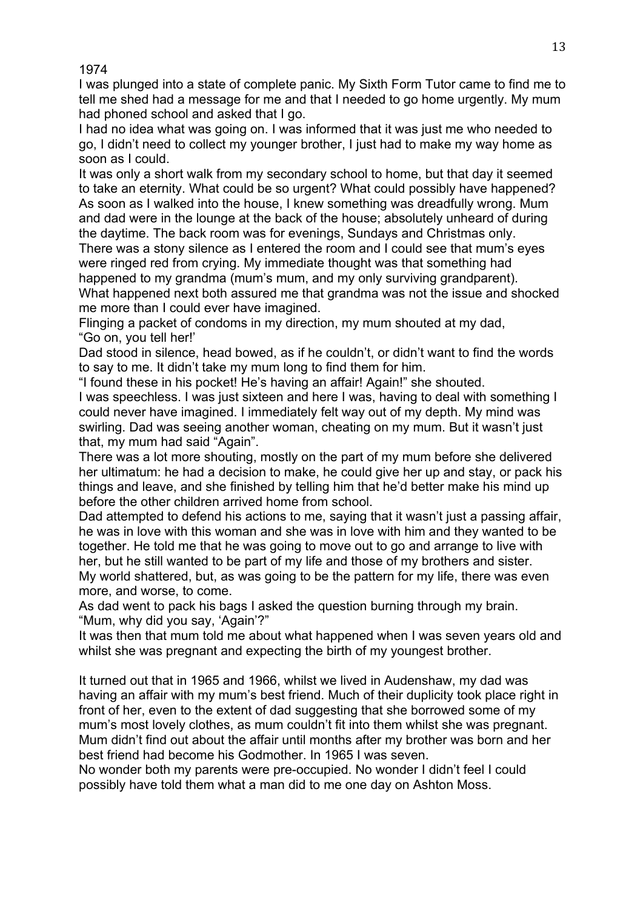1974

I was plunged into a state of complete panic. My Sixth Form Tutor came to find me to tell me shed had a message for me and that I needed to go home urgently. My mum had phoned school and asked that I go.

I had no idea what was going on. I was informed that it was just me who needed to go, I didn't need to collect my younger brother, I just had to make my way home as soon as I could.

It was only a short walk from my secondary school to home, but that day it seemed to take an eternity. What could be so urgent? What could possibly have happened?

As soon as I walked into the house, I knew something was dreadfully wrong. Mum and dad were in the lounge at the back of the house; absolutely unheard of during the daytime. The back room was for evenings, Sundays and Christmas only.

There was a stony silence as I entered the room and I could see that mum's eyes were ringed red from crying. My immediate thought was that something had happened to my grandma (mum's mum, and my only surviving grandparent).

What happened next both assured me that grandma was not the issue and shocked me more than I could ever have imagined.

Flinging a packet of condoms in my direction, my mum shouted at my dad, "Go on, you tell her!'

Dad stood in silence, head bowed, as if he couldn't, or didn't want to find the words to say to me. It didn't take my mum long to find them for him.

"I found these in his pocket! He's having an affair! Again!" she shouted.

I was speechless. I was just sixteen and here I was, having to deal with something I could never have imagined. I immediately felt way out of my depth. My mind was swirling. Dad was seeing another woman, cheating on my mum. But it wasn't just that, my mum had said "Again".

There was a lot more shouting, mostly on the part of my mum before she delivered her ultimatum: he had a decision to make, he could give her up and stay, or pack his things and leave, and she finished by telling him that he'd better make his mind up before the other children arrived home from school.

Dad attempted to defend his actions to me, saying that it wasn't just a passing affair, he was in love with this woman and she was in love with him and they wanted to be together. He told me that he was going to move out to go and arrange to live with her, but he still wanted to be part of my life and those of my brothers and sister.

My world shattered, but, as was going to be the pattern for my life, there was even more, and worse, to come.

As dad went to pack his bags I asked the question burning through my brain.

"Mum, why did you say, 'Again'?"

It was then that mum told me about what happened when I was seven years old and whilst she was pregnant and expecting the birth of my youngest brother.

It turned out that in 1965 and 1966, whilst we lived in Audenshaw, my dad was having an affair with my mum's best friend. Much of their duplicity took place right in front of her, even to the extent of dad suggesting that she borrowed some of my mum's most lovely clothes, as mum couldn't fit into them whilst she was pregnant. Mum didn't find out about the affair until months after my brother was born and her best friend had become his Godmother. In 1965 I was seven.

No wonder both my parents were pre-occupied. No wonder I didn't feel I could possibly have told them what a man did to me one day on Ashton Moss.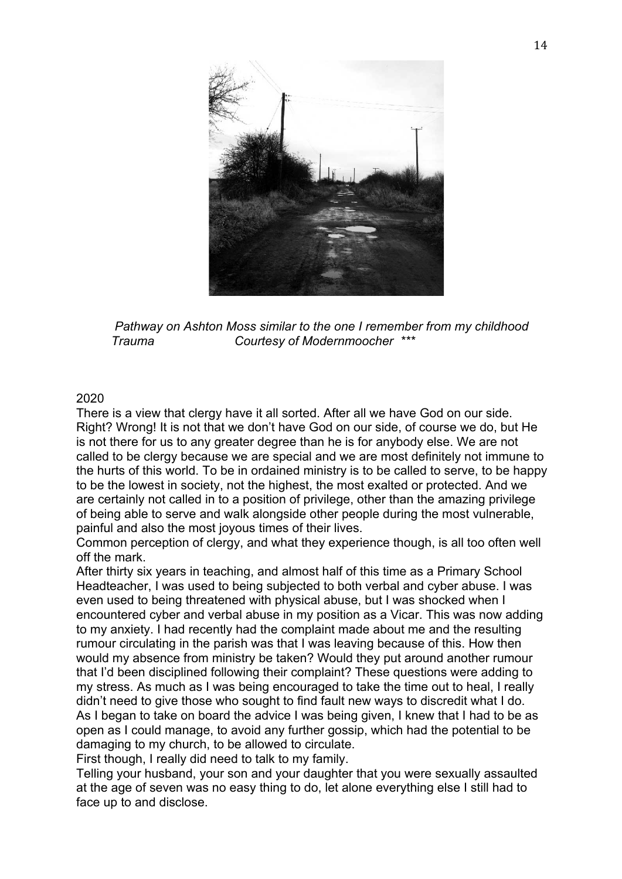*Pathway on Ashton Moss similar to the one I remember from my childhood Trauma Courtesy of Modernmoocher \*\*\**

2020

There is a view that clergy have it all sorted. After all we have God on our side. Right? Wrong! It is not that we don't have God on our side, of course we do, but He is not there for us to any greater degree than he is for anybody else. We are not called to be clergy because we are special and we are most definitely not immune to the hurts of this world. To be in ordained ministry is to be called to serve, to be happy to be the lowest in society, not the highest, the most exalted or protected. And we are certainly not called in to a position of privilege, other than the amazing privilege of being able to serve and walk alongside other people during the most vulnerable, painful and also the most joyous times of their lives.

Common perception of clergy, and what they experience though, is all too often well off the mark.

After thirty six years in teaching, and almost half of this time as a Primary School Headteacher, I was used to being subjected to both verbal and cyber abuse. I was even used to being threatened with physical abuse, but I was shocked when I encountered cyber and verbal abuse in my position as a Vicar. This was now adding to my anxiety. I had recently had the complaint made about me and the resulting rumour circulating in the parish was that I was leaving because of this. How then would my absence from ministry be taken? Would they put around another rumour that I'd been disciplined following their complaint? These questions were adding to my stress. As much as I was being encouraged to take the time out to heal, I really didn't need to give those who sought to find fault new ways to discredit what I do. As I began to take on board the advice I was being given, I knew that I had to be as open as I could manage, to avoid any further gossip, which had the potential to be damaging to my church, to be allowed to circulate.

First though, I really did need to talk to my family.

Telling your husband, your son and your daughter that you were sexually assaulted at the age of seven was no easy thing to do, let alone everything else I still had to face up to and disclose.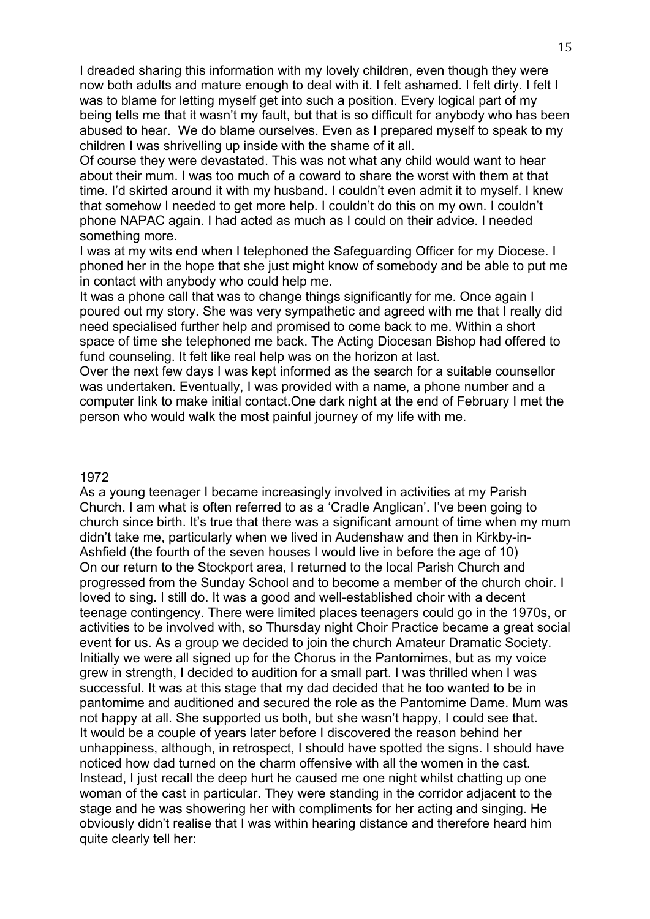I dreaded sharing this information with my lovely children, even though they were now both adults and mature enough to deal with it. I felt ashamed. I felt dirty. I felt I was to blame for letting myself get into such a position. Every logical part of my being tells me that it wasn't my fault, but that is so difficult for anybody who has been abused to hear. We do blame ourselves. Even as I prepared myself to speak to my children I was shrivelling up inside with the shame of it all.

Of course they were devastated. This was not what any child would want to hear about their mum. I was too much of a coward to share the worst with them at that time. I'd skirted around it with my husband. I couldn't even admit it to myself. I knew that somehow I needed to get more help. I couldn't do this on my own. I couldn't phone NAPAC again. I had acted as much as I could on their advice. I needed something more.

I was at my wits end when I telephoned the Safeguarding Officer for my Diocese. I phoned her in the hope that she just might know of somebody and be able to put me in contact with anybody who could help me.

It was a phone call that was to change things significantly for me. Once again I poured out my story. She was very sympathetic and agreed with me that I really did need specialised further help and promised to come back to me. Within a short space of time she telephoned me back. The Acting Diocesan Bishop had offered to fund counseling. It felt like real help was on the horizon at last.

Over the next few days I was kept informed as the search for a suitable counsellor was undertaken. Eventually, I was provided with a name, a phone number and a computer link to make initial contact.One dark night at the end of February I met the person who would walk the most painful journey of my life with me.

1972

As a young teenager I became increasingly involved in activities at my Parish Church. I am what is often referred to as a 'Cradle Anglican'. I've been going to church since birth. It's true that there was a significant amount of time when my mum didn't take me, particularly when we lived in Audenshaw and then in Kirkby-in-Ashfield (the fourth of the seven houses I would live in before the age of 10)

On our return to the Stockport area, I returned to the local Parish Church and progressed from the Sunday School and to become a member of the church choir. I loved to sing. I still do. It was a good and well-established choir with a decent teenage contingency. There were limited places teenagers could go in the 1970s, or activities to be involved with, so Thursday night Choir Practice became a great social event for us. As a group we decided to join the church Amateur Dramatic Society. Initially we were all signed up for the Chorus in the Pantomimes, but as my voice grew in strength, I decided to audition for a small part. I was thrilled when I was successful. It was at this stage that my dad decided that he too wanted to be in pantomime and auditioned and secured the role as the Pantomime Dame. Mum was not happy at all. She supported us both, but she wasn't happy, I could see that. It would be a couple of years later before I discovered the reason behind her unhappiness, although, in retrospect, I should have spotted the signs. I should have noticed how dad turned on the charm offensive with all the women in the cast. Instead, I just recall the deep hurt he caused me one night whilst chatting up one woman of the cast in particular. They were standing in the corridor adjacent to the stage and he was showering her with compliments for her acting and singing. He obviously didn't realise that I was within hearing distance and therefore heard him quite clearly tell her: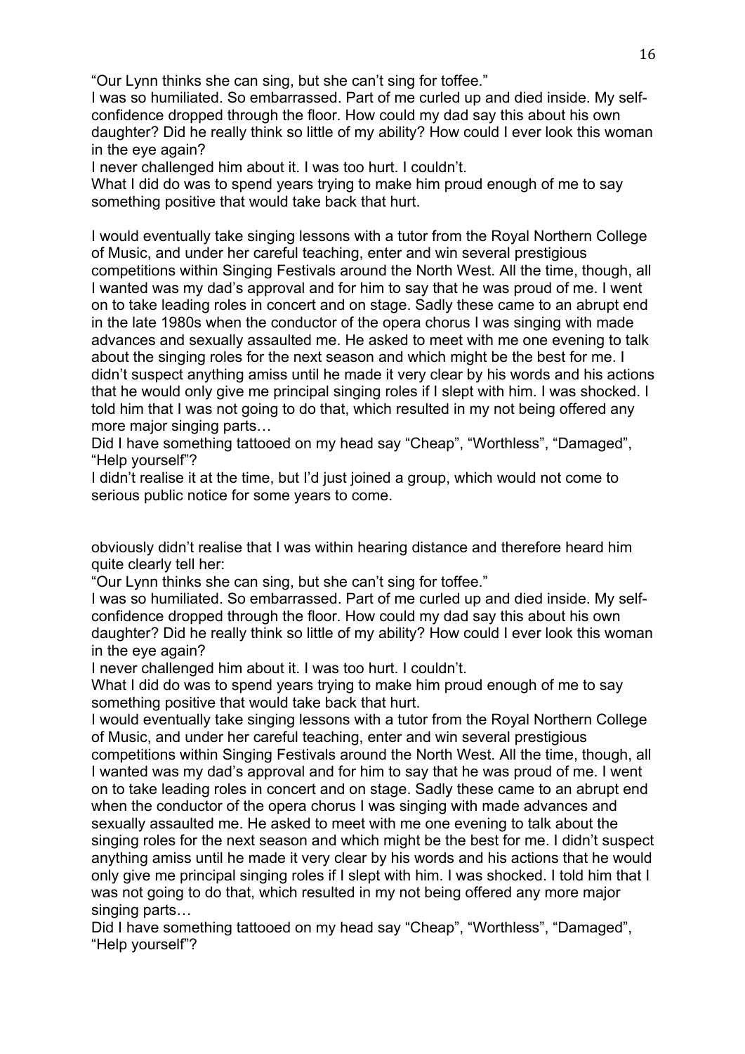"Our Lynn thinks she can sing, but she can't sing for toffee."

I was so humiliated. So embarrassed. Part of me curled up and died inside. My self-confidence dropped through the floor. How could my dad say this about his own daughter? Did he really think so little of my ability? How could I ever look this woman in the eye again?

I never challenged him about it. I was too hurt. I couldn't.

What I did do was to spend years trying to make him proud enough of me to say something positive that would take back that hurt.

I would eventually take singing lessons with a tutor from the Royal Northern College of Music, and under her careful teaching, enter and win several prestigious competitions within Singing Festivals around the North West. All the time, though, all I wanted was my dad's approval and for him to say that he was proud of me. I went on to take leading roles in concert and on stage. Sadly these came to an abrupt end in the late 1980s when the conductor of the opera chorus I was singing with made advances and sexually assaulted me. He asked to meet with me one evening to talk about the singing roles for the next season and which might be the best for me. I didn't suspect anything amiss until he made it very clear by his words and his actions that he would only give me principal singing roles if I slept with him. I was shocked. I told him that I was not going to do that, which resulted in my not being offered any more major singing parts…

Did I have something tattooed on my head say "Cheap", "Worthless", "Damaged", "Help yourself"?

I didn't realise it at the time, but I'd just joined a group, which would not come to serious public notice for some years to come.

obviously didn't realise that I was within hearing distance and therefore heard him quite clearly tell her:

"Our Lynn thinks she can sing, but she can't sing for toffee."

I was so humiliated. So embarrassed. Part of me curled up and died inside. My self-confidence dropped through the floor. How could my dad say this about his own daughter? Did he really think so little of my ability? How could I ever look this woman in the eye again?

I never challenged him about it. I was too hurt. I couldn't.

What I did do was to spend years trying to make him proud enough of me to say something positive that would take back that hurt.

I would eventually take singing lessons with a tutor from the Royal Northern College of Music, and under her careful teaching, enter and win several prestigious competitions within Singing Festivals around the North West. All the time, though, all I wanted was my dad's approval and for him to say that he was proud of me. I went on to take leading roles in concert and on stage. Sadly these came to an abrupt end when the conductor of the opera chorus I was singing with made advances and sexually assaulted me. He asked to meet with me one evening to talk about the singing roles for the next season and which might be the best for me. I didn't suspect anything amiss until he made it very clear by his words and his actions that he would only give me principal singing roles if I slept with him. I was shocked. I told him that I was not going to do that, which resulted in my not being offered any more major singing parts…

Did I have something tattooed on my head say "Cheap", "Worthless", "Damaged", "Help yourself"?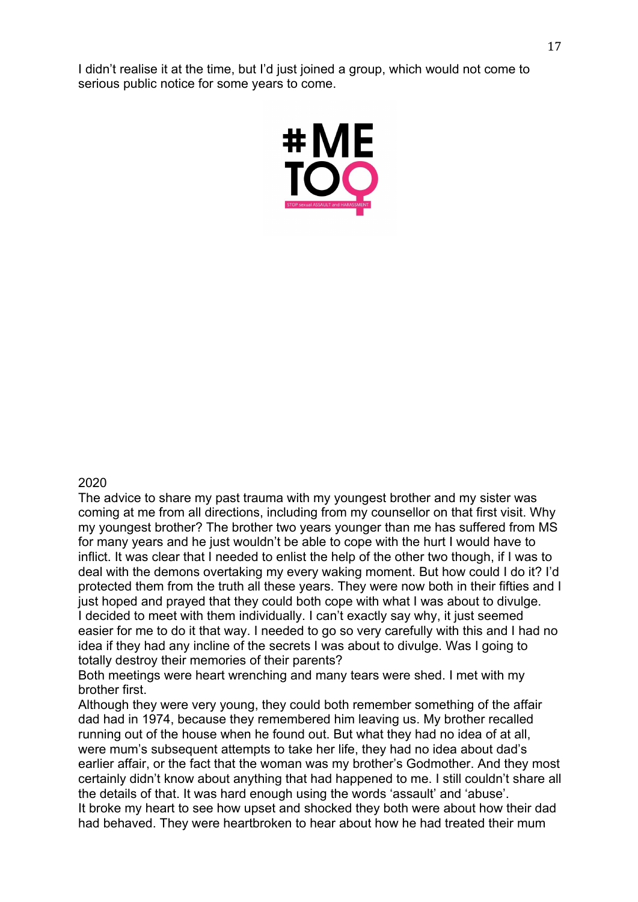I didn't realise it at the time, but I'd just joined a group, which would not come to serious public notice for some years to come.

2020

The advice to share my past trauma with my youngest brother and my sister was coming at me from all directions, including from my counsellor on that first visit. Why my youngest brother? The brother two years younger than me has suffered from MS for many years and he just wouldn't be able to cope with the hurt I would have to inflict. It was clear that I needed to enlist the help of the other two though, if I was to deal with the demons overtaking my every waking moment. But how could I do it? I'd protected them from the truth all these years. They were now both in their fifties and I just hoped and prayed that they could both cope with what I was about to divulge.

I decided to meet with them individually. I can't exactly say why, it just seemed easier for me to do it that way. I needed to go so very carefully with this and I had no idea if they had any incline of the secrets I was about to divulge. Was I going to totally destroy their memories of their parents?

Both meetings were heart wrenching and many tears were shed. I met with my brother first.

Although they were very young, they could both remember something of the affair dad had in 1974, because they remembered him leaving us. My brother recalled running out of the house when he found out. But what they had no idea of at all, were mum's subsequent attempts to take her life, they had no idea about dad's earlier affair, or the fact that the woman was my brother's Godmother. And they most certainly didn't know about anything that had happened to me. I still couldn't share all the details of that. It was hard enough using the words 'assault' and 'abuse'.

It broke my heart to see how upset and shocked they both were about how their dad had behaved. They were heartbroken to hear about how he had treated their mum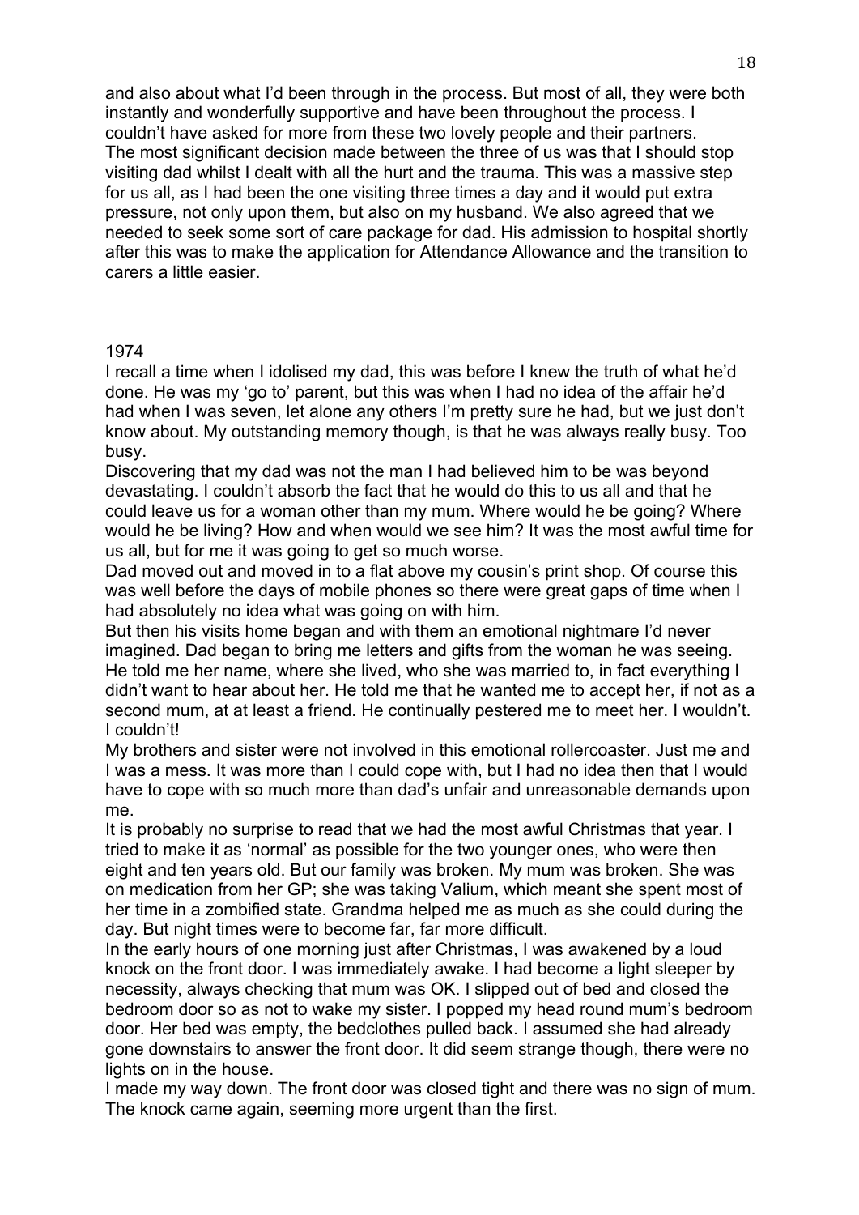and also about what I'd been through in the process. But most of all, they were both instantly and wonderfully supportive and have been throughout the process. I couldn't have asked for more from these two lovely people and their partners.
The most significant decision made between the three of us was that I should stop visiting dad whilst I dealt with all the hurt and the trauma. This was a massive step for us all, as I had been the one visiting three times a day and it would put extra pressure, not only upon them, but also on my husband. We also agreed that we needed to seek some sort of care package for dad. His admission to hospital shortly after this was to make the application for Attendance Allowance and the transition to carers a little easier.

1974

I recall a time when I idolised my dad, this was before I knew the truth of what he'd done. He was my 'go to' parent, but this was when I had no idea of the affair he'd had when I was seven, let alone any others I'm pretty sure he had, but we just don't know about. My outstanding memory though, is that he was always really busy. Too busy.
Discovering that my dad was not the man I had believed him to be was beyond devastating. I couldn't absorb the fact that he would do this to us all and that he could leave us for a woman other than my mum. Where would he be going? Where would he be living? How and when would we see him? It was the most awful time for us all, but for me it was going to get so much worse.
Dad moved out and moved in to a flat above my cousin's print shop. Of course this was well before the days of mobile phones so there were great gaps of time when I had absolutely no idea what was going on with him.
But then his visits home began and with them an emotional nightmare I'd never imagined. Dad began to bring me letters and gifts from the woman he was seeing. He told me her name, where she lived, who she was married to, in fact everything I didn't want to hear about her. He told me that he wanted me to accept her, if not as a second mum, at at least a friend. He continually pestered me to meet her. I wouldn't. I couldn't!
My brothers and sister were not involved in this emotional rollercoaster. Just me and I was a mess. It was more than I could cope with, but I had no idea then that I would have to cope with so much more than dad's unfair and unreasonable demands upon me.
It is probably no surprise to read that we had the most awful Christmas that year. I tried to make it as 'normal' as possible for the two younger ones, who were then eight and ten years old. But our family was broken. My mum was broken. She was on medication from her GP; she was taking Valium, which meant she spent most of her time in a zombified state. Grandma helped me as much as she could during the day. But night times were to become far, far more difficult.
In the early hours of one morning just after Christmas, I was awakened by a loud knock on the front door. I was immediately awake. I had become a light sleeper by necessity, always checking that mum was OK. I slipped out of bed and closed the bedroom door so as not to wake my sister. I popped my head round mum's bedroom door. Her bed was empty, the bedclothes pulled back. I assumed she had already gone downstairs to answer the front door. It did seem strange though, there were no lights on in the house.
I made my way down. The front door was closed tight and there was no sign of mum. The knock came again, seeming more urgent than the first.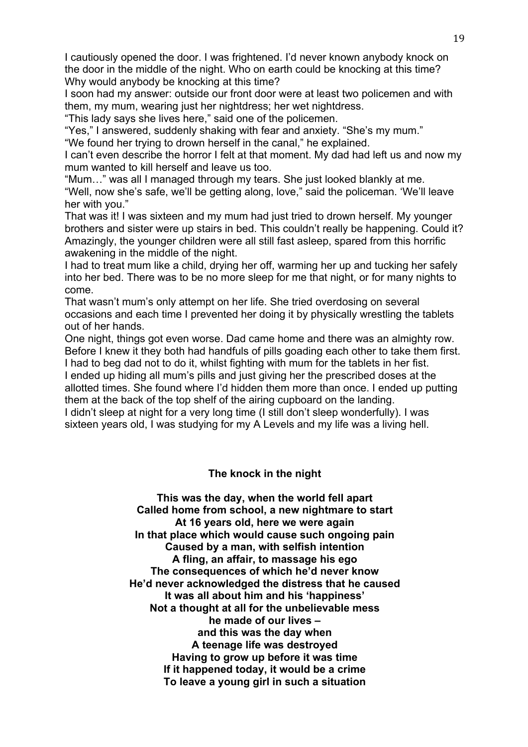I cautiously opened the door. I was frightened. I'd never known anybody knock on the door in the middle of the night. Who on earth could be knocking at this time? Why would anybody be knocking at this time?

I soon had my answer: outside our front door were at least two policemen and with them, my mum, wearing just her nightdress; her wet nightdress.

"This lady says she lives here," said one of the policemen.

"Yes," I answered, suddenly shaking with fear and anxiety. "She's my mum."

"We found her trying to drown herself in the canal," he explained.

I can't even describe the horror I felt at that moment. My dad had left us and now my mum wanted to kill herself and leave us too.

"Mum…" was all I managed through my tears. She just looked blankly at me.

"Well, now she's safe, we'll be getting along, love," said the policeman. 'We'll leave her with you."

That was it! I was sixteen and my mum had just tried to drown herself. My younger brothers and sister were up stairs in bed. This couldn't really be happening. Could it? Amazingly, the younger children were all still fast asleep, spared from this horrific awakening in the middle of the night.

I had to treat mum like a child, drying her off, warming her up and tucking her safely into her bed. There was to be no more sleep for me that night, or for many nights to come.

That wasn't mum's only attempt on her life. She tried overdosing on several occasions and each time I prevented her doing it by physically wrestling the tablets out of her hands.

One night, things got even worse. Dad came home and there was an almighty row. Before I knew it they both had handfuls of pills goading each other to take them first. I had to beg dad not to do it, whilst fighting with mum for the tablets in her fist.

I ended up hiding all mum's pills and just giving her the prescribed doses at the allotted times. She found where I'd hidden them more than once. I ended up putting them at the back of the top shelf of the airing cupboard on the landing.

I didn't sleep at night for a very long time (I still don't sleep wonderfully). I was sixteen years old, I was studying for my A Levels and my life was a living hell.

**The knock in the night**

**This was the day, when the world fell apart**
**Called home from school, a new nightmare to start**
**At 16 years old, here we were again**
**In that place which would cause such ongoing pain**
**Caused by a man, with selfish intention**
**A fling, an affair, to massage his ego**
**The consequences of which he'd never know**
**He'd never acknowledged the distress that he caused**
**It was all about him and his 'happiness'**
**Not a thought at all for the unbelievable mess**
**he made of our lives –**
**and this was the day when**
**A teenage life was destroyed**
**Having to grow up before it was time**
**If it happened today, it would be a crime**
**To leave a young girl in such a situation**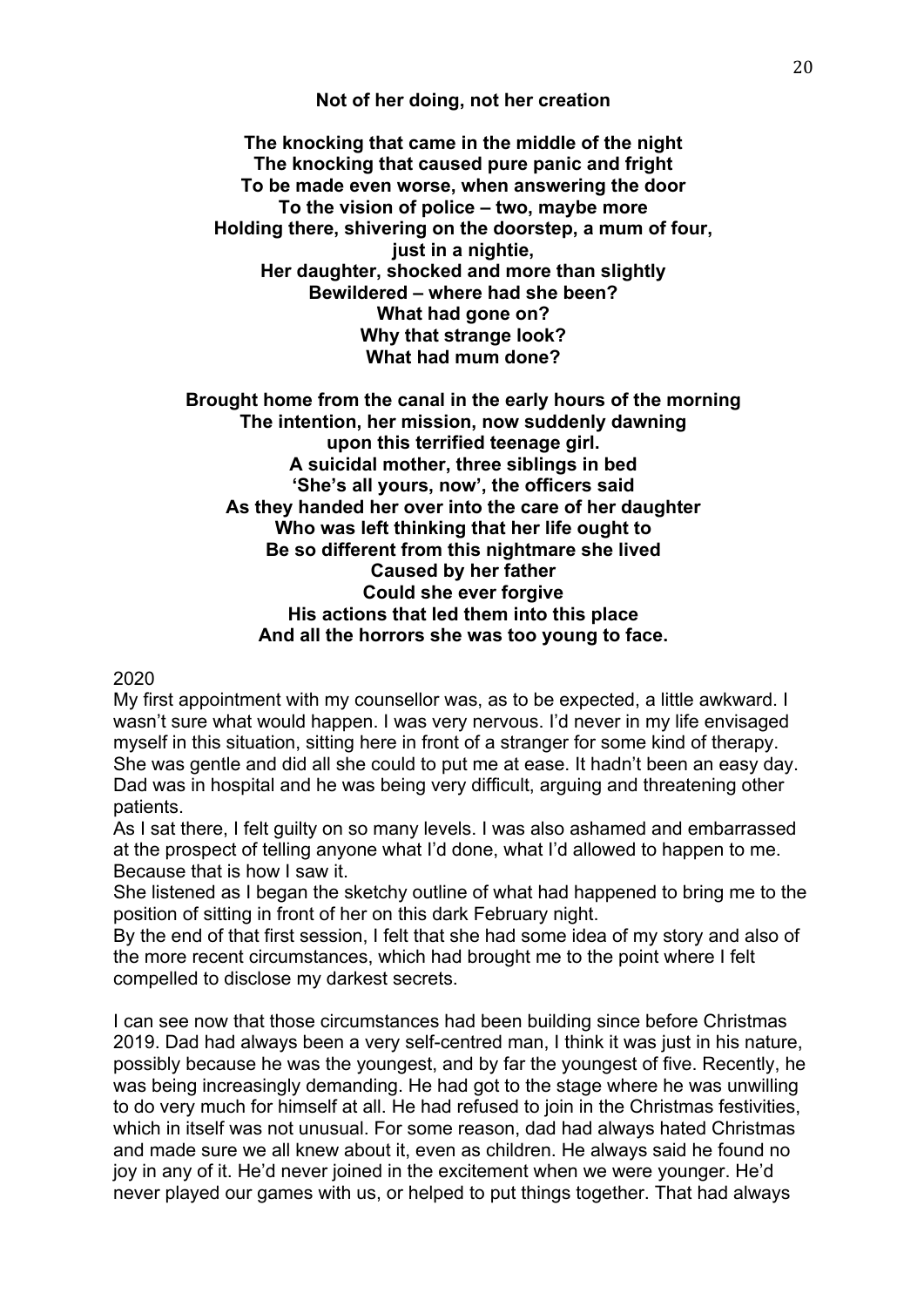**Not of her doing, not her creation**

**The knocking that came in the middle of the night**
**The knocking that caused pure panic and fright**
**To be made even worse, when answering the door**
**To the vision of police – two, maybe more**
**Holding there, shivering on the doorstep, a mum of four,**
**just in a nightie,**
**Her daughter, shocked and more than slightly**
**Bewildered – where had she been?**
**What had gone on?**
**Why that strange look?**
**What had mum done?**

**Brought home from the canal in the early hours of the morning**
**The intention, her mission, now suddenly dawning**
**upon this terrified teenage girl.**
**A suicidal mother, three siblings in bed**
**'She's all yours, now', the officers said**
**As they handed her over into the care of her daughter**
**Who was left thinking that her life ought to**
**Be so different from this nightmare she lived**
**Caused by her father**
**Could she ever forgive**
**His actions that led them into this place**
**And all the horrors she was too young to face.**

2020

My first appointment with my counsellor was, as to be expected, a little awkward. I wasn't sure what would happen. I was very nervous. I'd never in my life envisaged myself in this situation, sitting here in front of a stranger for some kind of therapy. She was gentle and did all she could to put me at ease. It hadn't been an easy day. Dad was in hospital and he was being very difficult, arguing and threatening other patients.

As I sat there, I felt guilty on so many levels. I was also ashamed and embarrassed at the prospect of telling anyone what I'd done, what I'd allowed to happen to me. Because that is how I saw it.

She listened as I began the sketchy outline of what had happened to bring me to the position of sitting in front of her on this dark February night.

By the end of that first session, I felt that she had some idea of my story and also of the more recent circumstances, which had brought me to the point where I felt compelled to disclose my darkest secrets.

I can see now that those circumstances had been building since before Christmas 2019. Dad had always been a very self-centred man, I think it was just in his nature, possibly because he was the youngest, and by far the youngest of five. Recently, he was being increasingly demanding. He had got to the stage where he was unwilling to do very much for himself at all. He had refused to join in the Christmas festivities, which in itself was not unusual. For some reason, dad had always hated Christmas and made sure we all knew about it, even as children. He always said he found no joy in any of it. He'd never joined in the excitement when we were younger. He'd never played our games with us, or helped to put things together. That had always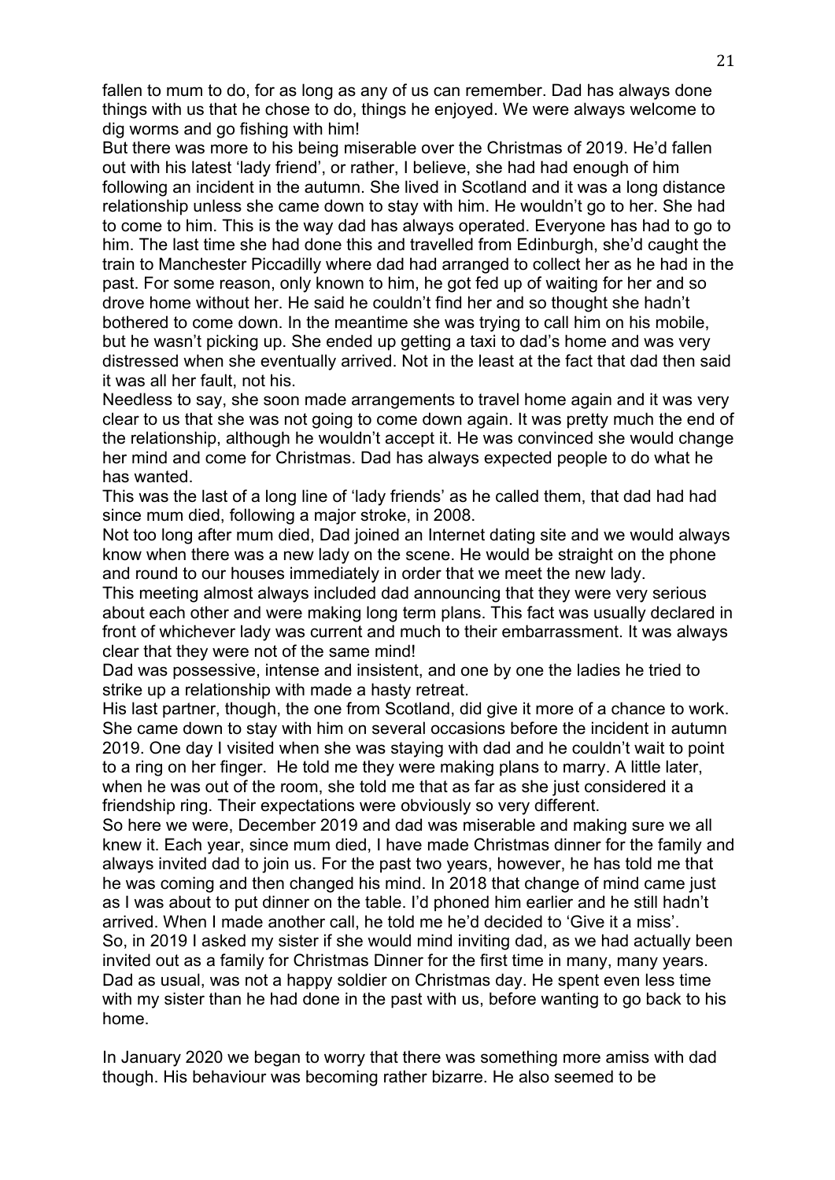fallen to mum to do, for as long as any of us can remember. Dad has always done things with us that he chose to do, things he enjoyed. We were always welcome to dig worms and go fishing with him!

But there was more to his being miserable over the Christmas of 2019. He'd fallen out with his latest 'lady friend', or rather, I believe, she had had enough of him following an incident in the autumn. She lived in Scotland and it was a long distance relationship unless she came down to stay with him. He wouldn't go to her. She had to come to him. This is the way dad has always operated. Everyone has had to go to him. The last time she had done this and travelled from Edinburgh, she'd caught the train to Manchester Piccadilly where dad had arranged to collect her as he had in the past. For some reason, only known to him, he got fed up of waiting for her and so drove home without her. He said he couldn't find her and so thought she hadn't bothered to come down. In the meantime she was trying to call him on his mobile, but he wasn't picking up. She ended up getting a taxi to dad's home and was very distressed when she eventually arrived. Not in the least at the fact that dad then said it was all her fault, not his.

Needless to say, she soon made arrangements to travel home again and it was very clear to us that she was not going to come down again. It was pretty much the end of the relationship, although he wouldn't accept it. He was convinced she would change her mind and come for Christmas. Dad has always expected people to do what he has wanted.

This was the last of a long line of 'lady friends' as he called them, that dad had had since mum died, following a major stroke, in 2008.

Not too long after mum died, Dad joined an Internet dating site and we would always know when there was a new lady on the scene. He would be straight on the phone and round to our houses immediately in order that we meet the new lady.

This meeting almost always included dad announcing that they were very serious about each other and were making long term plans. This fact was usually declared in front of whichever lady was current and much to their embarrassment. It was always clear that they were not of the same mind!

Dad was possessive, intense and insistent, and one by one the ladies he tried to strike up a relationship with made a hasty retreat.

His last partner, though, the one from Scotland, did give it more of a chance to work. She came down to stay with him on several occasions before the incident in autumn 2019. One day I visited when she was staying with dad and he couldn't wait to point to a ring on her finger. He told me they were making plans to marry. A little later, when he was out of the room, she told me that as far as she just considered it a friendship ring. Their expectations were obviously so very different.

So here we were, December 2019 and dad was miserable and making sure we all knew it. Each year, since mum died, I have made Christmas dinner for the family and always invited dad to join us. For the past two years, however, he has told me that he was coming and then changed his mind. In 2018 that change of mind came just as I was about to put dinner on the table. I'd phoned him earlier and he still hadn't arrived. When I made another call, he told me he'd decided to 'Give it a miss'.

So, in 2019 I asked my sister if she would mind inviting dad, as we had actually been invited out as a family for Christmas Dinner for the first time in many, many years. Dad as usual, was not a happy soldier on Christmas day. He spent even less time with my sister than he had done in the past with us, before wanting to go back to his home.

In January 2020 we began to worry that there was something more amiss with dad though. His behaviour was becoming rather bizarre. He also seemed to be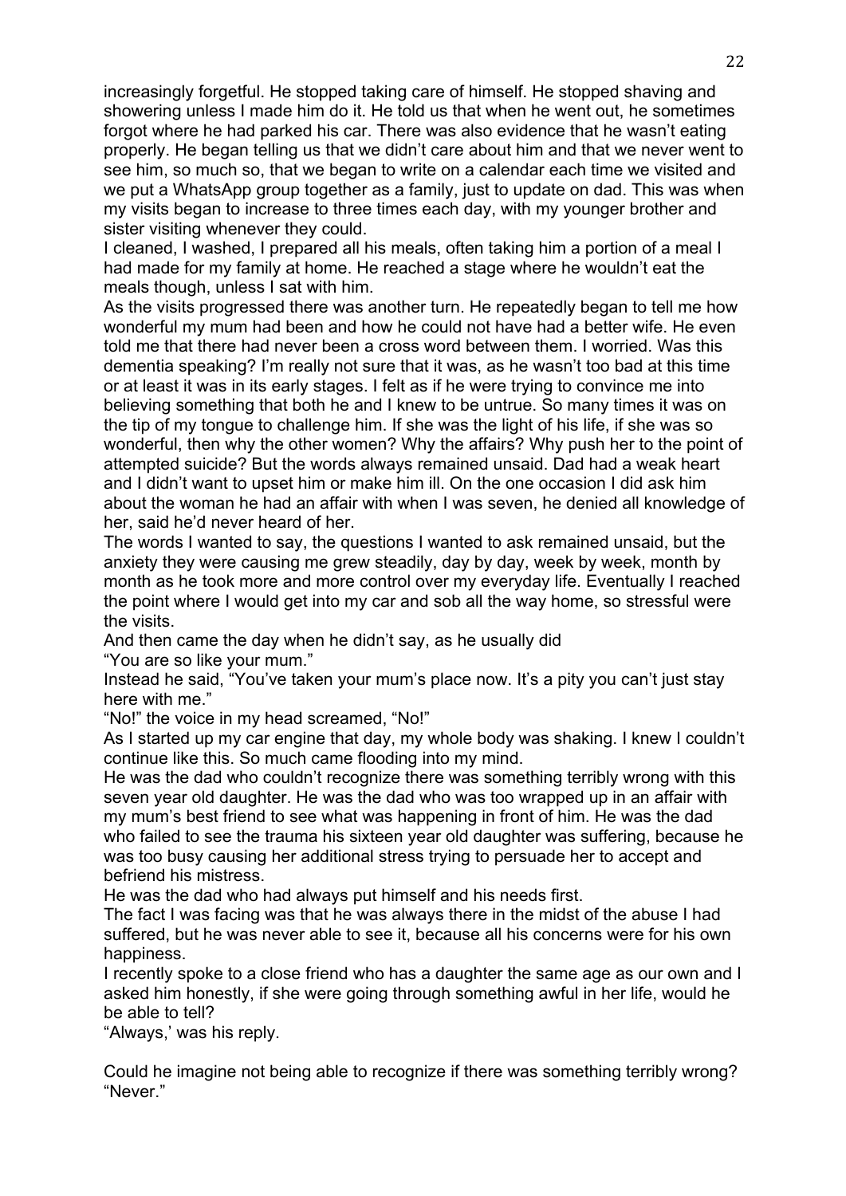increasingly forgetful. He stopped taking care of himself. He stopped shaving and showering unless I made him do it. He told us that when he went out, he sometimes forgot where he had parked his car. There was also evidence that he wasn't eating properly. He began telling us that we didn't care about him and that we never went to see him, so much so, that we began to write on a calendar each time we visited and we put a WhatsApp group together as a family, just to update on dad. This was when my visits began to increase to three times each day, with my younger brother and sister visiting whenever they could.

I cleaned, I washed, I prepared all his meals, often taking him a portion of a meal I had made for my family at home. He reached a stage where he wouldn't eat the meals though, unless I sat with him.

As the visits progressed there was another turn. He repeatedly began to tell me how wonderful my mum had been and how he could not have had a better wife. He even told me that there had never been a cross word between them. I worried. Was this dementia speaking? I'm really not sure that it was, as he wasn't too bad at this time or at least it was in its early stages. I felt as if he were trying to convince me into believing something that both he and I knew to be untrue. So many times it was on the tip of my tongue to challenge him. If she was the light of his life, if she was so wonderful, then why the other women? Why the affairs? Why push her to the point of attempted suicide? But the words always remained unsaid. Dad had a weak heart and I didn't want to upset him or make him ill. On the one occasion I did ask him about the woman he had an affair with when I was seven, he denied all knowledge of her, said he'd never heard of her.

The words I wanted to say, the questions I wanted to ask remained unsaid, but the anxiety they were causing me grew steadily, day by day, week by week, month by month as he took more and more control over my everyday life. Eventually I reached the point where I would get into my car and sob all the way home, so stressful were the visits.

And then came the day when he didn't say, as he usually did

"You are so like your mum."

Instead he said, "You've taken your mum's place now. It's a pity you can't just stay here with me."

"No!" the voice in my head screamed, "No!"

As I started up my car engine that day, my whole body was shaking. I knew I couldn't continue like this. So much came flooding into my mind.

He was the dad who couldn't recognize there was something terribly wrong with this seven year old daughter. He was the dad who was too wrapped up in an affair with my mum's best friend to see what was happening in front of him. He was the dad who failed to see the trauma his sixteen year old daughter was suffering, because he was too busy causing her additional stress trying to persuade her to accept and befriend his mistress.

He was the dad who had always put himself and his needs first.

The fact I was facing was that he was always there in the midst of the abuse I had suffered, but he was never able to see it, because all his concerns were for his own happiness.

I recently spoke to a close friend who has a daughter the same age as our own and I asked him honestly, if she were going through something awful in her life, would he be able to tell?

"Always,' was his reply.

Could he imagine not being able to recognize if there was something terribly wrong?
"Never."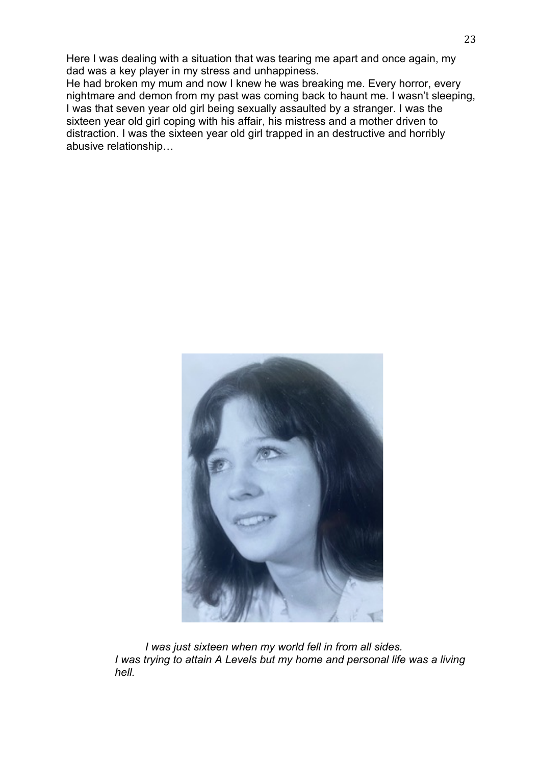Here I was dealing with a situation that was tearing me apart and once again, my dad was a key player in my stress and unhappiness.
He had broken my mum and now I knew he was breaking me. Every horror, every nightmare and demon from my past was coming back to haunt me. I wasn't sleeping, I was that seven year old girl being sexually assaulted by a stranger. I was the sixteen year old girl coping with his affair, his mistress and a mother driven to distraction. I was the sixteen year old girl trapped in an destructive and horribly abusive relationship…

*I was just sixteen when my world fell in from all sides.*
*I was trying to attain A Levels but my home and personal life was a living hell.*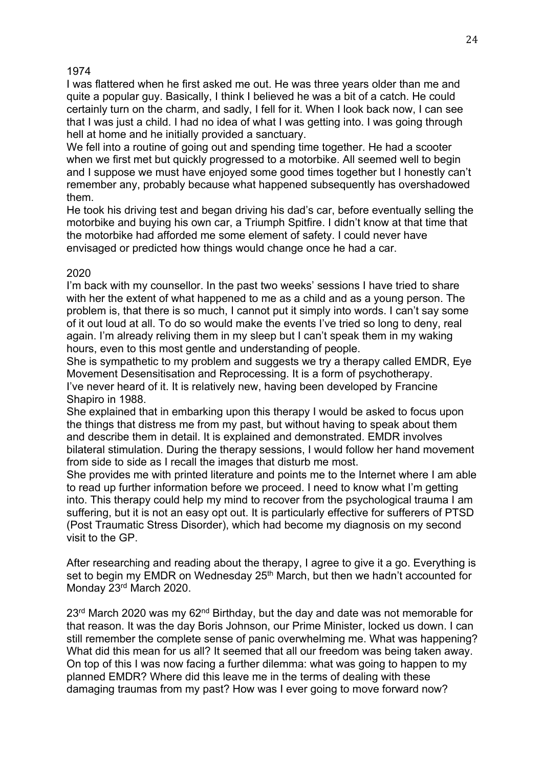## 1974

I was flattered when he first asked me out. He was three years older than me and quite a popular guy. Basically, I think I believed he was a bit of a catch. He could certainly turn on the charm, and sadly, I fell for it. When I look back now, I can see that I was just a child. I had no idea of what I was getting into. I was going through hell at home and he initially provided a sanctuary.

We fell into a routine of going out and spending time together. He had a scooter when we first met but quickly progressed to a motorbike. All seemed well to begin and I suppose we must have enjoyed some good times together but I honestly can't remember any, probably because what happened subsequently has overshadowed them.

He took his driving test and began driving his dad's car, before eventually selling the motorbike and buying his own car, a Triumph Spitfire. I didn't know at that time that the motorbike had afforded me some element of safety. I could never have envisaged or predicted how things would change once he had a car.

## 2020

I'm back with my counsellor. In the past two weeks' sessions I have tried to share with her the extent of what happened to me as a child and as a young person. The problem is, that there is so much, I cannot put it simply into words. I can't say some of it out loud at all. To do so would make the events I've tried so long to deny, real again. I'm already reliving them in my sleep but I can't speak them in my waking hours, even to this most gentle and understanding of people.

She is sympathetic to my problem and suggests we try a therapy called EMDR, Eye Movement Desensitisation and Reprocessing. It is a form of psychotherapy.

I've never heard of it. It is relatively new, having been developed by Francine Shapiro in 1988.

She explained that in embarking upon this therapy I would be asked to focus upon the things that distress me from my past, but without having to speak about them and describe them in detail. It is explained and demonstrated. EMDR involves bilateral stimulation. During the therapy sessions, I would follow her hand movement from side to side as I recall the images that disturb me most.

She provides me with printed literature and points me to the Internet where I am able to read up further information before we proceed. I need to know what I'm getting into. This therapy could help my mind to recover from the psychological trauma I am suffering, but it is not an easy opt out. It is particularly effective for sufferers of PTSD (Post Traumatic Stress Disorder), which had become my diagnosis on my second visit to the GP.

After researching and reading about the therapy, I agree to give it a go. Everything is set to begin my EMDR on Wednesday 25th March, but then we hadn't accounted for Monday 23rd March 2020.

23rd March 2020 was my 62nd Birthday, but the day and date was not memorable for that reason. It was the day Boris Johnson, our Prime Minister, locked us down. I can still remember the complete sense of panic overwhelming me. What was happening? What did this mean for us all? It seemed that all our freedom was being taken away. On top of this I was now facing a further dilemma: what was going to happen to my planned EMDR? Where did this leave me in the terms of dealing with these damaging traumas from my past? How was I ever going to move forward now?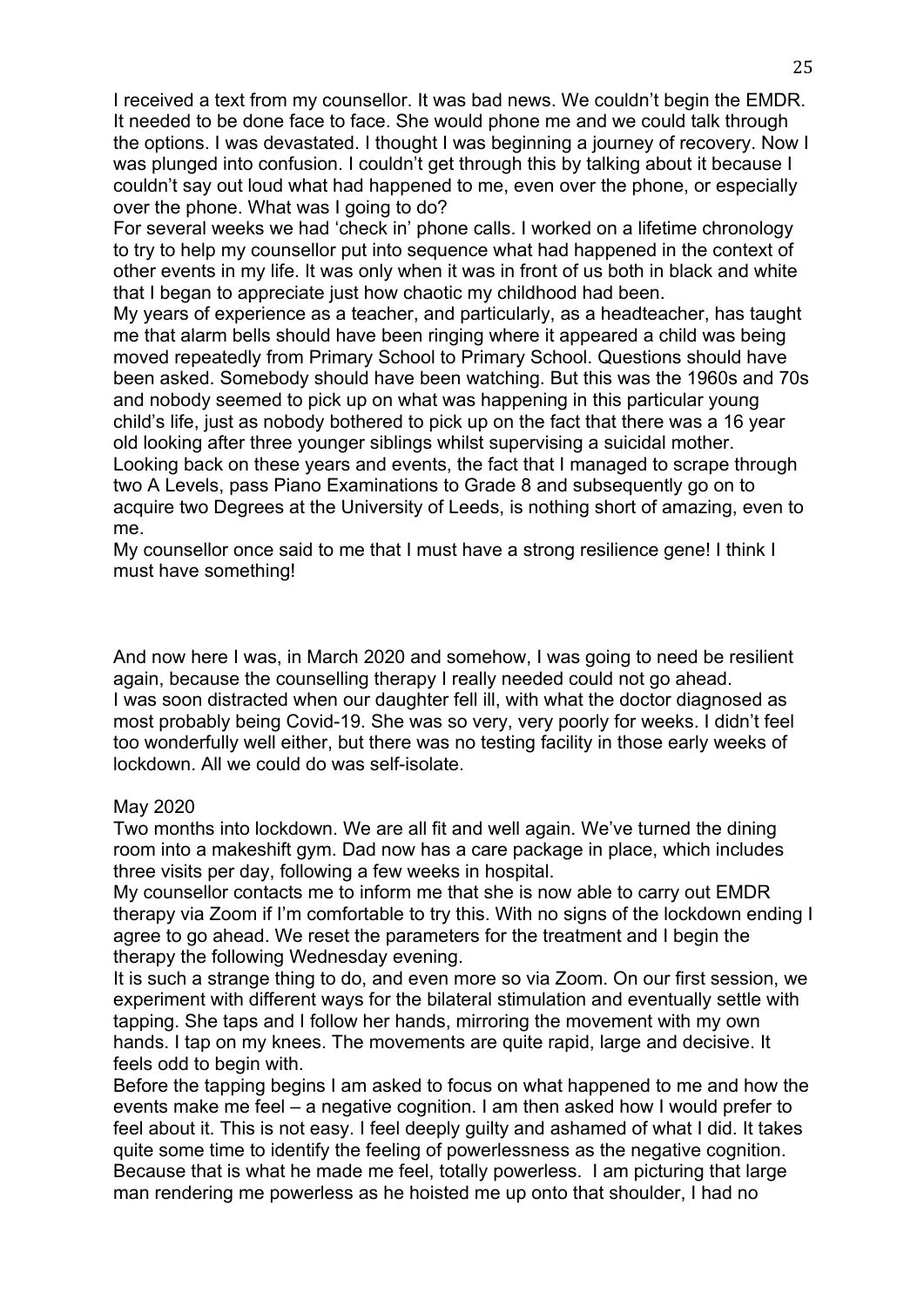I received a text from my counsellor. It was bad news. We couldn't begin the EMDR. It needed to be done face to face. She would phone me and we could talk through the options. I was devastated. I thought I was beginning a journey of recovery. Now I was plunged into confusion. I couldn't get through this by talking about it because I couldn't say out loud what had happened to me, even over the phone, or especially over the phone. What was I going to do?

For several weeks we had 'check in' phone calls. I worked on a lifetime chronology to try to help my counsellor put into sequence what had happened in the context of other events in my life. It was only when it was in front of us both in black and white that I began to appreciate just how chaotic my childhood had been.

My years of experience as a teacher, and particularly, as a headteacher, has taught me that alarm bells should have been ringing where it appeared a child was being moved repeatedly from Primary School to Primary School. Questions should have been asked. Somebody should have been watching. But this was the 1960s and 70s and nobody seemed to pick up on what was happening in this particular young child's life, just as nobody bothered to pick up on the fact that there was a 16 year old looking after three younger siblings whilst supervising a suicidal mother.

Looking back on these years and events, the fact that I managed to scrape through two A Levels, pass Piano Examinations to Grade 8 and subsequently go on to acquire two Degrees at the University of Leeds, is nothing short of amazing, even to me.

My counsellor once said to me that I must have a strong resilience gene! I think I must have something!

And now here I was, in March 2020 and somehow, I was going to need be resilient again, because the counselling therapy I really needed could not go ahead.

I was soon distracted when our daughter fell ill, with what the doctor diagnosed as most probably being Covid-19. She was so very, very poorly for weeks. I didn't feel too wonderfully well either, but there was no testing facility in those early weeks of lockdown. All we could do was self-isolate.

May 2020

Two months into lockdown. We are all fit and well again. We've turned the dining room into a makeshift gym. Dad now has a care package in place, which includes three visits per day, following a few weeks in hospital.

My counsellor contacts me to inform me that she is now able to carry out EMDR therapy via Zoom if I'm comfortable to try this. With no signs of the lockdown ending I agree to go ahead. We reset the parameters for the treatment and I begin the therapy the following Wednesday evening.

It is such a strange thing to do, and even more so via Zoom. On our first session, we experiment with different ways for the bilateral stimulation and eventually settle with tapping. She taps and I follow her hands, mirroring the movement with my own hands. I tap on my knees. The movements are quite rapid, large and decisive. It feels odd to begin with.

Before the tapping begins I am asked to focus on what happened to me and how the events make me feel – a negative cognition. I am then asked how I would prefer to feel about it. This is not easy. I feel deeply guilty and ashamed of what I did. It takes quite some time to identify the feeling of powerlessness as the negative cognition. Because that is what he made me feel, totally powerless. I am picturing that large man rendering me powerless as he hoisted me up onto that shoulder, I had no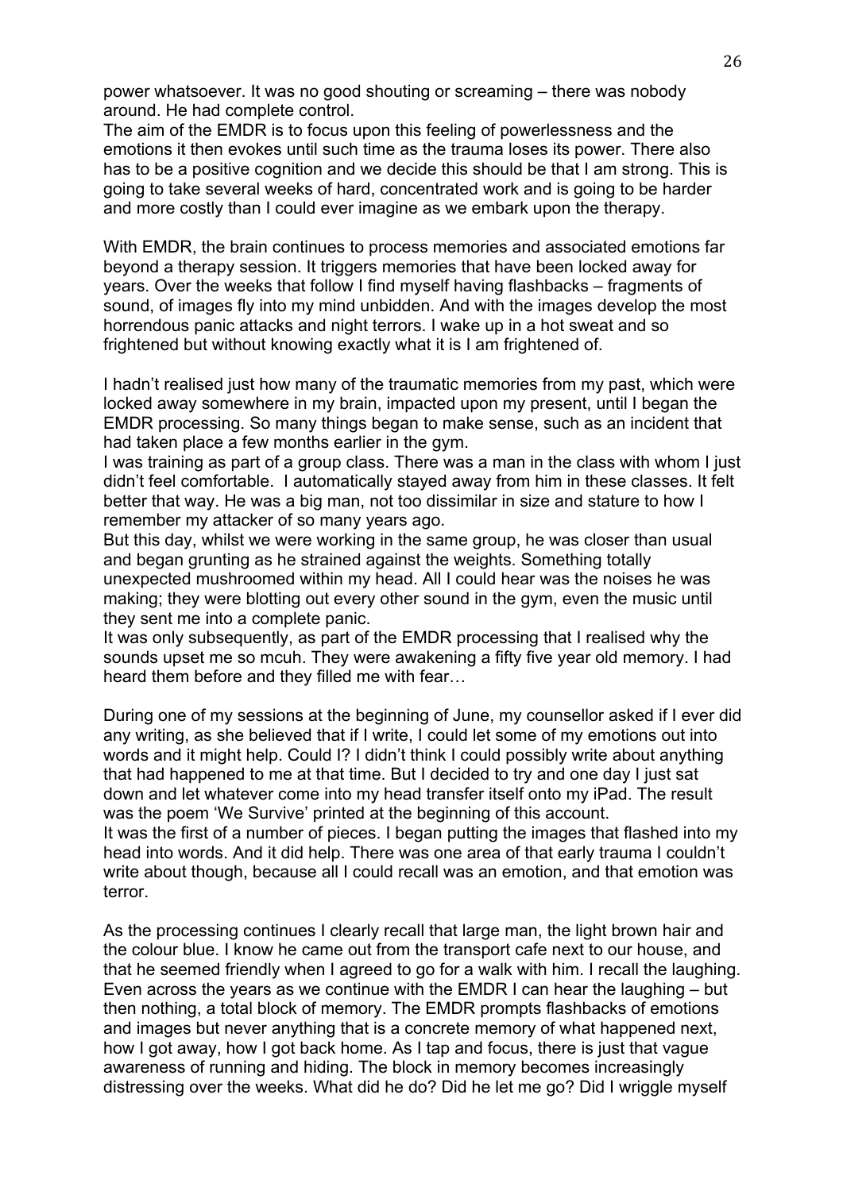power whatsoever. It was no good shouting or screaming – there was nobody around. He had complete control.
The aim of the EMDR is to focus upon this feeling of powerlessness and the emotions it then evokes until such time as the trauma loses its power. There also has to be a positive cognition and we decide this should be that I am strong. This is going to take several weeks of hard, concentrated work and is going to be harder and more costly than I could ever imagine as we embark upon the therapy.

With EMDR, the brain continues to process memories and associated emotions far beyond a therapy session. It triggers memories that have been locked away for years. Over the weeks that follow I find myself having flashbacks – fragments of sound, of images fly into my mind unbidden. And with the images develop the most horrendous panic attacks and night terrors. I wake up in a hot sweat and so frightened but without knowing exactly what it is I am frightened of.

I hadn't realised just how many of the traumatic memories from my past, which were locked away somewhere in my brain, impacted upon my present, until I began the EMDR processing. So many things began to make sense, such as an incident that had taken place a few months earlier in the gym.
I was training as part of a group class. There was a man in the class with whom I just didn't feel comfortable. I automatically stayed away from him in these classes. It felt better that way. He was a big man, not too dissimilar in size and stature to how I remember my attacker of so many years ago.
But this day, whilst we were working in the same group, he was closer than usual and began grunting as he strained against the weights. Something totally unexpected mushroomed within my head. All I could hear was the noises he was making; they were blotting out every other sound in the gym, even the music until they sent me into a complete panic.
It was only subsequently, as part of the EMDR processing that I realised why the sounds upset me so mcuh. They were awakening a fifty five year old memory. I had heard them before and they filled me with fear…

During one of my sessions at the beginning of June, my counsellor asked if I ever did any writing, as she believed that if I write, I could let some of my emotions out into words and it might help. Could I? I didn't think I could possibly write about anything that had happened to me at that time. But I decided to try and one day I just sat down and let whatever come into my head transfer itself onto my iPad. The result was the poem 'We Survive' printed at the beginning of this account.
It was the first of a number of pieces. I began putting the images that flashed into my head into words. And it did help. There was one area of that early trauma I couldn't write about though, because all I could recall was an emotion, and that emotion was terror.

As the processing continues I clearly recall that large man, the light brown hair and the colour blue. I know he came out from the transport cafe next to our house, and that he seemed friendly when I agreed to go for a walk with him. I recall the laughing. Even across the years as we continue with the EMDR I can hear the laughing – but then nothing, a total block of memory. The EMDR prompts flashbacks of emotions and images but never anything that is a concrete memory of what happened next, how I got away, how I got back home. As I tap and focus, there is just that vague awareness of running and hiding. The block in memory becomes increasingly distressing over the weeks. What did he do? Did he let me go? Did I wriggle myself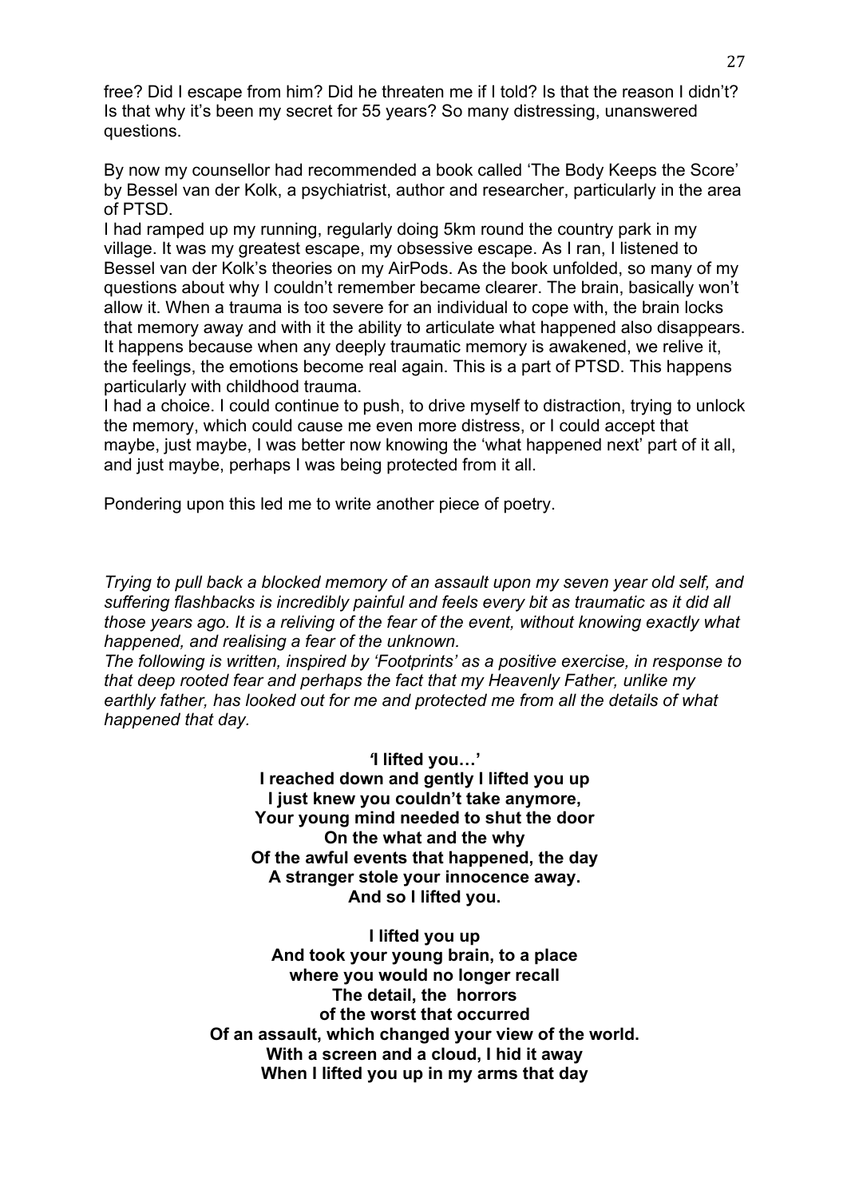free? Did I escape from him? Did he threaten me if I told? Is that the reason I didn't? Is that why it's been my secret for 55 years? So many distressing, unanswered questions.

By now my counsellor had recommended a book called 'The Body Keeps the Score' by Bessel van der Kolk, a psychiatrist, author and researcher, particularly in the area of PTSD.

I had ramped up my running, regularly doing 5km round the country park in my village. It was my greatest escape, my obsessive escape. As I ran, I listened to Bessel van der Kolk's theories on my AirPods. As the book unfolded, so many of my questions about why I couldn't remember became clearer. The brain, basically won't allow it. When a trauma is too severe for an individual to cope with, the brain locks that memory away and with it the ability to articulate what happened also disappears. It happens because when any deeply traumatic memory is awakened, we relive it, the feelings, the emotions become real again. This is a part of PTSD. This happens particularly with childhood trauma.

I had a choice. I could continue to push, to drive myself to distraction, trying to unlock the memory, which could cause me even more distress, or I could accept that maybe, just maybe, I was better now knowing the 'what happened next' part of it all, and just maybe, perhaps I was being protected from it all.

Pondering upon this led me to write another piece of poetry.

*Trying to pull back a blocked memory of an assault upon my seven year old self, and suffering flashbacks is incredibly painful and feels every bit as traumatic as it did all those years ago. It is a reliving of the fear of the event, without knowing exactly what happened, and realising a fear of the unknown.*

*The following is written, inspired by 'Footprints' as a positive exercise, in response to that deep rooted fear and perhaps the fact that my Heavenly Father, unlike my earthly father, has looked out for me and protected me from all the details of what happened that day.*

**'I lifted you…'**
**I reached down and gently I lifted you up**
**I just knew you couldn't take anymore,**
**Your young mind needed to shut the door**
**On the what and the why**
**Of the awful events that happened, the day**
**A stranger stole your innocence away.**
**And so I lifted you.**

**I lifted you up**
**And took your young brain, to a place**
**where you would no longer recall**
**The detail, the horrors**
**of the worst that occurred**
**Of an assault, which changed your view of the world.**
**With a screen and a cloud, I hid it away**
**When I lifted you up in my arms that day**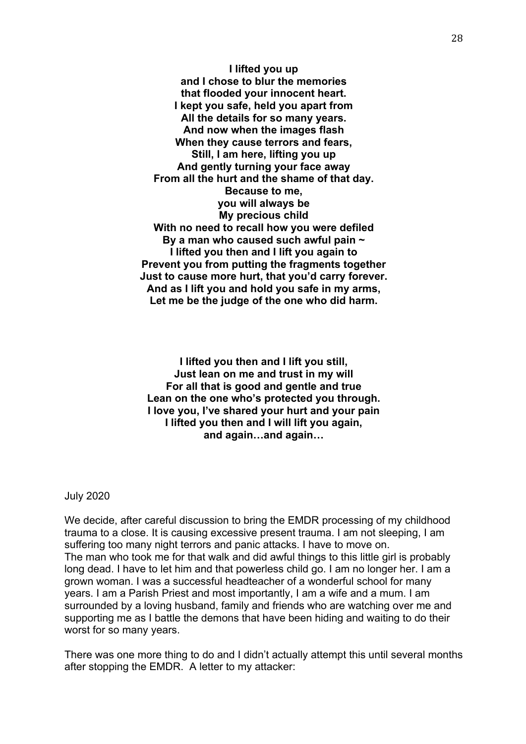**I lifted you up**  
**and I chose to blur the memories**  
**that flooded your innocent heart.**  
**I kept you safe, held you apart from**  
**All the details for so many years.**  
**And now when the images flash**  
**When they cause terrors and fears,**  
**Still, I am here, lifting you up**  
**And gently turning your face away**  
**From all the hurt and the shame of that day.**  
**Because to me,**  
**you will always be**  
**My precious child**  
**With no need to recall how you were defiled**  
**By a man who caused such awful pain ~**  
**I lifted you then and I lift you again to**  
**Prevent you from putting the fragments together**  
**Just to cause more hurt, that you'd carry forever.**  
**And as I lift you and hold you safe in my arms,**  
**Let me be the judge of the one who did harm.**

**I lifted you then and I lift you still,**  
**Just lean on me and trust in my will**  
**For all that is good and gentle and true**  
**Lean on the one who's protected you through.**  
**I love you, I've shared your hurt and your pain**  
**I lifted you then and I will lift you again,**  
**and again…and again…**

July 2020

We decide, after careful discussion to bring the EMDR processing of my childhood trauma to a close. It is causing excessive present trauma. I am not sleeping, I am suffering too many night terrors and panic attacks. I have to move on.
The man who took me for that walk and did awful things to this little girl is probably long dead. I have to let him and that powerless child go. I am no longer her. I am a grown woman. I was a successful headteacher of a wonderful school for many years. I am a Parish Priest and most importantly, I am a wife and a mum. I am surrounded by a loving husband, family and friends who are watching over me and supporting me as I battle the demons that have been hiding and waiting to do their worst for so many years.

There was one more thing to do and I didn't actually attempt this until several months after stopping the EMDR. A letter to my attacker: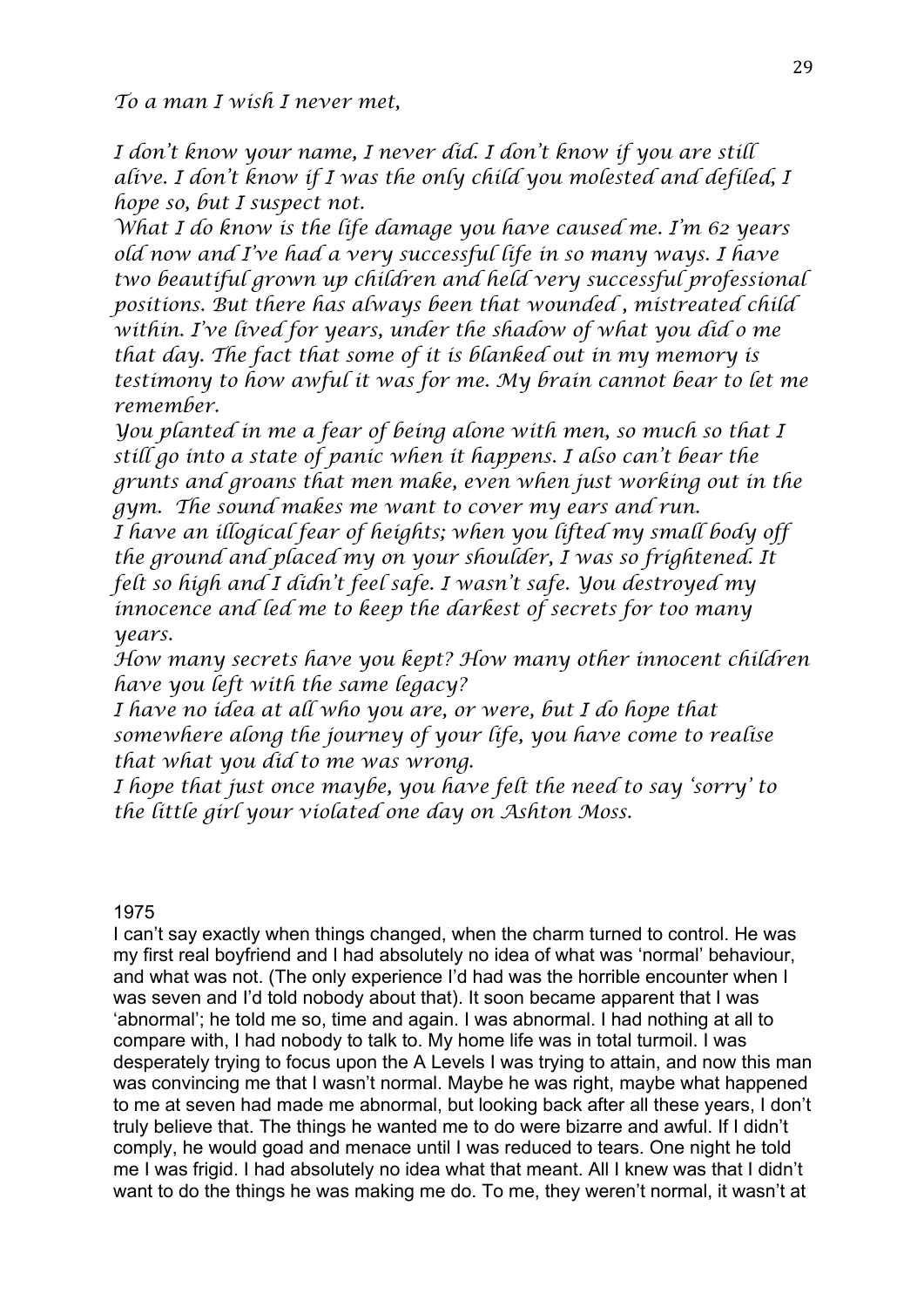*To a man I wish I never met,*

*I don't know your name, I never did. I don't know if you are still alive. I don't know if I was the only child you molested and defiled, I hope so, but I suspect not.*
*What I do know is the life damage you have caused me. I'm 62 years old now and I've had a very successful life in so many ways. I have two beautiful grown up children and held very successful professional positions. But there has always been that wounded , mistreated child within. I've lived for years, under the shadow of what you did o me that day. The fact that some of it is blanked out in my memory is testimony to how awful it was for me. My brain cannot bear to let me remember.*
*You planted in me a fear of being alone with men, so much so that I still go into a state of panic when it happens. I also can't bear the grunts and groans that men make, even when just working out in the gym. The sound makes me want to cover my ears and run.*
*I have an illogical fear of heights; when you lifted my small body off the ground and placed my on your shoulder, I was so frightened. It felt so high and I didn't feel safe. I wasn't safe. You destroyed my innocence and led me to keep the darkest of secrets for too many years.*
*How many secrets have you kept? How many other innocent children have you left with the same legacy?*
*I have no idea at all who you are, or were, but I do hope that somewhere along the journey of your life, you have come to realise that what you did to me was wrong.*
*I hope that just once maybe, you have felt the need to say 'sorry' to the little girl your violated one day on Ashton Moss.*

1975

I can't say exactly when things changed, when the charm turned to control. He was my first real boyfriend and I had absolutely no idea of what was 'normal' behaviour, and what was not. (The only experience I'd had was the horrible encounter when I was seven and I'd told nobody about that). It soon became apparent that I was 'abnormal'; he told me so, time and again. I was abnormal. I had nothing at all to compare with, I had nobody to talk to. My home life was in total turmoil. I was desperately trying to focus upon the A Levels I was trying to attain, and now this man was convincing me that I wasn't normal. Maybe he was right, maybe what happened to me at seven had made me abnormal, but looking back after all these years, I don't truly believe that. The things he wanted me to do were bizarre and awful. If I didn't comply, he would goad and menace until I was reduced to tears. One night he told me I was frigid. I had absolutely no idea what that meant. All I knew was that I didn't want to do the things he was making me do. To me, they weren't normal, it wasn't at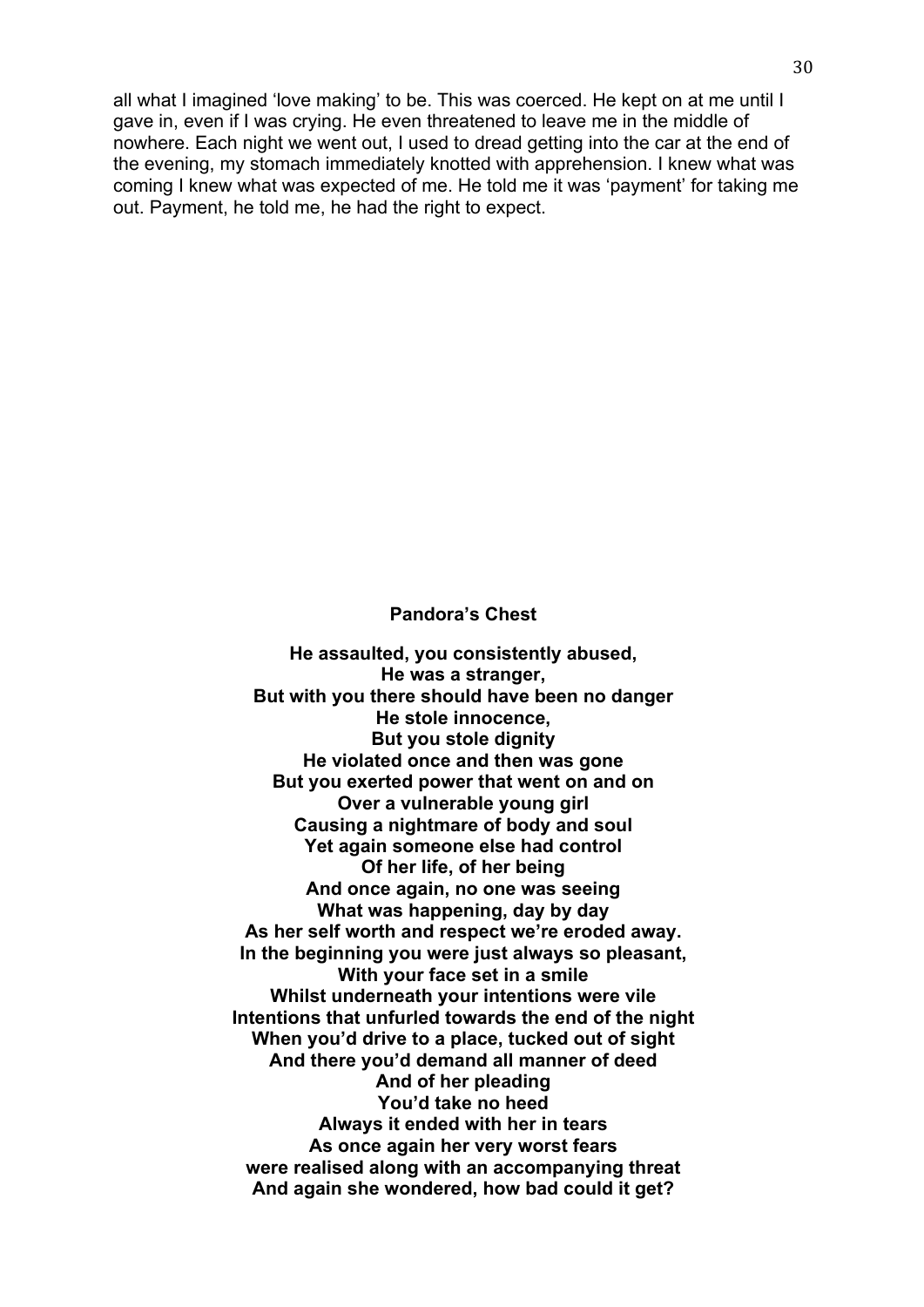all what I imagined 'love making' to be. This was coerced. He kept on at me until I gave in, even if I was crying. He even threatened to leave me in the middle of nowhere. Each night we went out, I used to dread getting into the car at the end of the evening, my stomach immediately knotted with apprehension. I knew what was coming I knew what was expected of me. He told me it was 'payment' for taking me out. Payment, he told me, he had the right to expect.

**Pandora's Chest**

**He assaulted, you consistently abused,**
**He was a stranger,**
**But with you there should have been no danger**
**He stole innocence,**
**But you stole dignity**
**He violated once and then was gone**
**But you exerted power that went on and on**
**Over a vulnerable young girl**
**Causing a nightmare of body and soul**
**Yet again someone else had control**
**Of her life, of her being**
**And once again, no one was seeing**
**What was happening, day by day**
**As her self worth and respect we're eroded away.**
**In the beginning you were just always so pleasant,**
**With your face set in a smile**
**Whilst underneath your intentions were vile**
**Intentions that unfurled towards the end of the night**
**When you'd drive to a place, tucked out of sight**
**And there you'd demand all manner of deed**
**And of her pleading**
**You'd take no heed**
**Always it ended with her in tears**
**As once again her very worst fears**
**were realised along with an accompanying threat**
**And again she wondered, how bad could it get?**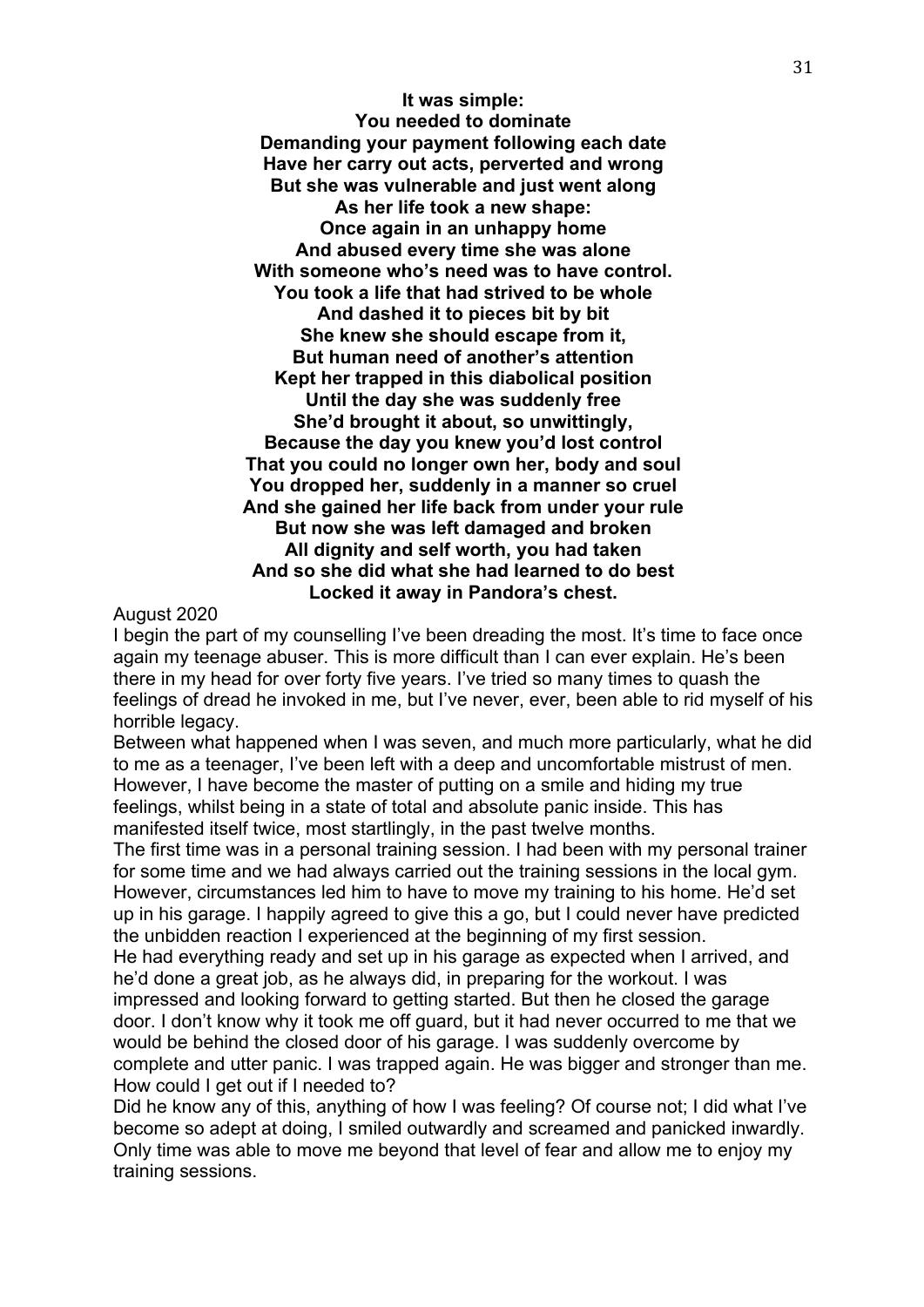**It was simple:**
**You needed to dominate**
**Demanding your payment following each date**
**Have her carry out acts, perverted and wrong**
**But she was vulnerable and just went along**
**As her life took a new shape:**
**Once again in an unhappy home**
**And abused every time she was alone**
**With someone who's need was to have control.**
**You took a life that had strived to be whole**
**And dashed it to pieces bit by bit**
**She knew she should escape from it,**
**But human need of another's attention**
**Kept her trapped in this diabolical position**
**Until the day she was suddenly free**
**She'd brought it about, so unwittingly,**
**Because the day you knew you'd lost control**
**That you could no longer own her, body and soul**
**You dropped her, suddenly in a manner so cruel**
**And she gained her life back from under your rule**
**But now she was left damaged and broken**
**All dignity and self worth, you had taken**
**And so she did what she had learned to do best**
**Locked it away in Pandora's chest.**

August 2020

I begin the part of my counselling I've been dreading the most. It's time to face once again my teenage abuser. This is more difficult than I can ever explain. He's been there in my head for over forty five years. I've tried so many times to quash the feelings of dread he invoked in me, but I've never, ever, been able to rid myself of his horrible legacy.

Between what happened when I was seven, and much more particularly, what he did to me as a teenager, I've been left with a deep and uncomfortable mistrust of men. However, I have become the master of putting on a smile and hiding my true feelings, whilst being in a state of total and absolute panic inside. This has manifested itself twice, most startlingly, in the past twelve months.

The first time was in a personal training session. I had been with my personal trainer for some time and we had always carried out the training sessions in the local gym. However, circumstances led him to have to move my training to his home. He'd set up in his garage. I happily agreed to give this a go, but I could never have predicted the unbidden reaction I experienced at the beginning of my first session.

He had everything ready and set up in his garage as expected when I arrived, and he'd done a great job, as he always did, in preparing for the workout. I was impressed and looking forward to getting started. But then he closed the garage door. I don't know why it took me off guard, but it had never occurred to me that we would be behind the closed door of his garage. I was suddenly overcome by complete and utter panic. I was trapped again. He was bigger and stronger than me. How could I get out if I needed to?

Did he know any of this, anything of how I was feeling? Of course not; I did what I've become so adept at doing, I smiled outwardly and screamed and panicked inwardly. Only time was able to move me beyond that level of fear and allow me to enjoy my training sessions.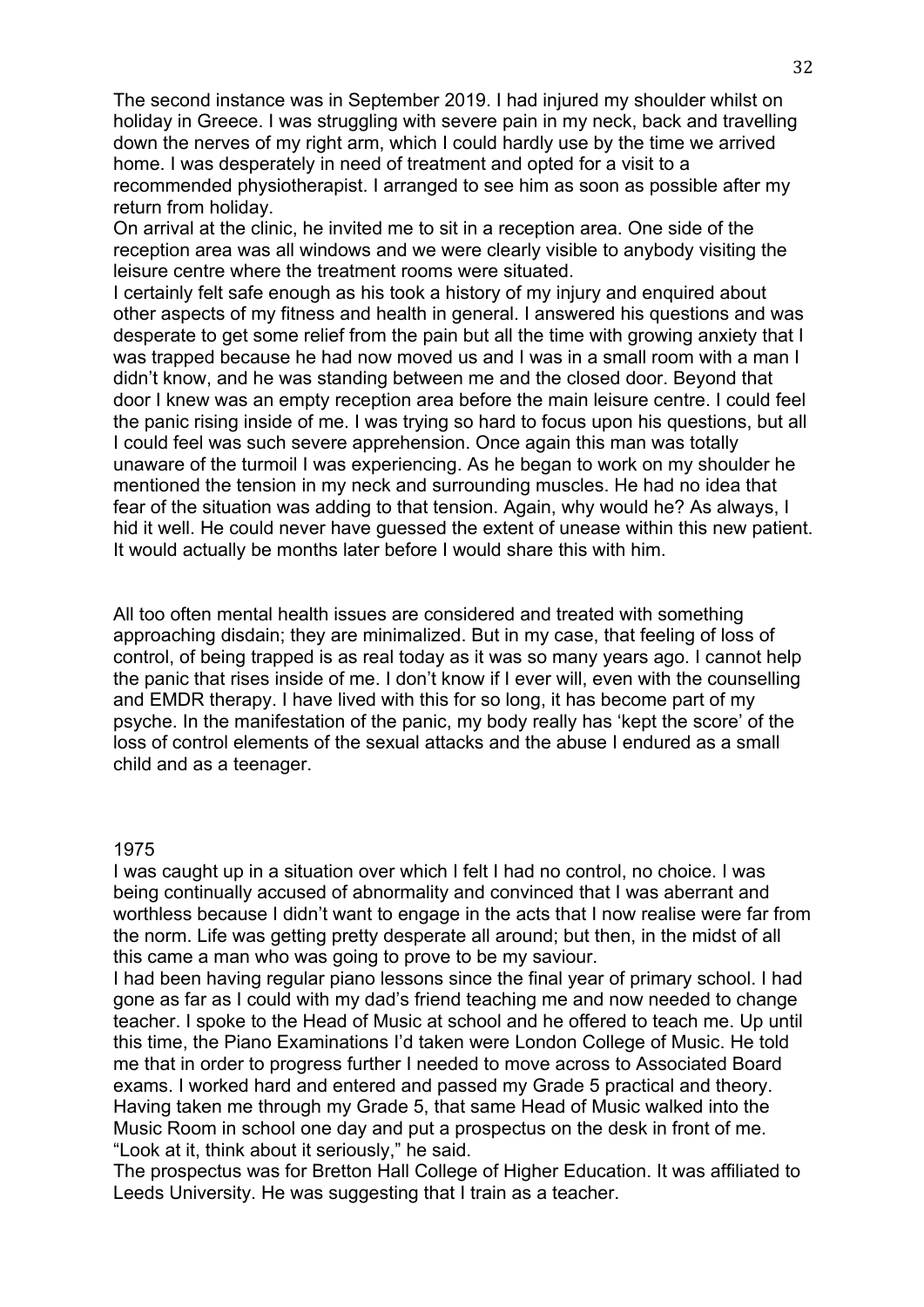The second instance was in September 2019. I had injured my shoulder whilst on holiday in Greece. I was struggling with severe pain in my neck, back and travelling down the nerves of my right arm, which I could hardly use by the time we arrived home. I was desperately in need of treatment and opted for a visit to a recommended physiotherapist. I arranged to see him as soon as possible after my return from holiday.

On arrival at the clinic, he invited me to sit in a reception area. One side of the reception area was all windows and we were clearly visible to anybody visiting the leisure centre where the treatment rooms were situated.

I certainly felt safe enough as his took a history of my injury and enquired about other aspects of my fitness and health in general. I answered his questions and was desperate to get some relief from the pain but all the time with growing anxiety that I was trapped because he had now moved us and I was in a small room with a man I didn't know, and he was standing between me and the closed door. Beyond that door I knew was an empty reception area before the main leisure centre. I could feel the panic rising inside of me. I was trying so hard to focus upon his questions, but all I could feel was such severe apprehension. Once again this man was totally unaware of the turmoil I was experiencing. As he began to work on my shoulder he mentioned the tension in my neck and surrounding muscles. He had no idea that fear of the situation was adding to that tension. Again, why would he? As always, I hid it well. He could never have guessed the extent of unease within this new patient. It would actually be months later before I would share this with him.

All too often mental health issues are considered and treated with something approaching disdain; they are minimalized. But in my case, that feeling of loss of control, of being trapped is as real today as it was so many years ago. I cannot help the panic that rises inside of me. I don't know if I ever will, even with the counselling and EMDR therapy. I have lived with this for so long, it has become part of my psyche. In the manifestation of the panic, my body really has 'kept the score' of the loss of control elements of the sexual attacks and the abuse I endured as a small child and as a teenager.

1975

I was caught up in a situation over which I felt I had no control, no choice. I was being continually accused of abnormality and convinced that I was aberrant and worthless because I didn't want to engage in the acts that I now realise were far from the norm. Life was getting pretty desperate all around; but then, in the midst of all this came a man who was going to prove to be my saviour.

I had been having regular piano lessons since the final year of primary school. I had gone as far as I could with my dad's friend teaching me and now needed to change teacher. I spoke to the Head of Music at school and he offered to teach me. Up until this time, the Piano Examinations I'd taken were London College of Music. He told me that in order to progress further I needed to move across to Associated Board exams. I worked hard and entered and passed my Grade 5 practical and theory. Having taken me through my Grade 5, that same Head of Music walked into the Music Room in school one day and put a prospectus on the desk in front of me.

"Look at it, think about it seriously," he said.

The prospectus was for Bretton Hall College of Higher Education. It was affiliated to Leeds University. He was suggesting that I train as a teacher.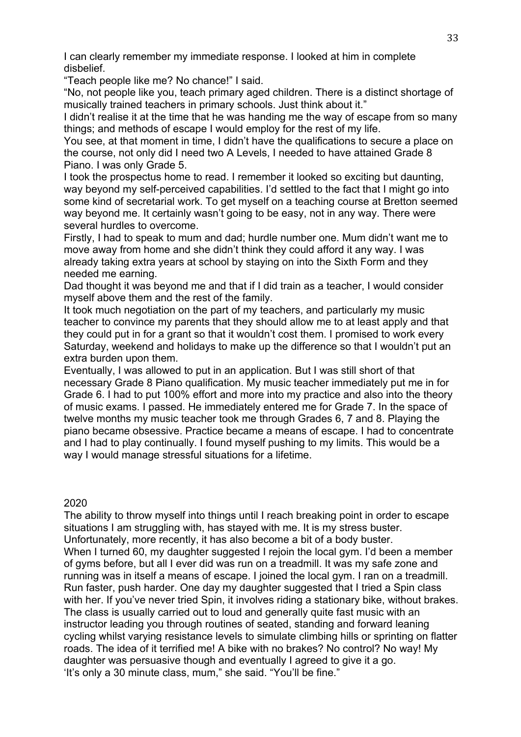I can clearly remember my immediate response. I looked at him in complete disbelief.

"Teach people like me? No chance!" I said.

"No, not people like you, teach primary aged children. There is a distinct shortage of musically trained teachers in primary schools. Just think about it."

I didn't realise it at the time that he was handing me the way of escape from so many things; and methods of escape I would employ for the rest of my life.

You see, at that moment in time, I didn't have the qualifications to secure a place on the course, not only did I need two A Levels, I needed to have attained Grade 8 Piano. I was only Grade 5.

I took the prospectus home to read. I remember it looked so exciting but daunting, way beyond my self-perceived capabilities. I'd settled to the fact that I might go into some kind of secretarial work. To get myself on a teaching course at Bretton seemed way beyond me. It certainly wasn't going to be easy, not in any way. There were several hurdles to overcome.

Firstly, I had to speak to mum and dad; hurdle number one. Mum didn't want me to move away from home and she didn't think they could afford it any way. I was already taking extra years at school by staying on into the Sixth Form and they needed me earning.

Dad thought it was beyond me and that if I did train as a teacher, I would consider myself above them and the rest of the family.

It took much negotiation on the part of my teachers, and particularly my music teacher to convince my parents that they should allow me to at least apply and that they could put in for a grant so that it wouldn't cost them. I promised to work every Saturday, weekend and holidays to make up the difference so that I wouldn't put an extra burden upon them.

Eventually, I was allowed to put in an application. But I was still short of that necessary Grade 8 Piano qualification. My music teacher immediately put me in for Grade 6. I had to put 100% effort and more into my practice and also into the theory of music exams. I passed. He immediately entered me for Grade 7. In the space of twelve months my music teacher took me through Grades 6, 7 and 8. Playing the piano became obsessive. Practice became a means of escape. I had to concentrate and I had to play continually. I found myself pushing to my limits. This would be a way I would manage stressful situations for a lifetime.

2020

The ability to throw myself into things until I reach breaking point in order to escape situations I am struggling with, has stayed with me. It is my stress buster. Unfortunately, more recently, it has also become a bit of a body buster.

When I turned 60, my daughter suggested I rejoin the local gym. I'd been a member of gyms before, but all I ever did was run on a treadmill. It was my safe zone and running was in itself a means of escape. I joined the local gym. I ran on a treadmill. Run faster, push harder. One day my daughter suggested that I tried a Spin class with her. If you've never tried Spin, it involves riding a stationary bike, without brakes. The class is usually carried out to loud and generally quite fast music with an instructor leading you through routines of seated, standing and forward leaning cycling whilst varying resistance levels to simulate climbing hills or sprinting on flatter roads. The idea of it terrified me! A bike with no brakes? No control? No way! My daughter was persuasive though and eventually I agreed to give it a go.

'It's only a 30 minute class, mum," she said. "You'll be fine."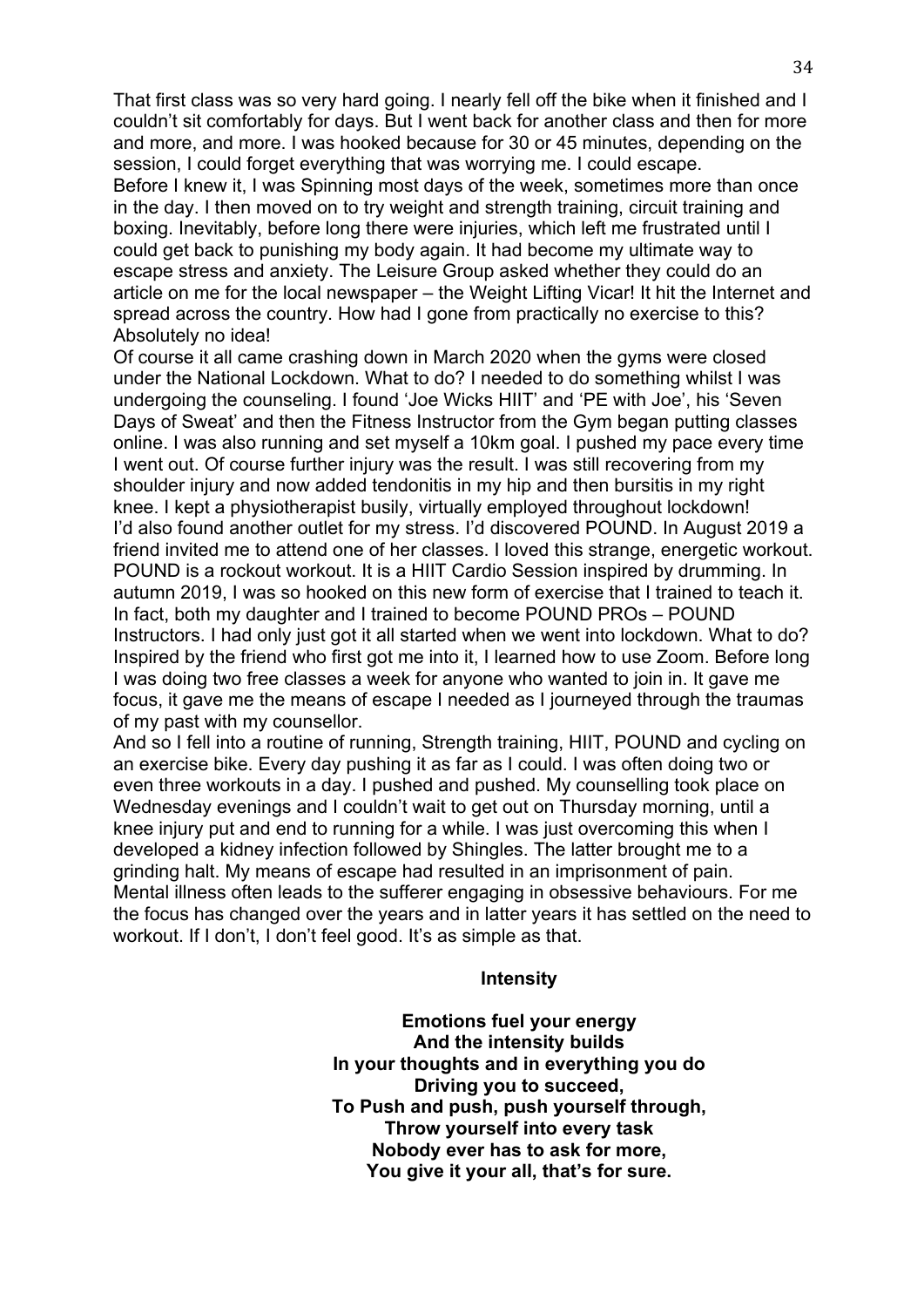That first class was so very hard going. I nearly fell off the bike when it finished and I couldn't sit comfortably for days. But I went back for another class and then for more and more, and more. I was hooked because for 30 or 45 minutes, depending on the session, I could forget everything that was worrying me. I could escape.

Before I knew it, I was Spinning most days of the week, sometimes more than once in the day. I then moved on to try weight and strength training, circuit training and boxing. Inevitably, before long there were injuries, which left me frustrated until I could get back to punishing my body again. It had become my ultimate way to escape stress and anxiety. The Leisure Group asked whether they could do an article on me for the local newspaper – the Weight Lifting Vicar! It hit the Internet and spread across the country. How had I gone from practically no exercise to this? Absolutely no idea!

Of course it all came crashing down in March 2020 when the gyms were closed under the National Lockdown. What to do? I needed to do something whilst I was undergoing the counseling. I found 'Joe Wicks HIIT' and 'PE with Joe', his 'Seven Days of Sweat' and then the Fitness Instructor from the Gym began putting classes online. I was also running and set myself a 10km goal. I pushed my pace every time I went out. Of course further injury was the result. I was still recovering from my shoulder injury and now added tendonitis in my hip and then bursitis in my right knee. I kept a physiotherapist busily, virtually employed throughout lockdown!

I'd also found another outlet for my stress. I'd discovered POUND. In August 2019 a friend invited me to attend one of her classes. I loved this strange, energetic workout. POUND is a rockout workout. It is a HIIT Cardio Session inspired by drumming. In autumn 2019, I was so hooked on this new form of exercise that I trained to teach it. In fact, both my daughter and I trained to become POUND PROs – POUND Instructors. I had only just got it all started when we went into lockdown. What to do? Inspired by the friend who first got me into it, I learned how to use Zoom. Before long I was doing two free classes a week for anyone who wanted to join in. It gave me focus, it gave me the means of escape I needed as I journeyed through the traumas of my past with my counsellor.

And so I fell into a routine of running, Strength training, HIIT, POUND and cycling on an exercise bike. Every day pushing it as far as I could. I was often doing two or even three workouts in a day. I pushed and pushed. My counselling took place on Wednesday evenings and I couldn't wait to get out on Thursday morning, until a knee injury put and end to running for a while. I was just overcoming this when I developed a kidney infection followed by Shingles. The latter brought me to a grinding halt. My means of escape had resulted in an imprisonment of pain.

Mental illness often leads to the sufferer engaging in obsessive behaviours. For me the focus has changed over the years and in latter years it has settled on the need to workout. If I don't, I don't feel good. It's as simple as that.

**Intensity**

**Emotions fuel your energy**
**And the intensity builds**
**In your thoughts and in everything you do**
**Driving you to succeed,**
**To Push and push, push yourself through,**
**Throw yourself into every task**
**Nobody ever has to ask for more,**
**You give it your all, that's for sure.**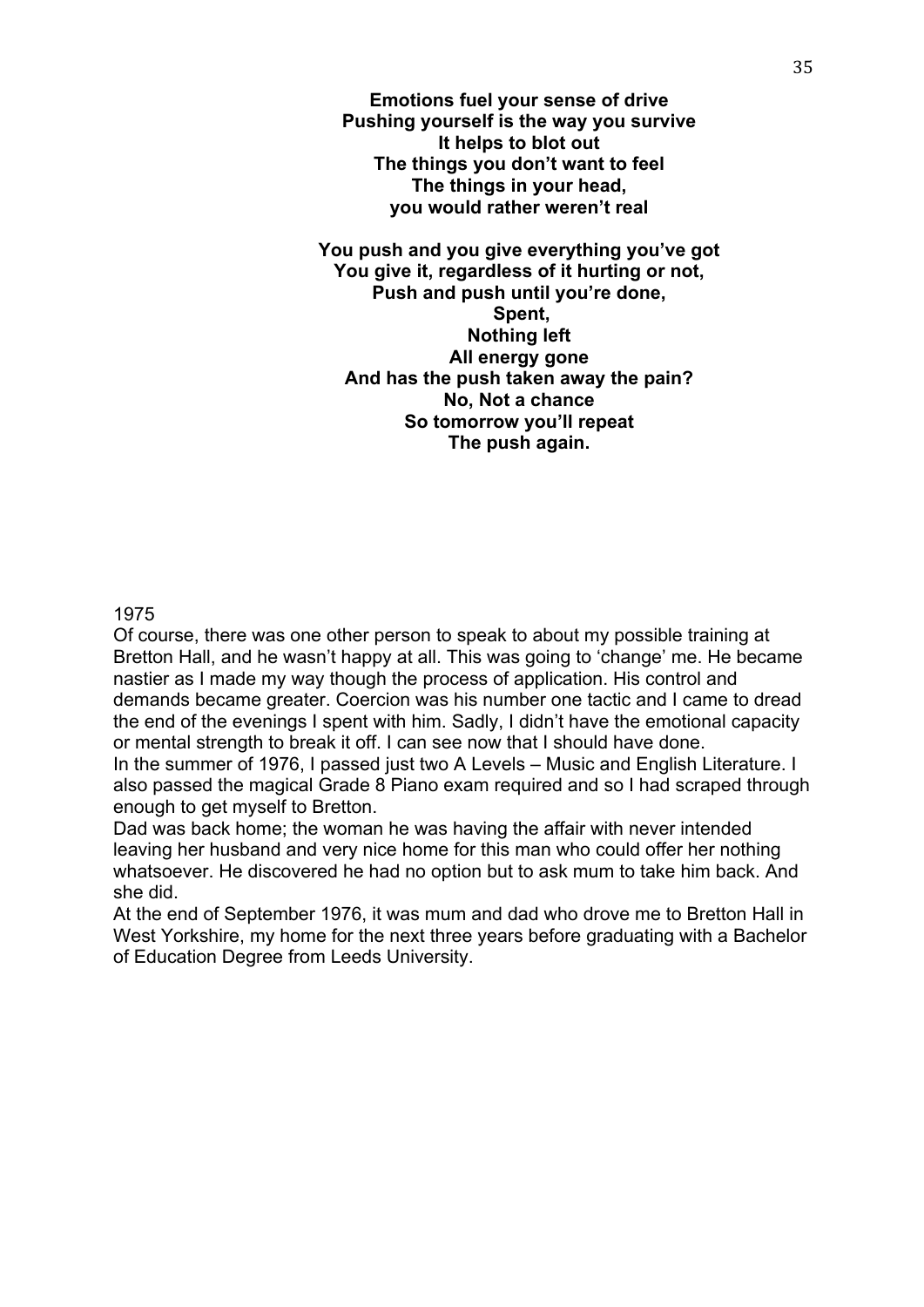**Emotions fuel your sense of drive**
**Pushing yourself is the way you survive**
**It helps to blot out**
**The things you don't want to feel**
**The things in your head,**
**you would rather weren't real**

**You push and you give everything you've got**
**You give it, regardless of it hurting or not,**
**Push and push until you're done,**
**Spent,**
**Nothing left**
**All energy gone**
**And has the push taken away the pain?**
**No, Not a chance**
**So tomorrow you'll repeat**
**The push again.**

1975

Of course, there was one other person to speak to about my possible training at Bretton Hall, and he wasn't happy at all. This was going to 'change' me. He became nastier as I made my way though the process of application. His control and demands became greater. Coercion was his number one tactic and I came to dread the end of the evenings I spent with him. Sadly, I didn't have the emotional capacity or mental strength to break it off. I can see now that I should have done.

In the summer of 1976, I passed just two A Levels – Music and English Literature. I also passed the magical Grade 8 Piano exam required and so I had scraped through enough to get myself to Bretton.

Dad was back home; the woman he was having the affair with never intended leaving her husband and very nice home for this man who could offer her nothing whatsoever. He discovered he had no option but to ask mum to take him back. And she did.

At the end of September 1976, it was mum and dad who drove me to Bretton Hall in West Yorkshire, my home for the next three years before graduating with a Bachelor of Education Degree from Leeds University.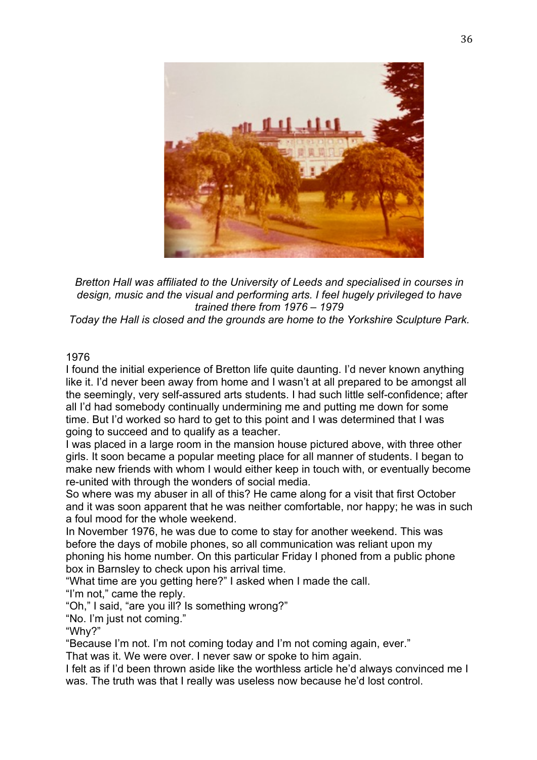*Bretton Hall was affiliated to the University of Leeds and specialised in courses in design, music and the visual and performing arts. I feel hugely privileged to have trained there from 1976 – 1979*

*Today the Hall is closed and the grounds are home to the Yorkshire Sculpture Park.*

1976

I found the initial experience of Bretton life quite daunting. I'd never known anything like it. I'd never been away from home and I wasn't at all prepared to be amongst all the seemingly, very self-assured arts students. I had such little self-confidence; after all I'd had somebody continually undermining me and putting me down for some time. But I'd worked so hard to get to this point and I was determined that I was going to succeed and to qualify as a teacher.

I was placed in a large room in the mansion house pictured above, with three other girls. It soon became a popular meeting place for all manner of students. I began to make new friends with whom I would either keep in touch with, or eventually become re-united with through the wonders of social media.

So where was my abuser in all of this? He came along for a visit that first October and it was soon apparent that he was neither comfortable, nor happy; he was in such a foul mood for the whole weekend.

In November 1976, he was due to come to stay for another weekend. This was before the days of mobile phones, so all communication was reliant upon my phoning his home number. On this particular Friday I phoned from a public phone box in Barnsley to check upon his arrival time.

"What time are you getting here?" I asked when I made the call.

"I'm not," came the reply.

"Oh," I said, "are you ill? Is something wrong?"

"No. I'm just not coming."

"Why?"

"Because I'm not. I'm not coming today and I'm not coming again, ever."

That was it. We were over. I never saw or spoke to him again.

I felt as if I'd been thrown aside like the worthless article he'd always convinced me I was. The truth was that I really was useless now because he'd lost control.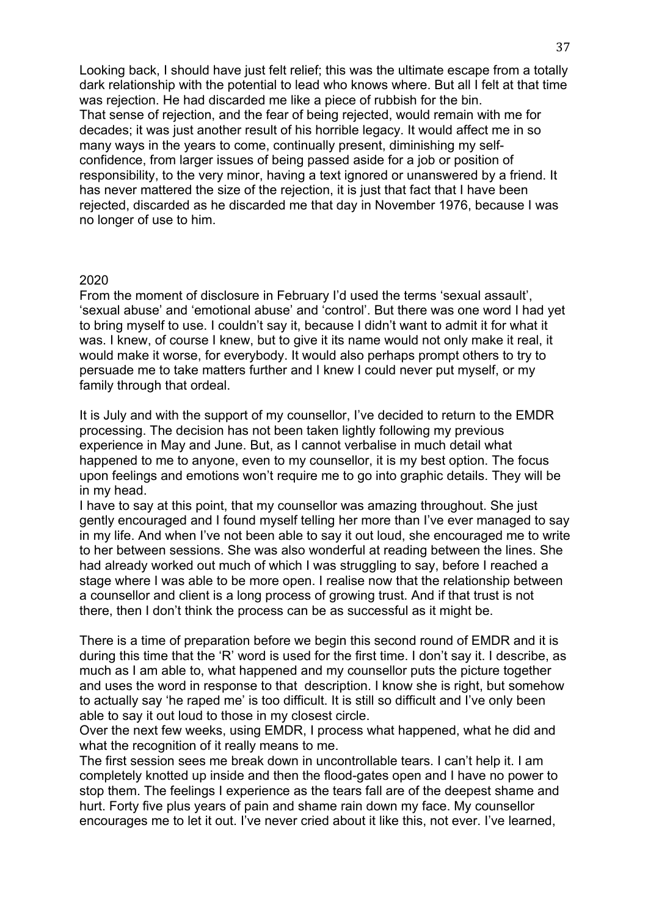Looking back, I should have just felt relief; this was the ultimate escape from a totally dark relationship with the potential to lead who knows where. But all I felt at that time was rejection. He had discarded me like a piece of rubbish for the bin.
That sense of rejection, and the fear of being rejected, would remain with me for decades; it was just another result of his horrible legacy. It would affect me in so many ways in the years to come, continually present, diminishing my self-confidence, from larger issues of being passed aside for a job or position of responsibility, to the very minor, having a text ignored or unanswered by a friend. It has never mattered the size of the rejection, it is just that fact that I have been rejected, discarded as he discarded me that day in November 1976, because I was no longer of use to him.

2020

From the moment of disclosure in February I'd used the terms 'sexual assault', 'sexual abuse' and 'emotional abuse' and 'control'. But there was one word I had yet to bring myself to use. I couldn't say it, because I didn't want to admit it for what it was. I knew, of course I knew, but to give it its name would not only make it real, it would make it worse, for everybody. It would also perhaps prompt others to try to persuade me to take matters further and I knew I could never put myself, or my family through that ordeal.

It is July and with the support of my counsellor, I've decided to return to the EMDR processing. The decision has not been taken lightly following my previous experience in May and June. But, as I cannot verbalise in much detail what happened to me to anyone, even to my counsellor, it is my best option. The focus upon feelings and emotions won't require me to go into graphic details. They will be in my head.
I have to say at this point, that my counsellor was amazing throughout. She just gently encouraged and I found myself telling her more than I've ever managed to say in my life. And when I've not been able to say it out loud, she encouraged me to write to her between sessions. She was also wonderful at reading between the lines. She had already worked out much of which I was struggling to say, before I reached a stage where I was able to be more open. I realise now that the relationship between a counsellor and client is a long process of growing trust. And if that trust is not there, then I don't think the process can be as successful as it might be.

There is a time of preparation before we begin this second round of EMDR and it is during this time that the 'R' word is used for the first time. I don't say it. I describe, as much as I am able to, what happened and my counsellor puts the picture together and uses the word in response to that description. I know she is right, but somehow to actually say 'he raped me' is too difficult. It is still so difficult and I've only been able to say it out loud to those in my closest circle.
Over the next few weeks, using EMDR, I process what happened, what he did and what the recognition of it really means to me.
The first session sees me break down in uncontrollable tears. I can't help it. I am completely knotted up inside and then the flood-gates open and I have no power to stop them. The feelings I experience as the tears fall are of the deepest shame and hurt. Forty five plus years of pain and shame rain down my face. My counsellor encourages me to let it out. I've never cried about it like this, not ever. I've learned,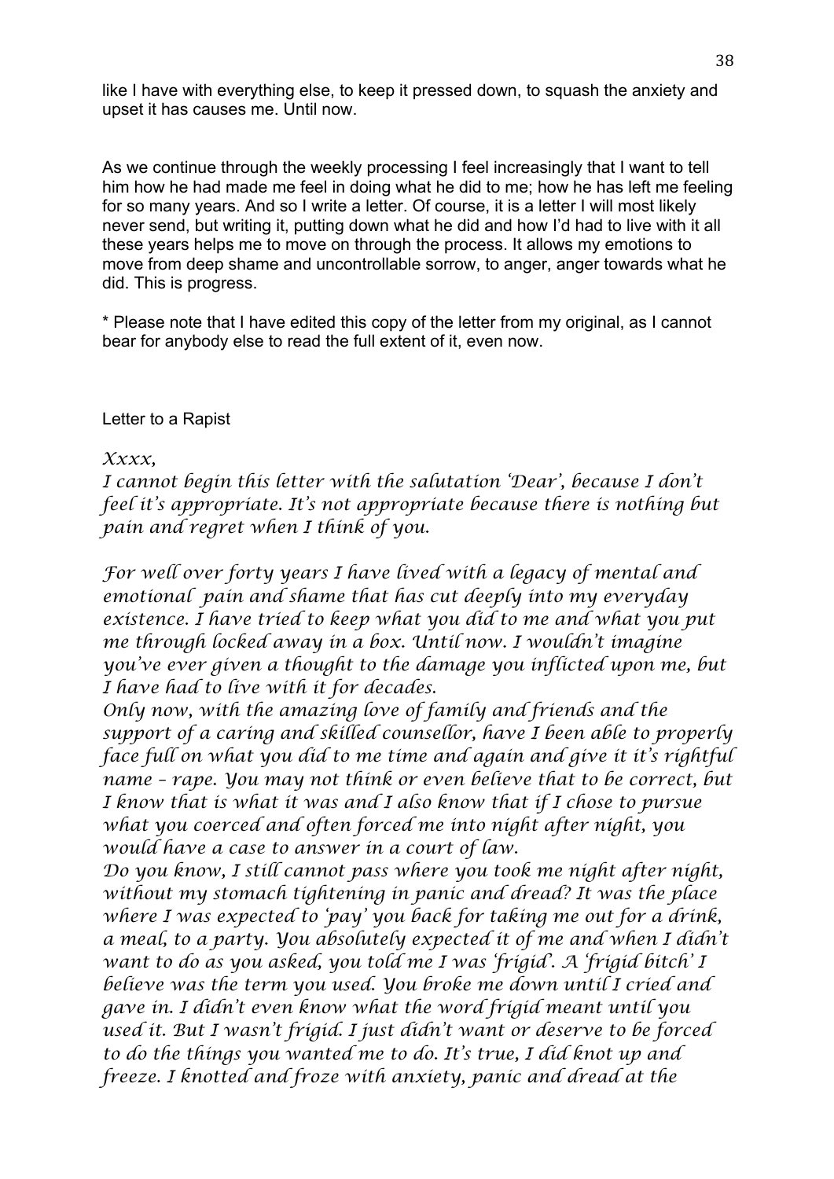like I have with everything else, to keep it pressed down, to squash the anxiety and upset it has causes me. Until now.

As we continue through the weekly processing I feel increasingly that I want to tell him how he had made me feel in doing what he did to me; how he has left me feeling for so many years. And so I write a letter. Of course, it is a letter I will most likely never send, but writing it, putting down what he did and how I'd had to live with it all these years helps me to move on through the process. It allows my emotions to move from deep shame and uncontrollable sorrow, to anger, anger towards what he did. This is progress.

* Please note that I have edited this copy of the letter from my original, as I cannot bear for anybody else to read the full extent of it, even now.

Letter to a Rapist

*Xxxx,*

*I cannot begin this letter with the salutation 'Dear', because I don't feel it's appropriate. It's not appropriate because there is nothing but pain and regret when I think of you.*

*For well over forty years I have lived with a legacy of mental and emotional pain and shame that has cut deeply into my everyday existence. I have tried to keep what you did to me and what you put me through locked away in a box. Until now. I wouldn't imagine you've ever given a thought to the damage you inflicted upon me, but I have had to live with it for decades.*

*Only now, with the amazing love of family and friends and the support of a caring and skilled counsellor, have I been able to properly face full on what you did to me time and again and give it it's rightful name – rape. You may not think or even believe that to be correct, but I know that is what it was and I also know that if I chose to pursue what you coerced and often forced me into night after night, you would have a case to answer in a court of law.*

*Do you know, I still cannot pass where you took me night after night, without my stomach tightening in panic and dread? It was the place where I was expected to 'pay' you back for taking me out for a drink, a meal, to a party. You absolutely expected it of me and when I didn't want to do as you asked, you told me I was 'frigid'. A 'frigid bitch' I believe was the term you used. You broke me down until I cried and gave in. I didn't even know what the word frigid meant until you used it. But I wasn't frigid. I just didn't want or deserve to be forced to do the things you wanted me to do. It's true, I did knot up and freeze. I knotted and froze with anxiety, panic and dread at the*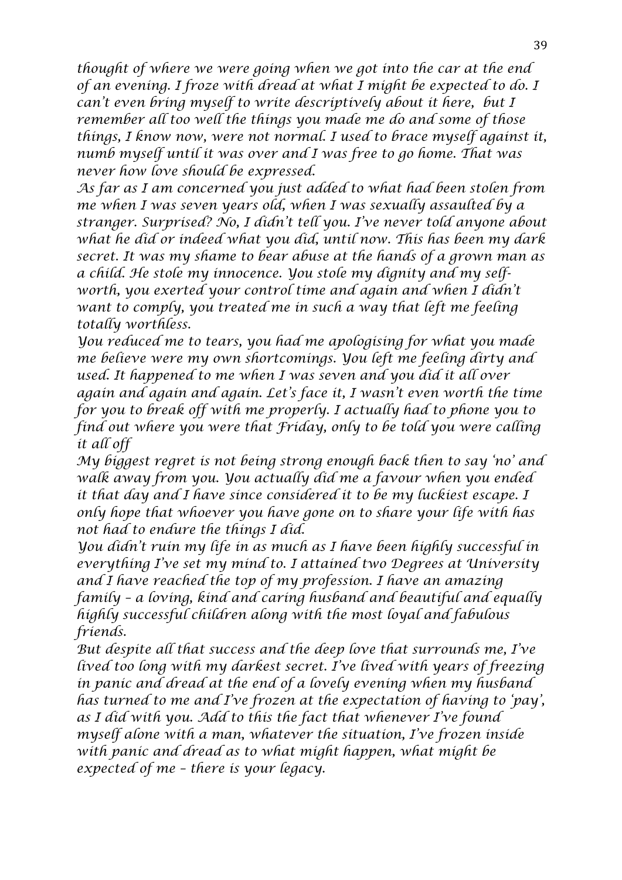*thought of where we were going when we got into the car at the end of an evening. I froze with dread at what I might be expected to do. I can't even bring myself to write descriptively about it here, but I remember all too well the things you made me do and some of those things, I know now, were not normal. I used to brace myself against it, numb myself until it was over and I was free to go home. That was never how love should be expressed.*

*As far as I am concerned you just added to what had been stolen from me when I was seven years old, when I was sexually assaulted by a stranger. Surprised? No, I didn't tell you. I've never told anyone about what he did or indeed what you did, until now. This has been my dark secret. It was my shame to bear abuse at the hands of a grown man as a child. He stole my innocence. You stole my dignity and my self-worth, you exerted your control time and again and when I didn't want to comply, you treated me in such a way that left me feeling totally worthless.*

*You reduced me to tears, you had me apologising for what you made me believe were my own shortcomings. You left me feeling dirty and used. It happened to me when I was seven and you did it all over again and again and again. Let's face it, I wasn't even worth the time for you to break off with me properly. I actually had to phone you to find out where you were that Friday, only to be told you were calling it all off*

*My biggest regret is not being strong enough back then to say 'no' and walk away from you. You actually did me a favour when you ended it that day and I have since considered it to be my luckiest escape. I only hope that whoever you have gone on to share your life with has not had to endure the things I did.*

*You didn't ruin my life in as much as I have been highly successful in everything I've set my mind to. I attained two Degrees at University and I have reached the top of my profession. I have an amazing family – a loving, kind and caring husband and beautiful and equally highly successful children along with the most loyal and fabulous friends.*

*But despite all that success and the deep love that surrounds me, I've lived too long with my darkest secret. I've lived with years of freezing in panic and dread at the end of a lovely evening when my husband has turned to me and I've frozen at the expectation of having to 'pay', as I did with you. Add to this the fact that whenever I've found myself alone with a man, whatever the situation, I've frozen inside with panic and dread as to what might happen, what might be expected of me – there is your legacy.*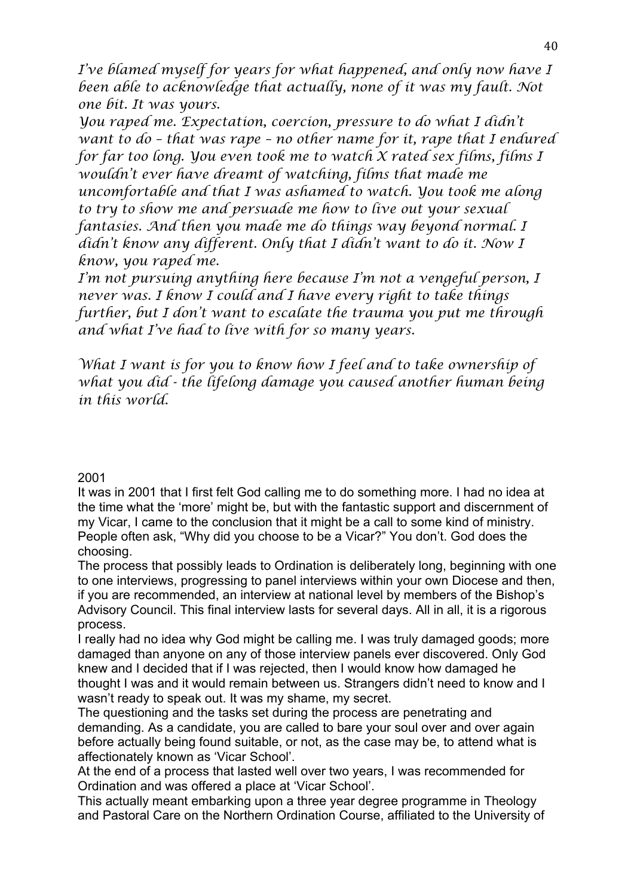*I've blamed myself for years for what happened, and only now have I been able to acknowledge that actually, none of it was my fault. Not one bit. It was yours.*
*You raped me. Expectation, coercion, pressure to do what I didn't want to do – that was rape – no other name for it, rape that I endured for far too long. You even took me to watch X rated sex films, films I wouldn't ever have dreamt of watching, films that made me uncomfortable and that I was ashamed to watch. You took me along to try to show me and persuade me how to live out your sexual fantasies. And then you made me do things way beyond normal. I didn't know any different. Only that I didn't want to do it. Now I know, you raped me.*
*I'm not pursuing anything here because I'm not a vengeful person, I never was. I know I could and I have every right to take things further, but I don't want to escalate the trauma you put me through and what I've had to live with for so many years.*

*What I want is for you to know how I feel and to take ownership of what you did - the lifelong damage you caused another human being in this world.*

2001

It was in 2001 that I first felt God calling me to do something more. I had no idea at the time what the 'more' might be, but with the fantastic support and discernment of my Vicar, I came to the conclusion that it might be a call to some kind of ministry. People often ask, "Why did you choose to be a Vicar?" You don't. God does the choosing.

The process that possibly leads to Ordination is deliberately long, beginning with one to one interviews, progressing to panel interviews within your own Diocese and then, if you are recommended, an interview at national level by members of the Bishop's Advisory Council. This final interview lasts for several days. All in all, it is a rigorous process.

I really had no idea why God might be calling me. I was truly damaged goods; more damaged than anyone on any of those interview panels ever discovered. Only God knew and I decided that if I was rejected, then I would know how damaged he thought I was and it would remain between us. Strangers didn't need to know and I wasn't ready to speak out. It was my shame, my secret.

The questioning and the tasks set during the process are penetrating and demanding. As a candidate, you are called to bare your soul over and over again before actually being found suitable, or not, as the case may be, to attend what is affectionately known as 'Vicar School'.

At the end of a process that lasted well over two years, I was recommended for Ordination and was offered a place at 'Vicar School'.

This actually meant embarking upon a three year degree programme in Theology and Pastoral Care on the Northern Ordination Course, affiliated to the University of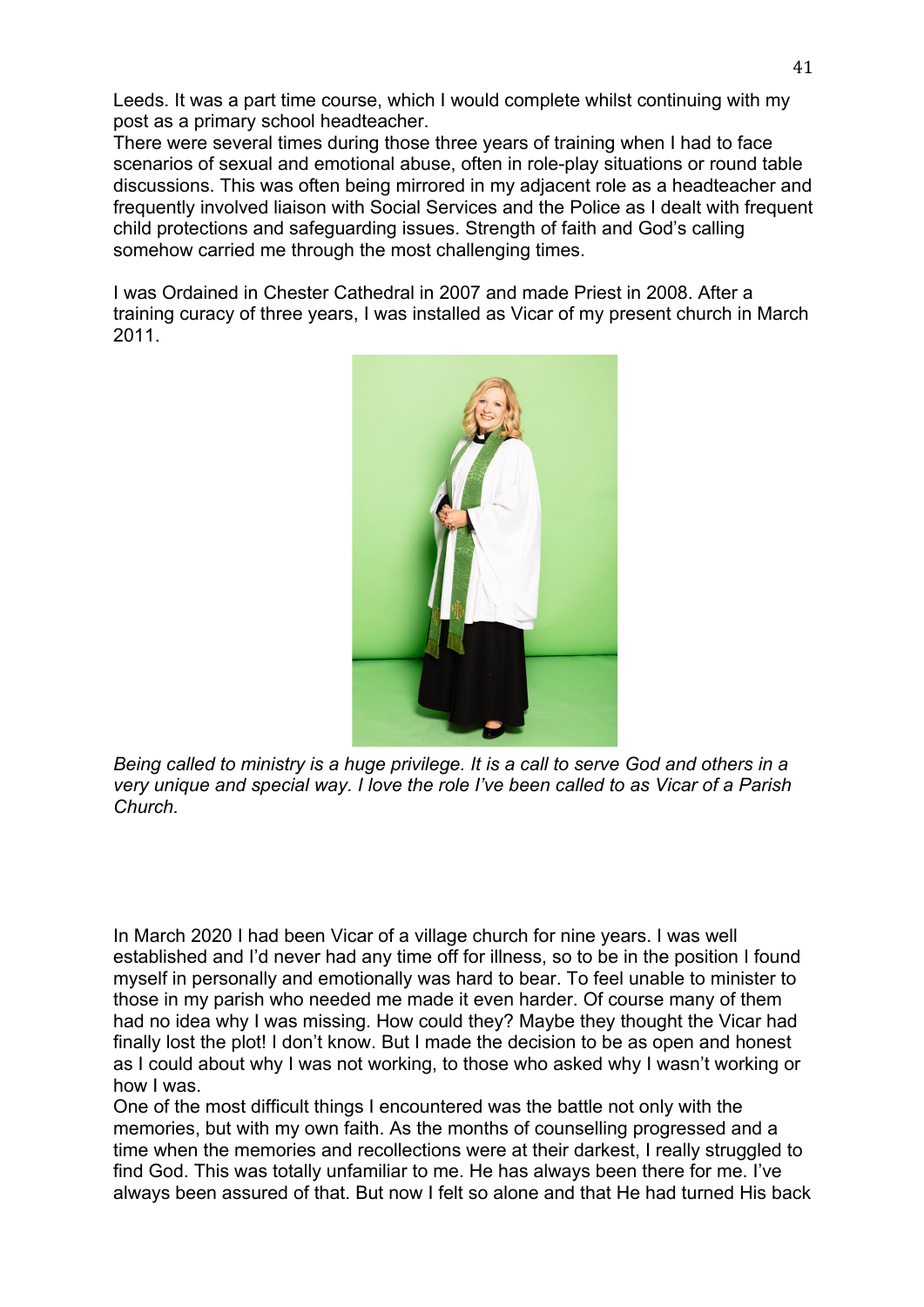Leeds. It was a part time course, which I would complete whilst continuing with my post as a primary school headteacher.
There were several times during those three years of training when I had to face scenarios of sexual and emotional abuse, often in role-play situations or round table discussions. This was often being mirrored in my adjacent role as a headteacher and frequently involved liaison with Social Services and the Police as I dealt with frequent child protections and safeguarding issues. Strength of faith and God's calling somehow carried me through the most challenging times.

I was Ordained in Chester Cathedral in 2007 and made Priest in 2008. After a training curacy of three years, I was installed as Vicar of my present church in March 2011.

*Being called to ministry is a huge privilege. It is a call to serve God and others in a very unique and special way. I love the role I've been called to as Vicar of a Parish Church.*

In March 2020 I had been Vicar of a village church for nine years. I was well established and I'd never had any time off for illness, so to be in the position I found myself in personally and emotionally was hard to bear. To feel unable to minister to those in my parish who needed me made it even harder. Of course many of them had no idea why I was missing. How could they? Maybe they thought the Vicar had finally lost the plot! I don't know. But I made the decision to be as open and honest as I could about why I was not working, to those who asked why I wasn't working or how I was.
One of the most difficult things I encountered was the battle not only with the memories, but with my own faith. As the months of counselling progressed and a time when the memories and recollections were at their darkest, I really struggled to find God. This was totally unfamiliar to me. He has always been there for me. I've always been assured of that. But now I felt so alone and that He had turned His back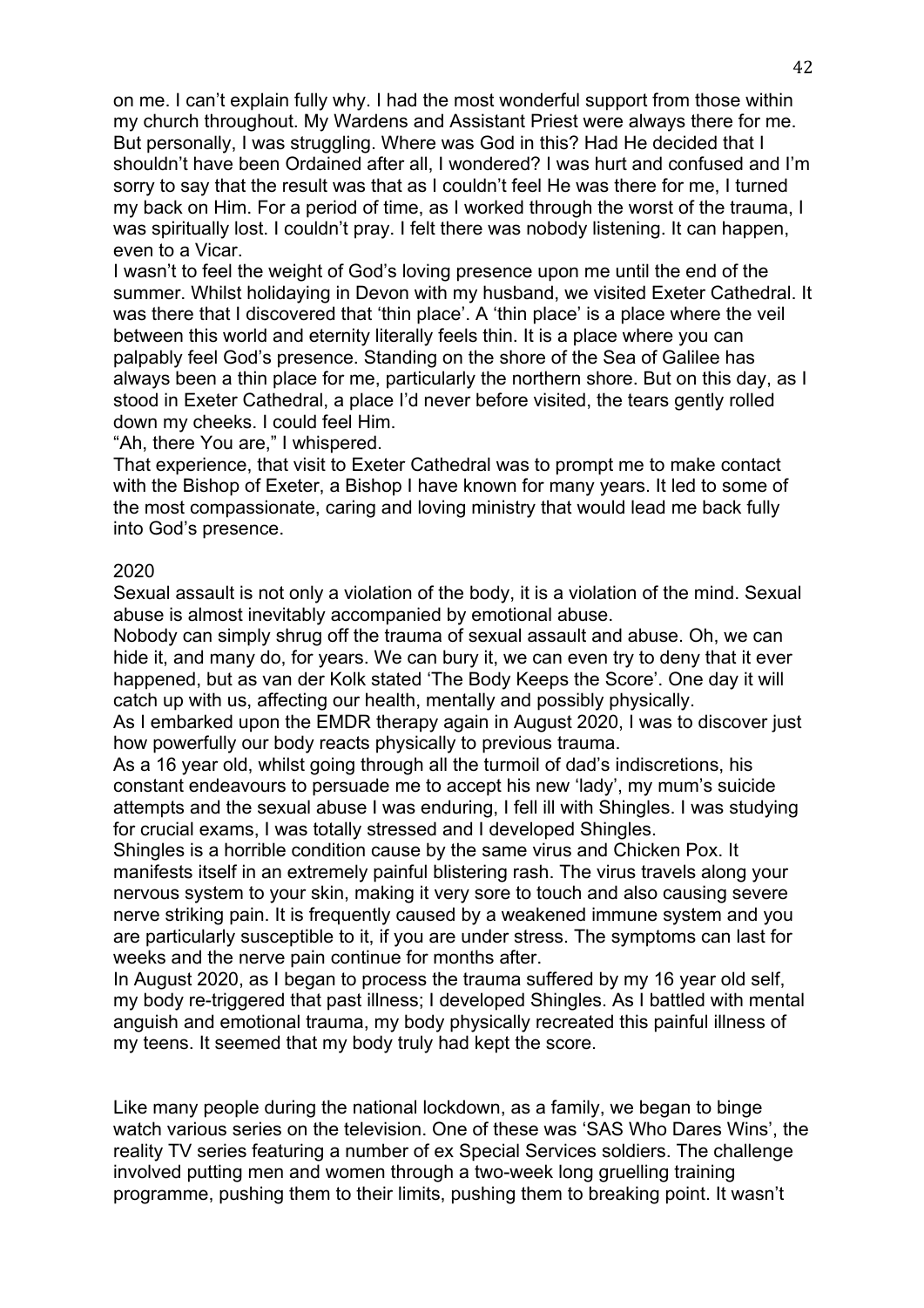on me. I can't explain fully why. I had the most wonderful support from those within my church throughout. My Wardens and Assistant Priest were always there for me. But personally, I was struggling. Where was God in this? Had He decided that I shouldn't have been Ordained after all, I wondered? I was hurt and confused and I'm sorry to say that the result was that as I couldn't feel He was there for me, I turned my back on Him. For a period of time, as I worked through the worst of the trauma, I was spiritually lost. I couldn't pray. I felt there was nobody listening. It can happen, even to a Vicar.

I wasn't to feel the weight of God's loving presence upon me until the end of the summer. Whilst holidaying in Devon with my husband, we visited Exeter Cathedral. It was there that I discovered that 'thin place'. A 'thin place' is a place where the veil between this world and eternity literally feels thin. It is a place where you can palpably feel God's presence. Standing on the shore of the Sea of Galilee has always been a thin place for me, particularly the northern shore. But on this day, as I stood in Exeter Cathedral, a place I'd never before visited, the tears gently rolled down my cheeks. I could feel Him.

"Ah, there You are," I whispered.

That experience, that visit to Exeter Cathedral was to prompt me to make contact with the Bishop of Exeter, a Bishop I have known for many years. It led to some of the most compassionate, caring and loving ministry that would lead me back fully into God's presence.

2020

Sexual assault is not only a violation of the body, it is a violation of the mind. Sexual abuse is almost inevitably accompanied by emotional abuse.

Nobody can simply shrug off the trauma of sexual assault and abuse. Oh, we can hide it, and many do, for years. We can bury it, we can even try to deny that it ever happened, but as van der Kolk stated 'The Body Keeps the Score'. One day it will catch up with us, affecting our health, mentally and possibly physically.

As I embarked upon the EMDR therapy again in August 2020, I was to discover just how powerfully our body reacts physically to previous trauma.

As a 16 year old, whilst going through all the turmoil of dad's indiscretions, his constant endeavours to persuade me to accept his new 'lady', my mum's suicide attempts and the sexual abuse I was enduring, I fell ill with Shingles. I was studying for crucial exams, I was totally stressed and I developed Shingles.

Shingles is a horrible condition cause by the same virus and Chicken Pox. It manifests itself in an extremely painful blistering rash. The virus travels along your nervous system to your skin, making it very sore to touch and also causing severe nerve striking pain. It is frequently caused by a weakened immune system and you are particularly susceptible to it, if you are under stress. The symptoms can last for weeks and the nerve pain continue for months after.

In August 2020, as I began to process the trauma suffered by my 16 year old self, my body re-triggered that past illness; I developed Shingles. As I battled with mental anguish and emotional trauma, my body physically recreated this painful illness of my teens. It seemed that my body truly had kept the score.

Like many people during the national lockdown, as a family, we began to binge watch various series on the television. One of these was 'SAS Who Dares Wins', the reality TV series featuring a number of ex Special Services soldiers. The challenge involved putting men and women through a two-week long gruelling training programme, pushing them to their limits, pushing them to breaking point. It wasn't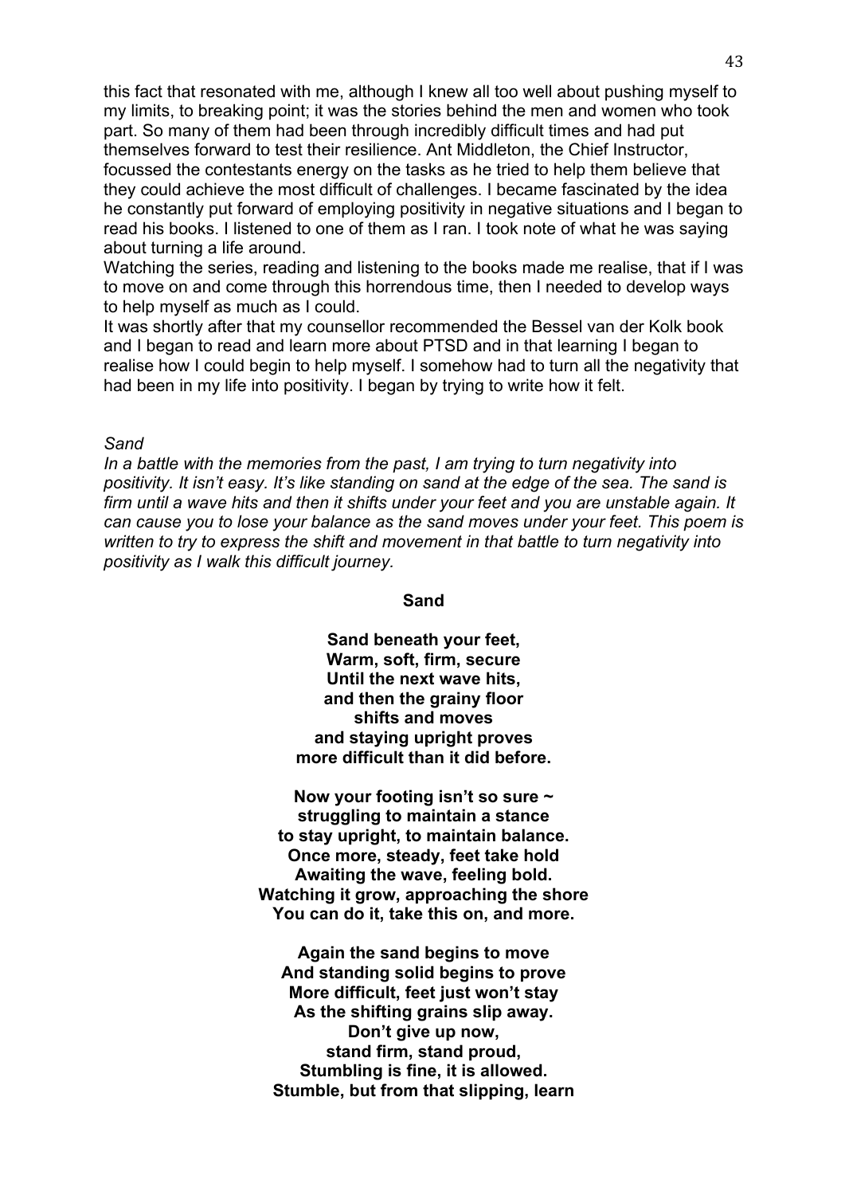this fact that resonated with me, although I knew all too well about pushing myself to my limits, to breaking point; it was the stories behind the men and women who took part. So many of them had been through incredibly difficult times and had put themselves forward to test their resilience. Ant Middleton, the Chief Instructor, focussed the contestants energy on the tasks as he tried to help them believe that they could achieve the most difficult of challenges. I became fascinated by the idea he constantly put forward of employing positivity in negative situations and I began to read his books. I listened to one of them as I ran. I took note of what he was saying about turning a life around.

Watching the series, reading and listening to the books made me realise, that if I was to move on and come through this horrendous time, then I needed to develop ways to help myself as much as I could.

It was shortly after that my counsellor recommended the Bessel van der Kolk book and I began to read and learn more about PTSD and in that learning I began to realise how I could begin to help myself. I somehow had to turn all the negativity that had been in my life into positivity. I began by trying to write how it felt.

*Sand*

*In a battle with the memories from the past, I am trying to turn negativity into positivity. It isn't easy. It's like standing on sand at the edge of the sea. The sand is firm until a wave hits and then it shifts under your feet and you are unstable again. It can cause you to lose your balance as the sand moves under your feet. This poem is written to try to express the shift and movement in that battle to turn negativity into positivity as I walk this difficult journey.*

**Sand**

**Sand beneath your feet,**
**Warm, soft, firm, secure**
**Until the next wave hits,**
**and then the grainy floor**
**shifts and moves**
**and staying upright proves**
**more difficult than it did before.**

**Now your footing isn't so sure ~**
**struggling to maintain a stance**
**to stay upright, to maintain balance.**
**Once more, steady, feet take hold**
**Awaiting the wave, feeling bold.**
**Watching it grow, approaching the shore**
**You can do it, take this on, and more.**

**Again the sand begins to move**
**And standing solid begins to prove**
**More difficult, feet just won't stay**
**As the shifting grains slip away.**
**Don't give up now,**
**stand firm, stand proud,**
**Stumbling is fine, it is allowed.**
**Stumble, but from that slipping, learn**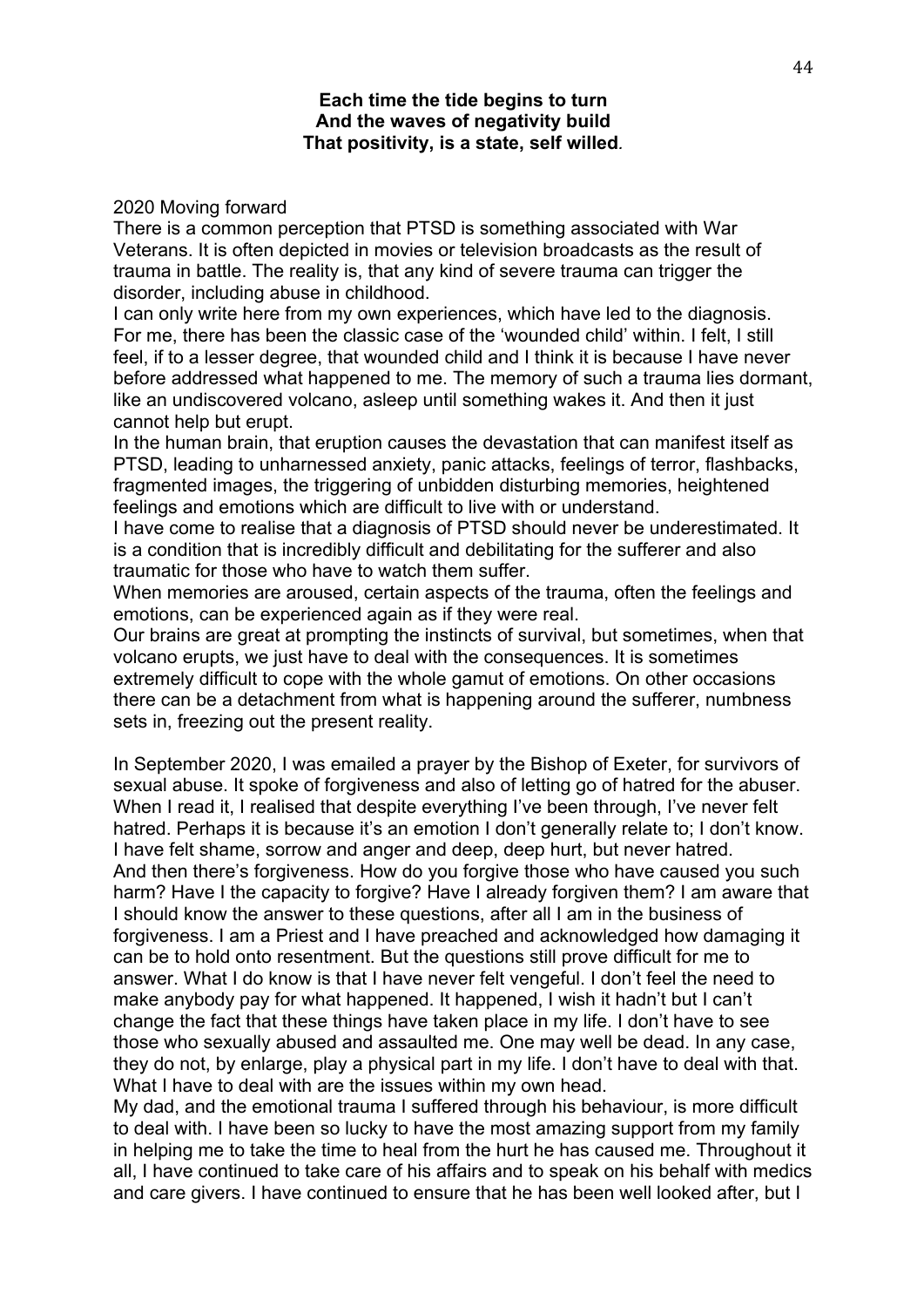**Each time the tide begins to turn**
**And the waves of negativity build**
**That positivity, is a state, self willed**.

2020 Moving forward

There is a common perception that PTSD is something associated with War Veterans. It is often depicted in movies or television broadcasts as the result of trauma in battle. The reality is, that any kind of severe trauma can trigger the disorder, including abuse in childhood.

I can only write here from my own experiences, which have led to the diagnosis. For me, there has been the classic case of the 'wounded child' within. I felt, I still feel, if to a lesser degree, that wounded child and I think it is because I have never before addressed what happened to me. The memory of such a trauma lies dormant, like an undiscovered volcano, asleep until something wakes it. And then it just cannot help but erupt.

In the human brain, that eruption causes the devastation that can manifest itself as PTSD, leading to unharnessed anxiety, panic attacks, feelings of terror, flashbacks, fragmented images, the triggering of unbidden disturbing memories, heightened feelings and emotions which are difficult to live with or understand.

I have come to realise that a diagnosis of PTSD should never be underestimated. It is a condition that is incredibly difficult and debilitating for the sufferer and also traumatic for those who have to watch them suffer.

When memories are aroused, certain aspects of the trauma, often the feelings and emotions, can be experienced again as if they were real.

Our brains are great at prompting the instincts of survival, but sometimes, when that volcano erupts, we just have to deal with the consequences. It is sometimes extremely difficult to cope with the whole gamut of emotions. On other occasions there can be a detachment from what is happening around the sufferer, numbness sets in, freezing out the present reality.

In September 2020, I was emailed a prayer by the Bishop of Exeter, for survivors of sexual abuse. It spoke of forgiveness and also of letting go of hatred for the abuser. When I read it, I realised that despite everything I've been through, I've never felt hatred. Perhaps it is because it's an emotion I don't generally relate to; I don't know. I have felt shame, sorrow and anger and deep, deep hurt, but never hatred.

And then there's forgiveness. How do you forgive those who have caused you such harm? Have I the capacity to forgive? Have I already forgiven them? I am aware that I should know the answer to these questions, after all I am in the business of forgiveness. I am a Priest and I have preached and acknowledged how damaging it can be to hold onto resentment. But the questions still prove difficult for me to answer. What I do know is that I have never felt vengeful. I don't feel the need to make anybody pay for what happened. It happened, I wish it hadn't but I can't change the fact that these things have taken place in my life. I don't have to see those who sexually abused and assaulted me. One may well be dead. In any case, they do not, by enlarge, play a physical part in my life. I don't have to deal with that. What I have to deal with are the issues within my own head.

My dad, and the emotional trauma I suffered through his behaviour, is more difficult to deal with. I have been so lucky to have the most amazing support from my family in helping me to take the time to heal from the hurt he has caused me. Throughout it all, I have continued to take care of his affairs and to speak on his behalf with medics and care givers. I have continued to ensure that he has been well looked after, but I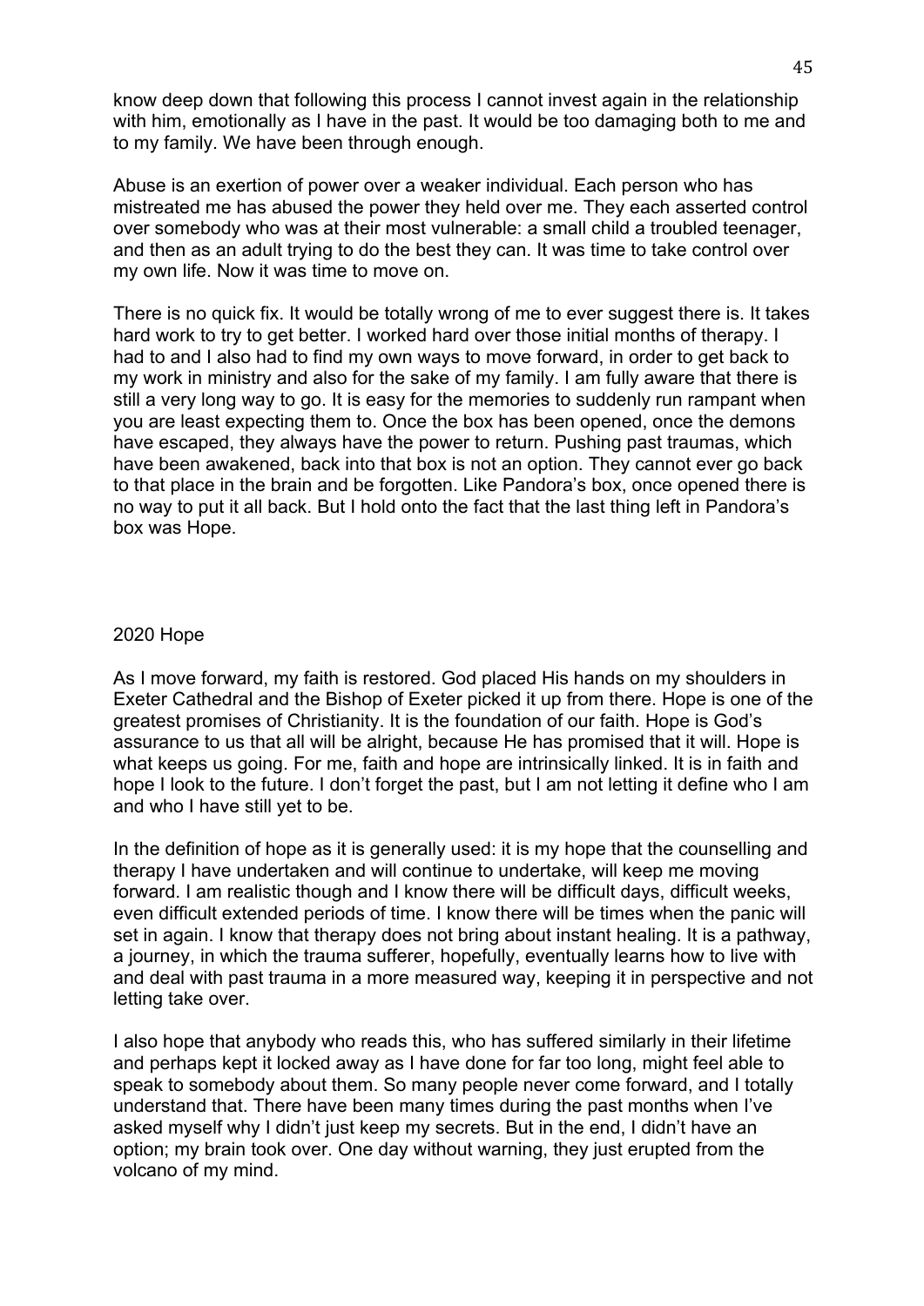know deep down that following this process I cannot invest again in the relationship with him, emotionally as I have in the past. It would be too damaging both to me and to my family. We have been through enough.

Abuse is an exertion of power over a weaker individual. Each person who has mistreated me has abused the power they held over me. They each asserted control over somebody who was at their most vulnerable: a small child a troubled teenager, and then as an adult trying to do the best they can. It was time to take control over my own life. Now it was time to move on.

There is no quick fix. It would be totally wrong of me to ever suggest there is. It takes hard work to try to get better. I worked hard over those initial months of therapy. I had to and I also had to find my own ways to move forward, in order to get back to my work in ministry and also for the sake of my family. I am fully aware that there is still a very long way to go. It is easy for the memories to suddenly run rampant when you are least expecting them to. Once the box has been opened, once the demons have escaped, they always have the power to return. Pushing past traumas, which have been awakened, back into that box is not an option. They cannot ever go back to that place in the brain and be forgotten. Like Pandora's box, once opened there is no way to put it all back. But I hold onto the fact that the last thing left in Pandora's box was Hope.

## 2020 Hope

As I move forward, my faith is restored. God placed His hands on my shoulders in Exeter Cathedral and the Bishop of Exeter picked it up from there. Hope is one of the greatest promises of Christianity. It is the foundation of our faith. Hope is God's assurance to us that all will be alright, because He has promised that it will. Hope is what keeps us going. For me, faith and hope are intrinsically linked. It is in faith and hope I look to the future. I don't forget the past, but I am not letting it define who I am and who I have still yet to be.

In the definition of hope as it is generally used: it is my hope that the counselling and therapy I have undertaken and will continue to undertake, will keep me moving forward. I am realistic though and I know there will be difficult days, difficult weeks, even difficult extended periods of time. I know there will be times when the panic will set in again. I know that therapy does not bring about instant healing. It is a pathway, a journey, in which the trauma sufferer, hopefully, eventually learns how to live with and deal with past trauma in a more measured way, keeping it in perspective and not letting take over.

I also hope that anybody who reads this, who has suffered similarly in their lifetime and perhaps kept it locked away as I have done for far too long, might feel able to speak to somebody about them. So many people never come forward, and I totally understand that. There have been many times during the past months when I've asked myself why I didn't just keep my secrets. But in the end, I didn't have an option; my brain took over. One day without warning, they just erupted from the volcano of my mind.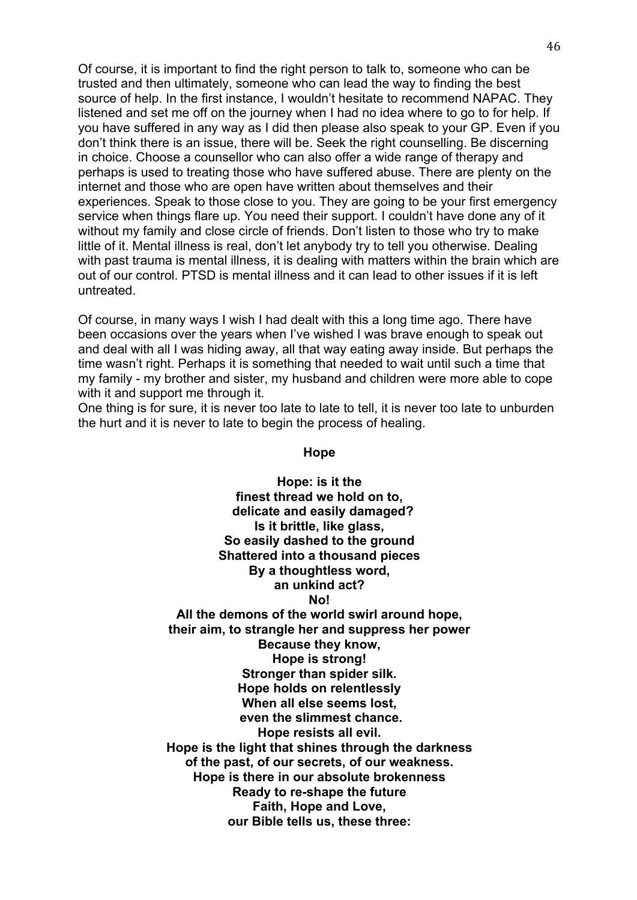Of course, it is important to find the right person to talk to, someone who can be trusted and then ultimately, someone who can lead the way to finding the best source of help. In the first instance, I wouldn't hesitate to recommend NAPAC. They listened and set me off on the journey when I had no idea where to go to for help. If you have suffered in any way as I did then please also speak to your GP. Even if you don't think there is an issue, there will be. Seek the right counselling. Be discerning in choice. Choose a counsellor who can also offer a wide range of therapy and perhaps is used to treating those who have suffered abuse. There are plenty on the internet and those who are open have written about themselves and their experiences. Speak to those close to you. They are going to be your first emergency service when things flare up. You need their support. I couldn't have done any of it without my family and close circle of friends. Don't listen to those who try to make little of it. Mental illness is real, don't let anybody try to tell you otherwise. Dealing with past trauma is mental illness, it is dealing with matters within the brain which are out of our control. PTSD is mental illness and it can lead to other issues if it is left untreated.

Of course, in many ways I wish I had dealt with this a long time ago. There have been occasions over the years when I've wished I was brave enough to speak out and deal with all I was hiding away, all that way eating away inside. But perhaps the time wasn't right. Perhaps it is something that needed to wait until such a time that my family - my brother and sister, my husband and children were more able to cope with it and support me through it.
One thing is for sure, it is never too late to late to tell, it is never too late to unburden the hurt and it is never to late to begin the process of healing.

**Hope**

**Hope: is it the**
**finest thread we hold on to,**
**delicate and easily damaged?**
**Is it brittle, like glass,**
**So easily dashed to the ground**
**Shattered into a thousand pieces**
**By a thoughtless word,**
**an unkind act?**
**No!**
**All the demons of the world swirl around hope,**
**their aim, to strangle her and suppress her power**
**Because they know,**
**Hope is strong!**
**Stronger than spider silk.**
**Hope holds on relentlessly**
**When all else seems lost,**
**even the slimmest chance.**
**Hope resists all evil.**
**Hope is the light that shines through the darkness**
**of the past, of our secrets, of our weakness.**
**Hope is there in our absolute brokenness**
**Ready to re-shape the future**
**Faith, Hope and Love,**
**our Bible tells us, these three:**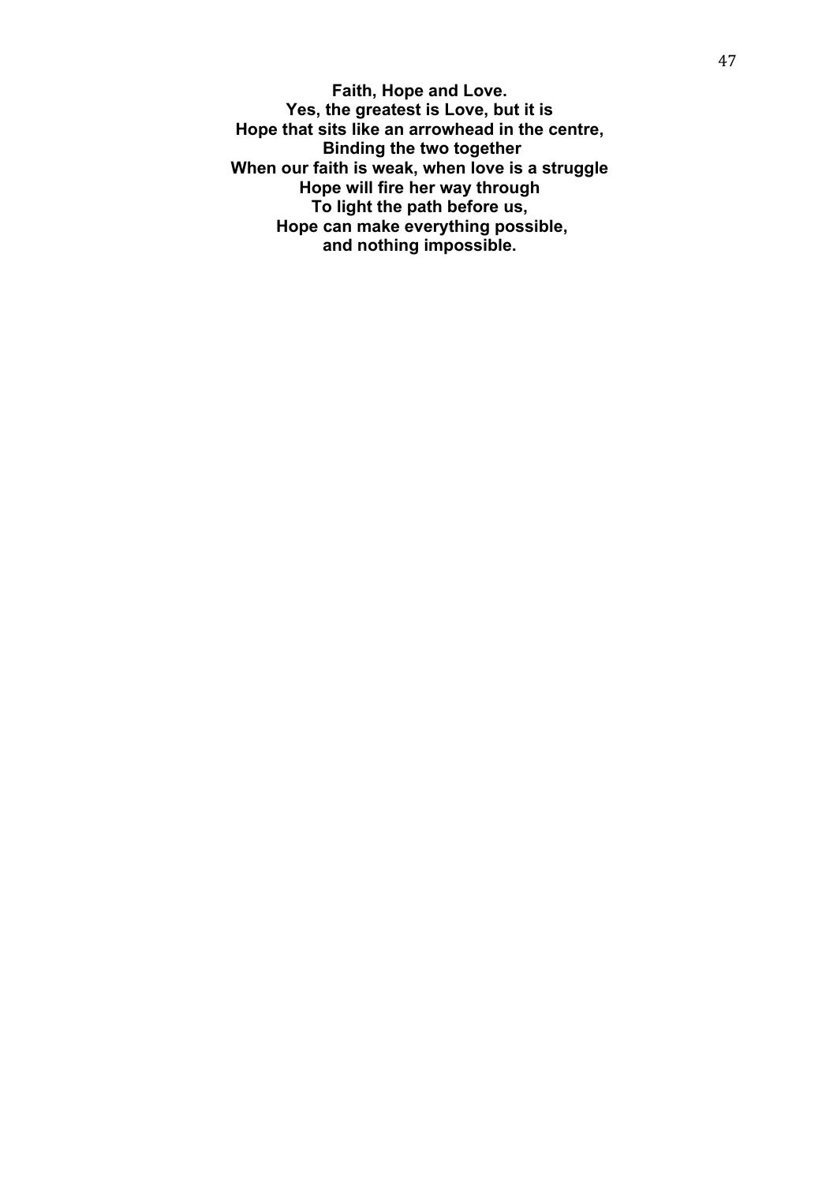**Faith, Hope and Love.**
**Yes, the greatest is Love, but it is**
**Hope that sits like an arrowhead in the centre,**
**Binding the two together**
**When our faith is weak, when love is a struggle**
**Hope will fire her way through**
**To light the path before us,**
**Hope can make everything possible,**
**and nothing impossible.**